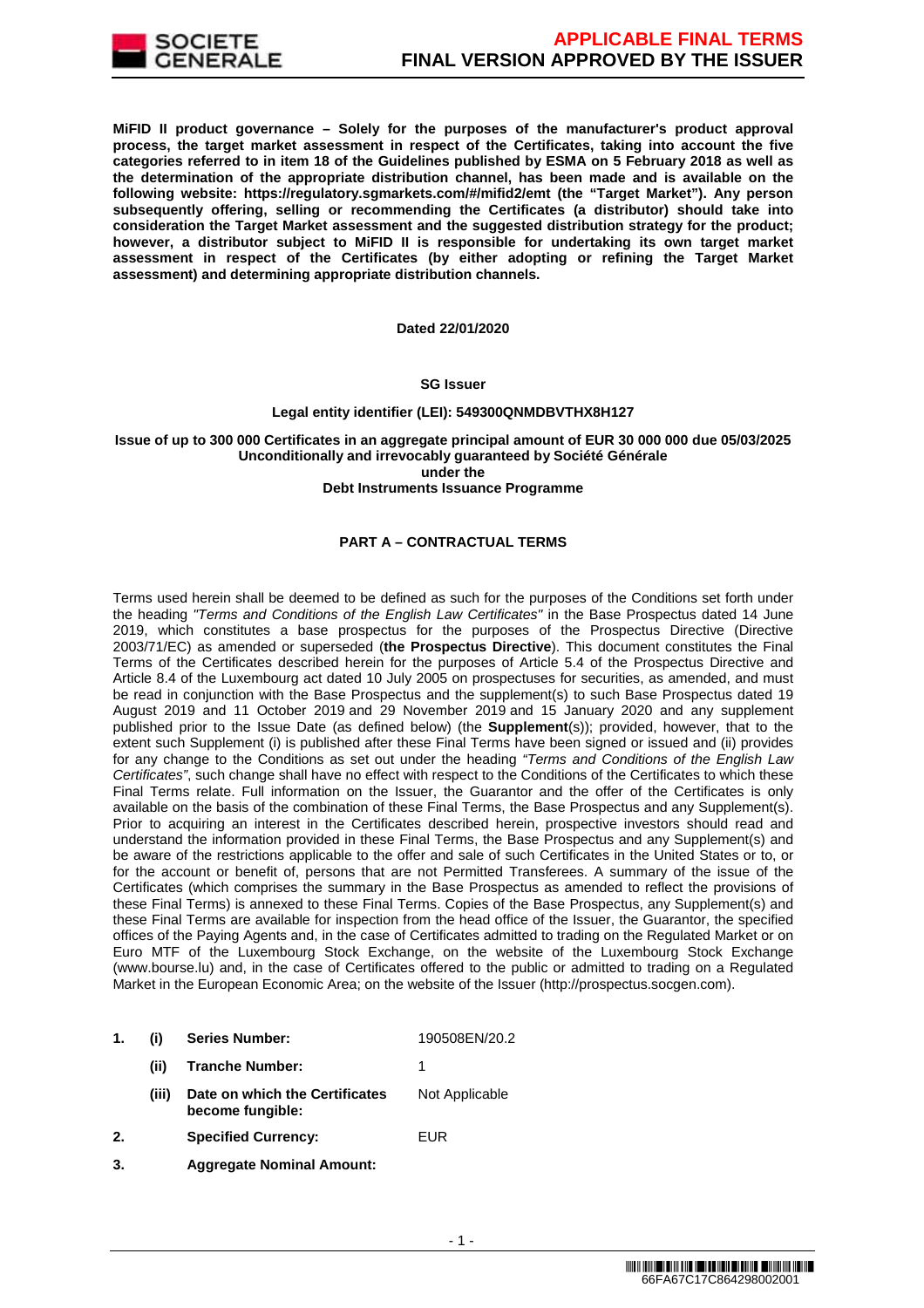**MiFID II product governance – Solely for the purposes of the manufacturer's product approval process, the target market assessment in respect of the Certificates, taking into account the five categories referred to in item 18 of the Guidelines published by ESMA on 5 February 2018 as well as the determination of the appropriate distribution channel, has been made and is available on the following website: https://regulatory.sgmarkets.com/#/mifid2/emt (the "Target Market"). Any person subsequently offering, selling or recommending the Certificates (a distributor) should take into consideration the Target Market assessment and the suggested distribution strategy for the product; however, a distributor subject to MiFID II is responsible for undertaking its own target market assessment in respect of the Certificates (by either adopting or refining the Target Market assessment) and determining appropriate distribution channels.**

**Dated 22/01/2020**

**SG Issuer**

**Legal entity identifier (LEI): 549300QNMDBVTHX8H127**

**Issue of up to 300 000 Certificates in an aggregate principal amount of EUR 30 000 000 due 05/03/2025**
**Unconditionally and irrevocably guaranteed by Société Générale**
**under the**
**Debt Instruments Issuance Programme**

## PART A – CONTRACTUAL TERMS

Terms used herein shall be deemed to be defined as such for the purposes of the Conditions set forth under the heading *"Terms and Conditions of the English Law Certificates"* in the Base Prospectus dated 14 June 2019, which constitutes a base prospectus for the purposes of the Prospectus Directive (Directive 2003/71/EC) as amended or superseded (**the Prospectus Directive**). This document constitutes the Final Terms of the Certificates described herein for the purposes of Article 5.4 of the Prospectus Directive and Article 8.4 of the Luxembourg act dated 10 July 2005 on prospectuses for securities, as amended, and must be read in conjunction with the Base Prospectus and the supplement(s) to such Base Prospectus dated 19 August 2019 and 11 October 2019 and 29 November 2019 and 15 January 2020 and any supplement published prior to the Issue Date (as defined below) (the **Supplement**(s)); provided, however, that to the extent such Supplement (i) is published after these Final Terms have been signed or issued and (ii) provides for any change to the Conditions as set out under the heading *"Terms and Conditions of the English Law Certificates"*, such change shall have no effect with respect to the Conditions of the Certificates to which these Final Terms relate. Full information on the Issuer, the Guarantor and the offer of the Certificates is only available on the basis of the combination of these Final Terms, the Base Prospectus and any Supplement(s). Prior to acquiring an interest in the Certificates described herein, prospective investors should read and understand the information provided in these Final Terms, the Base Prospectus and any Supplement(s) and be aware of the restrictions applicable to the offer and sale of such Certificates in the United States or to, or for the account or benefit of, persons that are not Permitted Transferees. A summary of the issue of the Certificates (which comprises the summary in the Base Prospectus as amended to reflect the provisions of these Final Terms) is annexed to these Final Terms. Copies of the Base Prospectus, any Supplement(s) and these Final Terms are available for inspection from the head office of the Issuer, the Guarantor, the specified offices of the Paying Agents and, in the case of Certificates admitted to trading on the Regulated Market or on Euro MTF of the Luxembourg Stock Exchange, on the website of the Luxembourg Stock Exchange (www.bourse.lu) and, in the case of Certificates offered to the public or admitted to trading on a Regulated Market in the European Economic Area; on the website of the Issuer (http://prospectus.socgen.com).

| | | | |
|---|---|---|---|
| **1.** | **(i)** | **Series Number:** | 190508EN/20.2 |
| | **(ii)** | **Tranche Number:** | 1 |
| | **(iii)** | **Date on which the Certificates become fungible:** | Not Applicable |
| **2.** | | **Specified Currency:** | EUR |
| **3.** | | **Aggregate Nominal Amount:** | |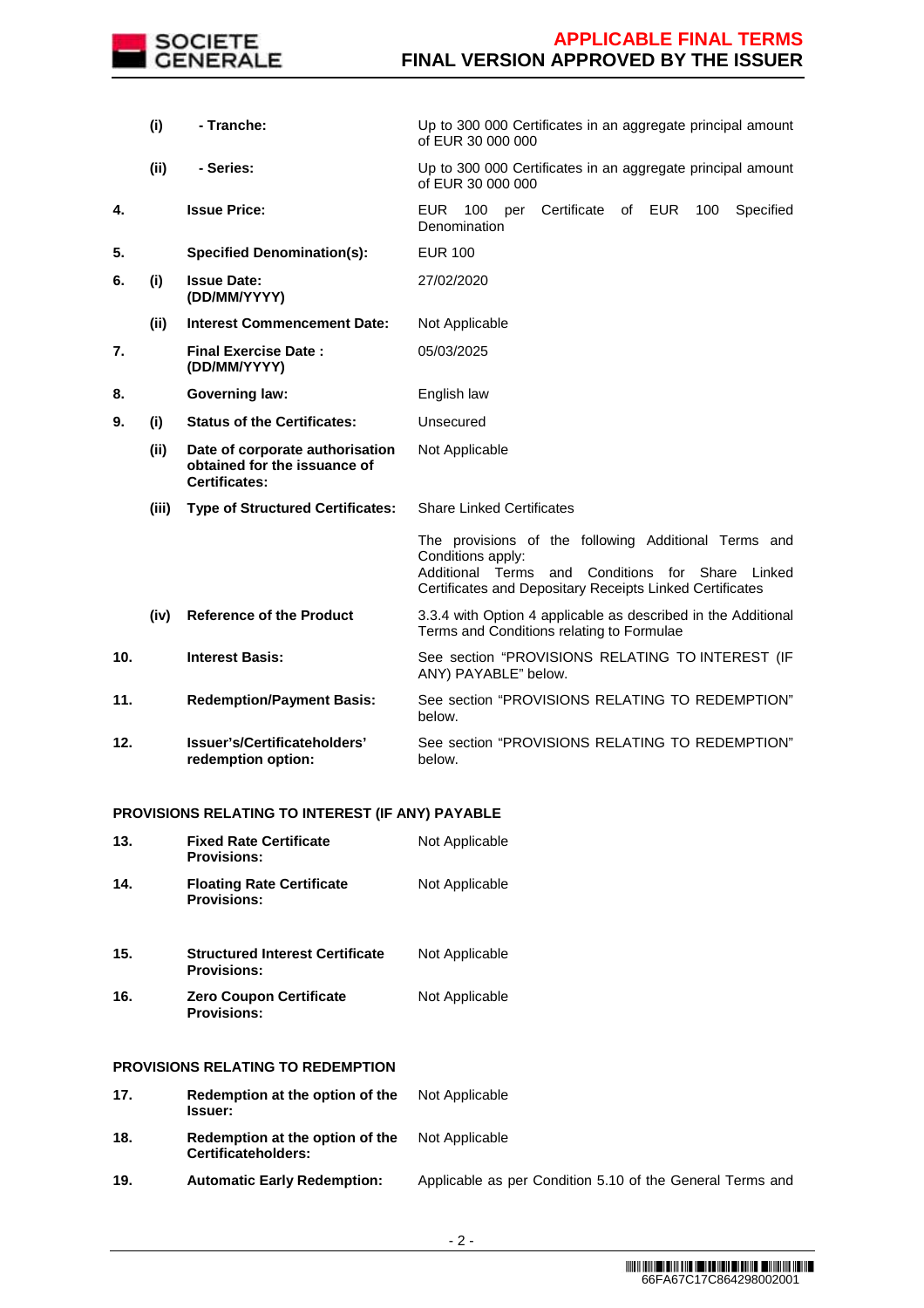| | | | |
|---|---|---|---|
| | (i) | - Tranche: | Up to 300 000 Certificates in an aggregate principal amount of EUR 30 000 000 |
| | (ii) | - Series: | Up to 300 000 Certificates in an aggregate principal amount of EUR 30 000 000 |
| 4. | | Issue Price: | EUR 100 per Certificate of EUR 100 Specified Denomination |
| 5. | | Specified Denomination(s): | EUR 100 |
| 6. | (i) | Issue Date: (DD/MM/YYYY) | 27/02/2020 |
| | (ii) | Interest Commencement Date: | Not Applicable |
| 7. | | Final Exercise Date : (DD/MM/YYYY) | 05/03/2025 |
| 8. | | Governing law: | English law |
| 9. | (i) | Status of the Certificates: | Unsecured |
| | (ii) | Date of corporate authorisation obtained for the issuance of Certificates: | Not Applicable |
| | (iii) | Type of Structured Certificates: | Share Linked Certificates |
| | | | The provisions of the following Additional Terms and Conditions apply: Additional Terms and Conditions for Share Linked Certificates and Depositary Receipts Linked Certificates |
| | (iv) | Reference of the Product | 3.3.4 with Option 4 applicable as described in the Additional Terms and Conditions relating to Formulae |
| 10. | | Interest Basis: | See section "PROVISIONS RELATING TO INTEREST (IF ANY) PAYABLE" below. |
| 11. | | Redemption/Payment Basis: | See section "PROVISIONS RELATING TO REDEMPTION" below. |
| 12. | | Issuer's/Certificateholders' redemption option: | See section "PROVISIONS RELATING TO REDEMPTION" below. |

**PROVISIONS RELATING TO INTEREST (IF ANY) PAYABLE**

| | | |
|---|---|---|
| 13. | Fixed Rate Certificate Provisions: | Not Applicable |
| 14. | Floating Rate Certificate Provisions: | Not Applicable |
| 15. | Structured Interest Certificate Provisions: | Not Applicable |
| 16. | Zero Coupon Certificate Provisions: | Not Applicable |

**PROVISIONS RELATING TO REDEMPTION**

| | | |
|---|---|---|
| 17. | Redemption at the option of the Issuer: | Not Applicable |
| 18. | Redemption at the option of the Certificateholders: | Not Applicable |
| 19. | Automatic Early Redemption: | Applicable as per Condition 5.10 of the General Terms and |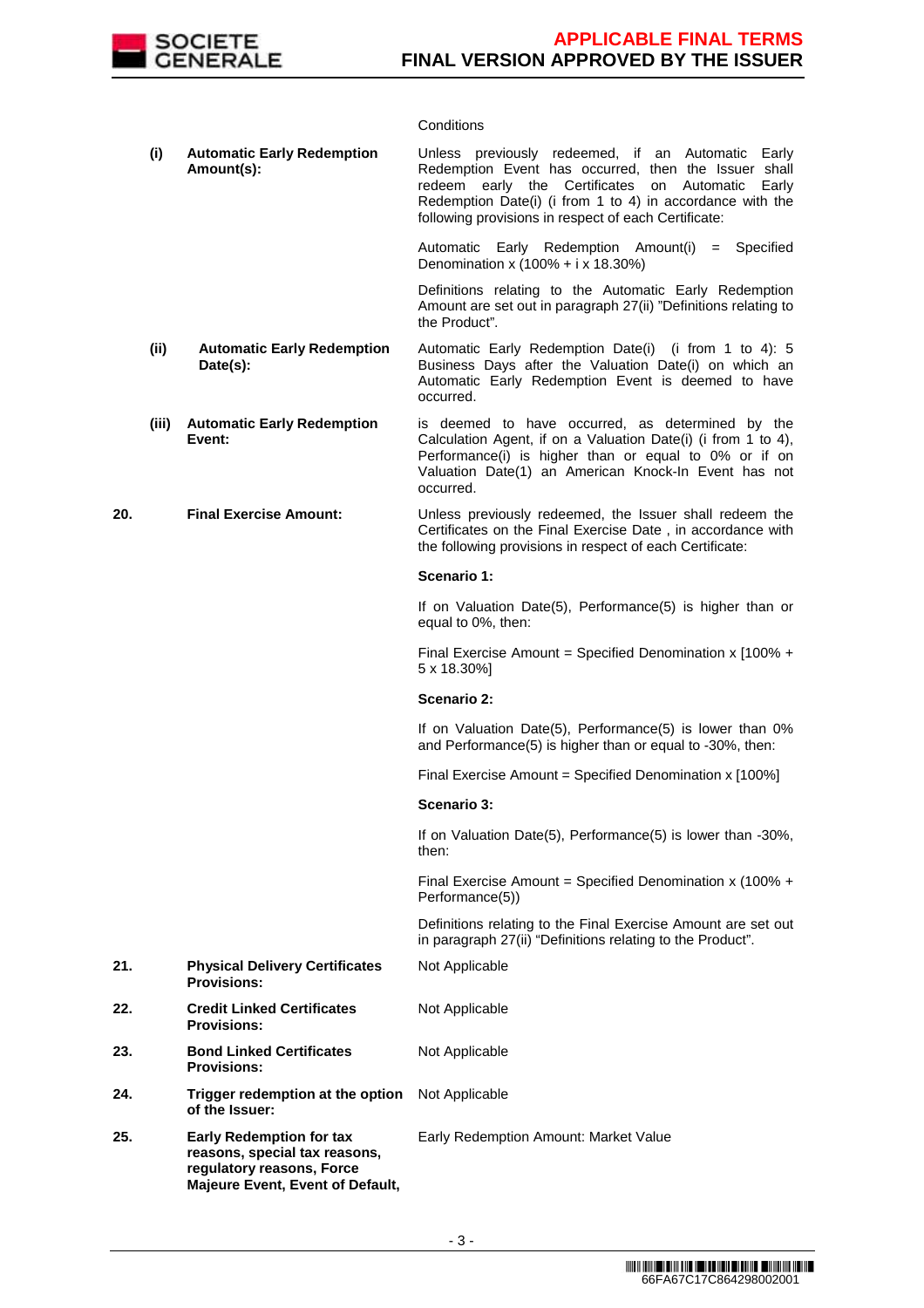| | | | |
|---|---|---|---|
| | | | Conditions |
| | (i) | **Automatic Early Redemption Amount(s):** | Unless previously redeemed, if an Automatic Early Redemption Event has occurred, then the Issuer shall redeem early the Certificates on Automatic Early Redemption Date(i) (i from 1 to 4) in accordance with the following provisions in respect of each Certificate:<br><br>Automatic Early Redemption Amount(i) = Specified Denomination x (100% + i x 18.30%)<br><br>Definitions relating to the Automatic Early Redemption Amount are set out in paragraph 27(ii) "Definitions relating to the Product". |
| | (ii) | **Automatic Early Redemption Date(s):** | Automatic Early Redemption Date(i) (i from 1 to 4): 5 Business Days after the Valuation Date(i) on which an Automatic Early Redemption Event is deemed to have occurred. |
| | (iii) | **Automatic Early Redemption Event:** | is deemed to have occurred, as determined by the Calculation Agent, if on a Valuation Date(i) (i from 1 to 4), Performance(i) is higher than or equal to 0% or if on Valuation Date(1) an American Knock-In Event has not occurred. |
| **20.** | | **Final Exercise Amount:** | Unless previously redeemed, the Issuer shall redeem the Certificates on the Final Exercise Date , in accordance with the following provisions in respect of each Certificate:<br><br>**Scenario 1:**<br><br>If on Valuation Date(5), Performance(5) is higher than or equal to 0%, then:<br><br>Final Exercise Amount = Specified Denomination x [100% + 5 x 18.30%]<br><br>**Scenario 2:**<br><br>If on Valuation Date(5), Performance(5) is lower than 0% and Performance(5) is higher than or equal to -30%, then:<br><br>Final Exercise Amount = Specified Denomination x [100%]<br><br>**Scenario 3:**<br><br>If on Valuation Date(5), Performance(5) is lower than -30%, then:<br><br>Final Exercise Amount = Specified Denomination x (100% + Performance(5))<br><br>Definitions relating to the Final Exercise Amount are set out in paragraph 27(ii) "Definitions relating to the Product". |
| **21.** | | **Physical Delivery Certificates Provisions:** | Not Applicable |
| **22.** | | **Credit Linked Certificates Provisions:** | Not Applicable |
| **23.** | | **Bond Linked Certificates Provisions:** | Not Applicable |
| **24.** | | **Trigger redemption at the option of the Issuer:** | Not Applicable |
| **25.** | | **Early Redemption for tax reasons, special tax reasons, regulatory reasons, Force Majeure Event, Event of Default,** | Early Redemption Amount: Market Value |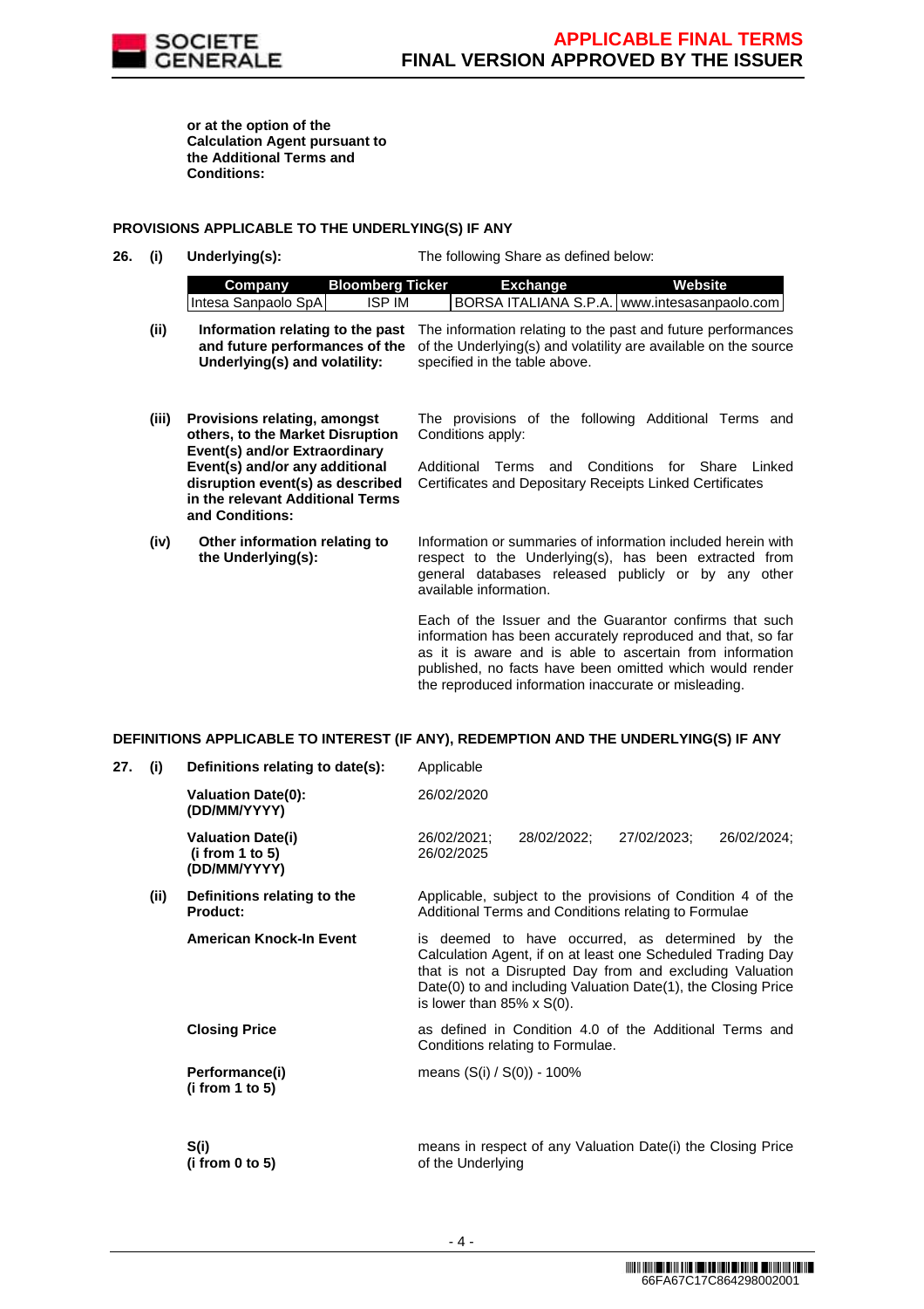**or at the option of the Calculation Agent pursuant to the Additional Terms and Conditions:**

**PROVISIONS APPLICABLE TO THE UNDERLYING(S) IF ANY**

**26. (i) Underlying(s):** The following Share as defined below:

| Company | Bloomberg Ticker | Exchange | Website |
|---|---|---|---|
| Intesa Sanpaolo SpA | ISP IM | BORSA ITALIANA S.P.A. | www.intesasanpaolo.com |

**(ii) Information relating to the past and future performances of the Underlying(s) and volatility:** The information relating to the past and future performances of the Underlying(s) and volatility are available on the source specified in the table above.

**(iii) Provisions relating, amongst others, to the Market Disruption Event(s) and/or Extraordinary Event(s) and/or any additional disruption event(s) as described in the relevant Additional Terms and Conditions:** The provisions of the following Additional Terms and Conditions apply:

Additional Terms and Conditions for Share Linked Certificates and Depositary Receipts Linked Certificates

**(iv) Other information relating to the Underlying(s):** Information or summaries of information included herein with respect to the Underlying(s), has been extracted from general databases released publicly or by any other available information.

Each of the Issuer and the Guarantor confirms that such information has been accurately reproduced and that, so far as it is aware and is able to ascertain from information published, no facts have been omitted which would render the reproduced information inaccurate or misleading.

**DEFINITIONS APPLICABLE TO INTEREST (IF ANY), REDEMPTION AND THE UNDERLYING(S) IF ANY**

**27. (i) Definitions relating to date(s):** Applicable

**Valuation Date(0): (DD/MM/YYYY)** 26/02/2020

**Valuation Date(i) (i from 1 to 5) (DD/MM/YYYY)** 26/02/2021; 28/02/2022; 27/02/2023; 26/02/2024; 26/02/2025

**(ii) Definitions relating to the Product:** Applicable, subject to the provisions of Condition 4 of the Additional Terms and Conditions relating to Formulae

**American Knock-In Event** is deemed to have occurred, as determined by the Calculation Agent, if on at least one Scheduled Trading Day that is not a Disrupted Day from and excluding Valuation Date(0) to and including Valuation Date(1), the Closing Price is lower than 85% x S(0).

**Closing Price** as defined in Condition 4.0 of the Additional Terms and Conditions relating to Formulae.

**Performance(i) (i from 1 to 5)** means (S(i) / S(0)) - 100%

**S(i) (i from 0 to 5)** means in respect of any Valuation Date(i) the Closing Price of the Underlying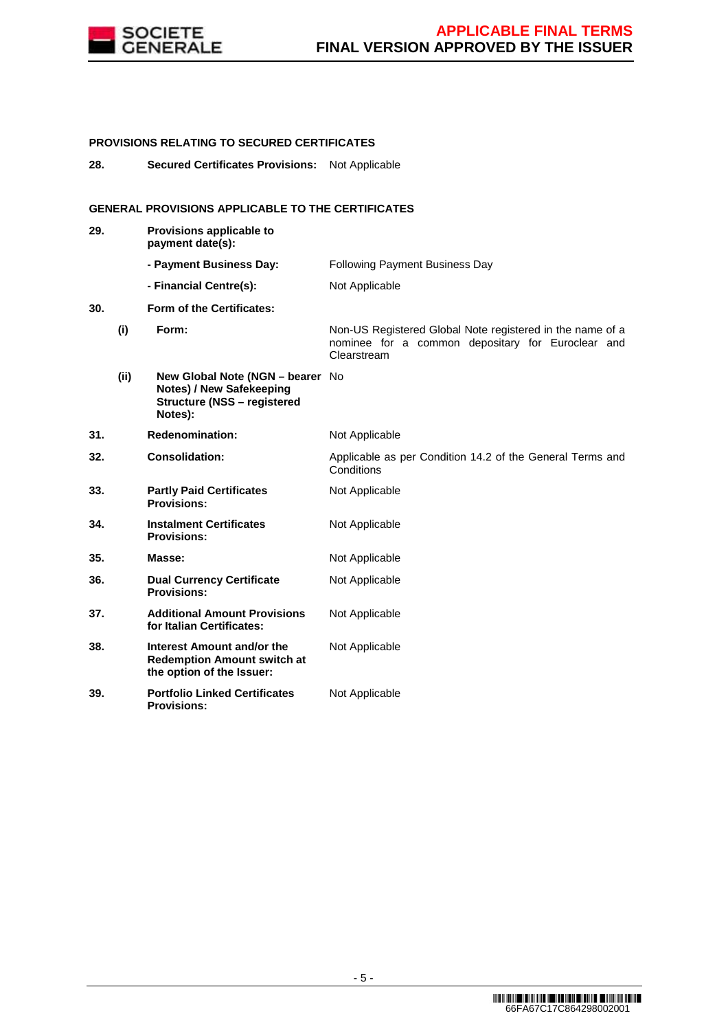**PROVISIONS RELATING TO SECURED CERTIFICATES**

| | | | |
|---|---|---|---|
| **28.** | | **Secured Certificates Provisions:** | Not Applicable |

**GENERAL PROVISIONS APPLICABLE TO THE CERTIFICATES**

| | | | |
|---|---|---|---|
| **29.** | | **Provisions applicable to payment date(s):** | |
| | | **- Payment Business Day:** | Following Payment Business Day |
| | | **- Financial Centre(s):** | Not Applicable |
| **30.** | | **Form of the Certificates:** | |
| | **(i)** | **Form:** | Non-US Registered Global Note registered in the name of a nominee for a common depositary for Euroclear and Clearstream |
| | **(ii)** | **New Global Note (NGN – bearer Notes) / New Safekeeping Structure (NSS – registered Notes):** | No |
| **31.** | | **Redenomination:** | Not Applicable |
| **32.** | | **Consolidation:** | Applicable as per Condition 14.2 of the General Terms and Conditions |
| **33.** | | **Partly Paid Certificates Provisions:** | Not Applicable |
| **34.** | | **Instalment Certificates Provisions:** | Not Applicable |
| **35.** | | **Masse:** | Not Applicable |
| **36.** | | **Dual Currency Certificate Provisions:** | Not Applicable |
| **37.** | | **Additional Amount Provisions for Italian Certificates:** | Not Applicable |
| **38.** | | **Interest Amount and/or the Redemption Amount switch at the option of the Issuer:** | Not Applicable |
| **39.** | | **Portfolio Linked Certificates Provisions:** | Not Applicable |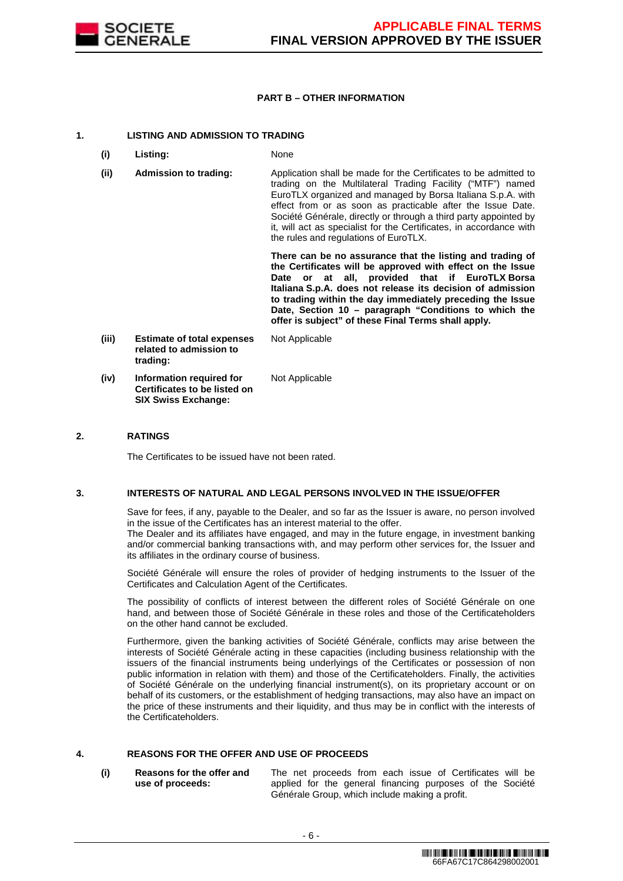## PART B – OTHER INFORMATION

### 1. LISTING AND ADMISSION TO TRADING

| | | |
|---|---|---|
| **(i)** | **Listing:** | None |
| **(ii)** | **Admission to trading:** | Application shall be made for the Certificates to be admitted to trading on the Multilateral Trading Facility ("MTF") named EuroTLX organized and managed by Borsa Italiana S.p.A. with effect from or as soon as practicable after the Issue Date. Société Générale, directly or through a third party appointed by it, will act as specialist for the Certificates, in accordance with the rules and regulations of EuroTLX.<br><br>**There can be no assurance that the listing and trading of the Certificates will be approved with effect on the Issue Date or at all, provided that if EuroTLX Borsa Italiana S.p.A. does not release its decision of admission to trading within the day immediately preceding the Issue Date, Section 10 – paragraph "Conditions to which the offer is subject" of these Final Terms shall apply.** |
| **(iii)** | **Estimate of total expenses related to admission to trading:** | Not Applicable |
| **(iv)** | **Information required for Certificates to be listed on SIX Swiss Exchange:** | Not Applicable |

### 2. RATINGS

The Certificates to be issued have not been rated.

### 3. INTERESTS OF NATURAL AND LEGAL PERSONS INVOLVED IN THE ISSUE/OFFER

Save for fees, if any, payable to the Dealer, and so far as the Issuer is aware, no person involved in the issue of the Certificates has an interest material to the offer.
The Dealer and its affiliates have engaged, and may in the future engage, in investment banking and/or commercial banking transactions with, and may perform other services for, the Issuer and its affiliates in the ordinary course of business.

Société Générale will ensure the roles of provider of hedging instruments to the Issuer of the Certificates and Calculation Agent of the Certificates.

The possibility of conflicts of interest between the different roles of Société Générale on one hand, and between those of Société Générale in these roles and those of the Certificateholders on the other hand cannot be excluded.

Furthermore, given the banking activities of Société Générale, conflicts may arise between the interests of Société Générale acting in these capacities (including business relationship with the issuers of the financial instruments being underlyings of the Certificates or possession of non public information in relation with them) and those of the Certificateholders. Finally, the activities of Société Générale on the underlying financial instrument(s), on its proprietary account or on behalf of its customers, or the establishment of hedging transactions, may also have an impact on the price of these instruments and their liquidity, and thus may be in conflict with the interests of the Certificateholders.

### 4. REASONS FOR THE OFFER AND USE OF PROCEEDS

| | | |
|---|---|---|
| **(i)** | **Reasons for the offer and use of proceeds:** | The net proceeds from each issue of Certificates will be applied for the general financing purposes of the Société Générale Group, which include making a profit. |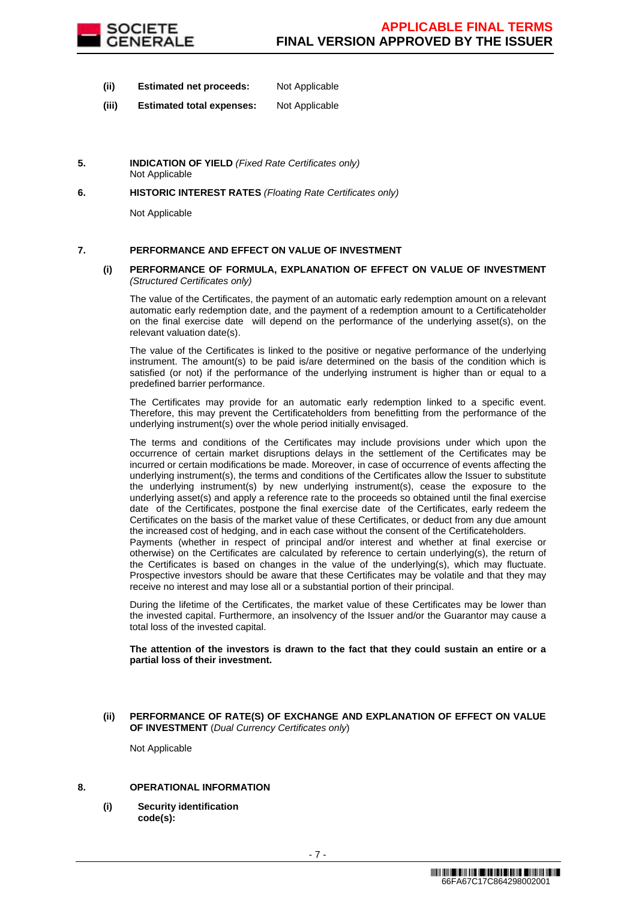**(ii) Estimated net proceeds:** Not Applicable

**(iii) Estimated total expenses:** Not Applicable

**5. INDICATION OF YIELD** *(Fixed Rate Certificates only)*

Not Applicable

**6. HISTORIC INTEREST RATES** *(Floating Rate Certificates only)*

Not Applicable

**7. PERFORMANCE AND EFFECT ON VALUE OF INVESTMENT**

**(i) PERFORMANCE OF FORMULA, EXPLANATION OF EFFECT ON VALUE OF INVESTMENT** *(Structured Certificates only)*

The value of the Certificates, the payment of an automatic early redemption amount on a relevant automatic early redemption date, and the payment of a redemption amount to a Certificateholder on the final exercise date will depend on the performance of the underlying asset(s), on the relevant valuation date(s).

The value of the Certificates is linked to the positive or negative performance of the underlying instrument. The amount(s) to be paid is/are determined on the basis of the condition which is satisfied (or not) if the performance of the underlying instrument is higher than or equal to a predefined barrier performance.

The Certificates may provide for an automatic early redemption linked to a specific event. Therefore, this may prevent the Certificateholders from benefitting from the performance of the underlying instrument(s) over the whole period initially envisaged.

The terms and conditions of the Certificates may include provisions under which upon the occurrence of certain market disruptions delays in the settlement of the Certificates may be incurred or certain modifications be made. Moreover, in case of occurrence of events affecting the underlying instrument(s), the terms and conditions of the Certificates allow the Issuer to substitute the underlying instrument(s) by new underlying instrument(s), cease the exposure to the underlying asset(s) and apply a reference rate to the proceeds so obtained until the final exercise date of the Certificates, postpone the final exercise date of the Certificates, early redeem the Certificates on the basis of the market value of these Certificates, or deduct from any due amount the increased cost of hedging, and in each case without the consent of the Certificateholders.
Payments (whether in respect of principal and/or interest and whether at final exercise or otherwise) on the Certificates are calculated by reference to certain underlying(s), the return of the Certificates is based on changes in the value of the underlying(s), which may fluctuate. Prospective investors should be aware that these Certificates may be volatile and that they may receive no interest and may lose all or a substantial portion of their principal.

During the lifetime of the Certificates, the market value of these Certificates may be lower than the invested capital. Furthermore, an insolvency of the Issuer and/or the Guarantor may cause a total loss of the invested capital.

**The attention of the investors is drawn to the fact that they could sustain an entire or a partial loss of their investment.**

**(ii) PERFORMANCE OF RATE(S) OF EXCHANGE AND EXPLANATION OF EFFECT ON VALUE OF INVESTMENT** (*Dual Currency Certificates only*)

Not Applicable

**8. OPERATIONAL INFORMATION**

**(i) Security identification code(s):**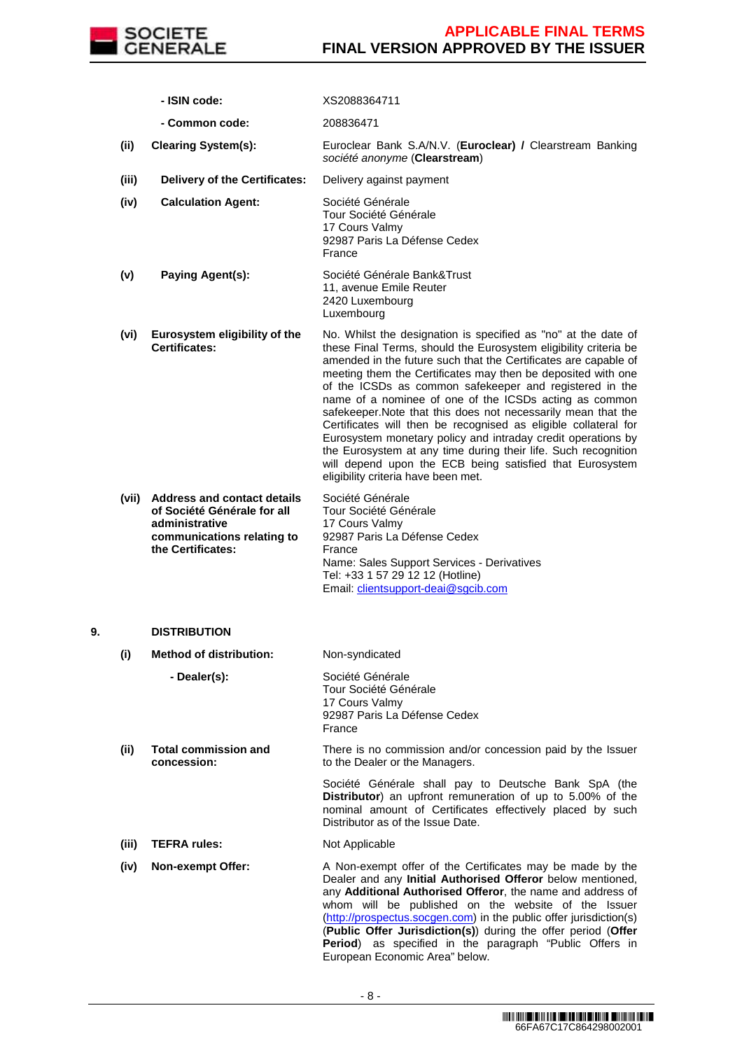| | | |
|---|---|---|
| | **- ISIN code:** | XS2088364711 |
| | **- Common code:** | 208836471 |
| **(ii)** | **Clearing System(s):** | Euroclear Bank S.A/N.V. (**Euroclear) /** Clearstream Banking *société anonyme* (**Clearstream**) |
| **(iii)** | **Delivery of the Certificates:** | Delivery against payment |
| **(iv)** | **Calculation Agent:** | Société Générale<br>Tour Société Générale<br>17 Cours Valmy<br>92987 Paris La Défense Cedex<br>France |
| **(v)** | **Paying Agent(s):** | Société Générale Bank&Trust<br>11, avenue Emile Reuter<br>2420 Luxembourg<br>Luxembourg |
| **(vi)** | **Eurosystem eligibility of the Certificates:** | No. Whilst the designation is specified as "no" at the date of these Final Terms, should the Eurosystem eligibility criteria be amended in the future such that the Certificates are capable of meeting them the Certificates may then be deposited with one of the ICSDs as common safekeeper and registered in the name of a nominee of one of the ICSDs acting as common safekeeper.Note that this does not necessarily mean that the Certificates will then be recognised as eligible collateral for Eurosystem monetary policy and intraday credit operations by the Eurosystem at any time during their life. Such recognition will depend upon the ECB being satisfied that Eurosystem eligibility criteria have been met. |
| **(vii)** | **Address and contact details of Société Générale for all administrative communications relating to the Certificates:** | Société Générale<br>Tour Société Générale<br>17 Cours Valmy<br>92987 Paris La Défense Cedex<br>France<br>Name: Sales Support Services - Derivatives<br>Tel: +33 1 57 29 12 12 (Hotline)<br>Email: clientsupport-deai@sgcib.com |

**9. DISTRIBUTION**

| | | |
|---|---|---|
| **(i)** | **Method of distribution:** | Non-syndicated |
| | **- Dealer(s):** | Société Générale<br>Tour Société Générale<br>17 Cours Valmy<br>92987 Paris La Défense Cedex<br>France |
| **(ii)** | **Total commission and concession:** | There is no commission and/or concession paid by the Issuer to the Dealer or the Managers.<br><br>Société Générale shall pay to Deutsche Bank SpA (the **Distributor**) an upfront remuneration of up to 5.00% of the nominal amount of Certificates effectively placed by such Distributor as of the Issue Date. |
| **(iii)** | **TEFRA rules:** | Not Applicable |
| **(iv)** | **Non-exempt Offer:** | A Non-exempt offer of the Certificates may be made by the Dealer and any **Initial Authorised Offeror** below mentioned, any **Additional Authorised Offeror**, the name and address of whom will be published on the website of the Issuer (http://prospectus.socgen.com) in the public offer jurisdiction(s) (**Public Offer Jurisdiction(s)**) during the offer period (**Offer Period**) as specified in the paragraph "Public Offers in European Economic Area" below. |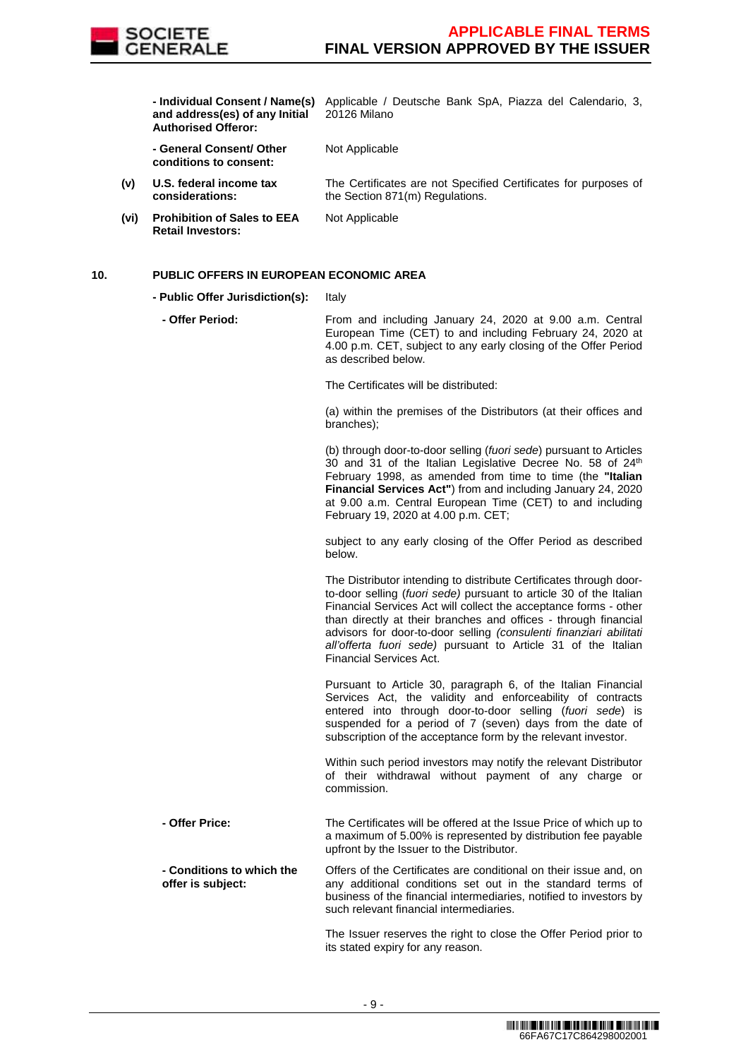| | | |
|---|---|---|
| | **- Individual Consent / Name(s) and address(es) of any Initial Authorised Offeror:** | Applicable / Deutsche Bank SpA, Piazza del Calendario, 3, 20126 Milano |
| | **- General Consent/ Other conditions to consent:** | Not Applicable |
| **(v)** | **U.S. federal income tax considerations:** | The Certificates are not Specified Certificates for purposes of the Section 871(m) Regulations. |
| **(vi)** | **Prohibition of Sales to EEA Retail Investors:** | Not Applicable |

## 10. PUBLIC OFFERS IN EUROPEAN ECONOMIC AREA

**- Public Offer Jurisdiction(s):** Italy

**- Offer Period:**

From and including January 24, 2020 at 9.00 a.m. Central European Time (CET) to and including February 24, 2020 at 4.00 p.m. CET, subject to any early closing of the Offer Period as described below.

The Certificates will be distributed:

(a) within the premises of the Distributors (at their offices and branches);

(b) through door-to-door selling (*fuori sede*) pursuant to Articles 30 and 31 of the Italian Legislative Decree No. 58 of 24th February 1998, as amended from time to time (the **"Italian Financial Services Act"**) from and including January 24, 2020 at 9.00 a.m. Central European Time (CET) to and including February 19, 2020 at 4.00 p.m. CET;

subject to any early closing of the Offer Period as described below.

The Distributor intending to distribute Certificates through door-to-door selling (*fuori sede)* pursuant to article 30 of the Italian Financial Services Act will collect the acceptance forms - other than directly at their branches and offices - through financial advisors for door-to-door selling *(consulenti finanziari abilitati all'offerta fuori sede)* pursuant to Article 31 of the Italian Financial Services Act.

Pursuant to Article 30, paragraph 6, of the Italian Financial Services Act, the validity and enforceability of contracts entered into through door-to-door selling (*fuori sede*) is suspended for a period of 7 (seven) days from the date of subscription of the acceptance form by the relevant investor.

Within such period investors may notify the relevant Distributor of their withdrawal without payment of any charge or commission.

**- Offer Price:**

The Certificates will be offered at the Issue Price of which up to a maximum of 5.00% is represented by distribution fee payable upfront by the Issuer to the Distributor.

**- Conditions to which the offer is subject:**

Offers of the Certificates are conditional on their issue and, on any additional conditions set out in the standard terms of business of the financial intermediaries, notified to investors by such relevant financial intermediaries.

The Issuer reserves the right to close the Offer Period prior to its stated expiry for any reason.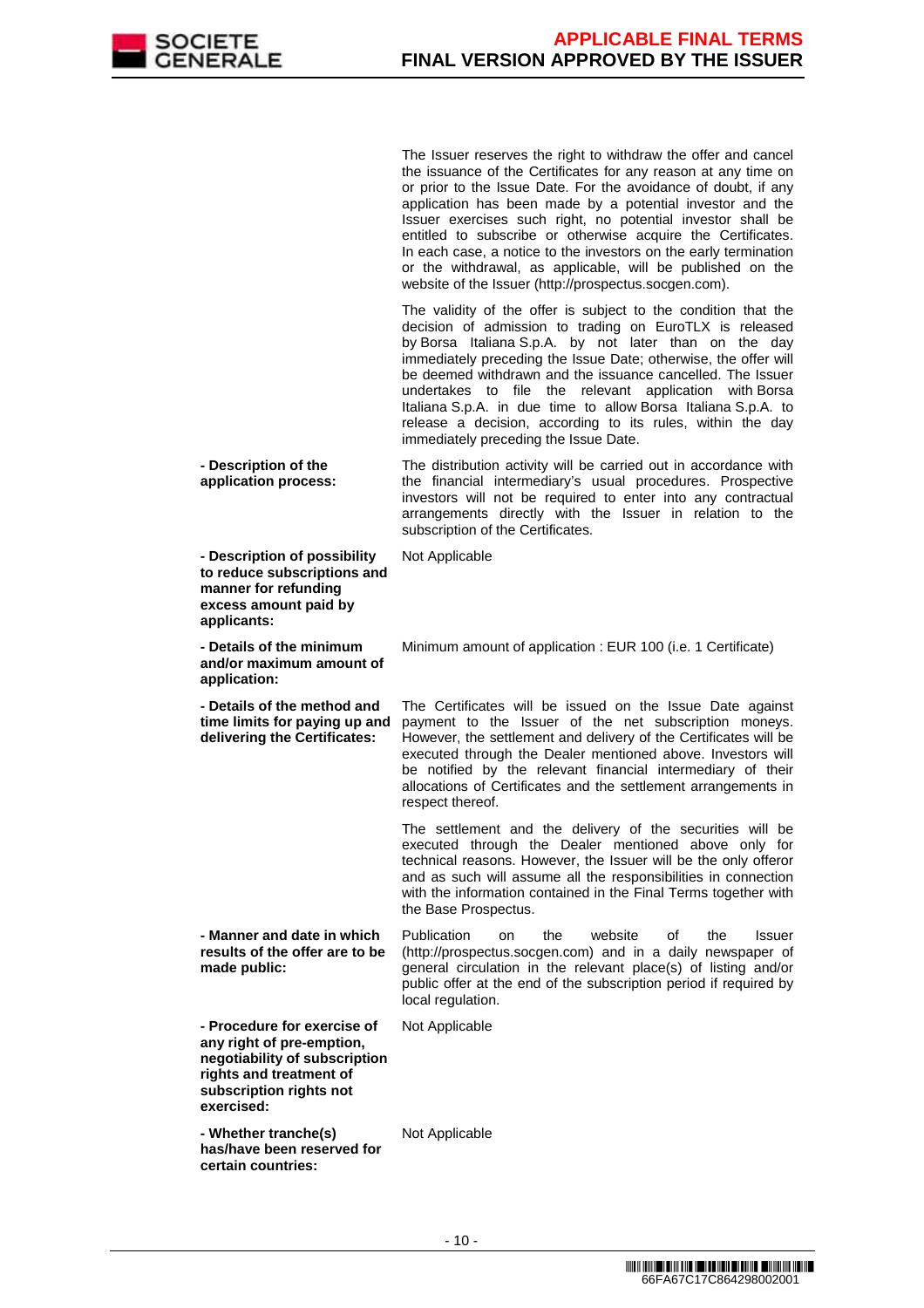| | |
|---|---|
| | The Issuer reserves the right to withdraw the offer and cancel the issuance of the Certificates for any reason at any time on or prior to the Issue Date. For the avoidance of doubt, if any application has been made by a potential investor and the Issuer exercises such right, no potential investor shall be entitled to subscribe or otherwise acquire the Certificates. In each case, a notice to the investors on the early termination or the withdrawal, as applicable, will be published on the website of the Issuer (http://prospectus.socgen.com).<br><br>The validity of the offer is subject to the condition that the decision of admission to trading on EuroTLX is released by Borsa Italiana S.p.A. by not later than on the day immediately preceding the Issue Date; otherwise, the offer will be deemed withdrawn and the issuance cancelled. The Issuer undertakes to file the relevant application with Borsa Italiana S.p.A. in due time to allow Borsa Italiana S.p.A. to release a decision, according to its rules, within the day immediately preceding the Issue Date. |
| **- Description of the application process:** | The distribution activity will be carried out in accordance with the financial intermediary's usual procedures. Prospective investors will not be required to enter into any contractual arrangements directly with the Issuer in relation to the subscription of the Certificates. |
| **- Description of possibility to reduce subscriptions and manner for refunding excess amount paid by applicants:** | Not Applicable |
| **- Details of the minimum and/or maximum amount of application:** | Minimum amount of application : EUR 100 (i.e. 1 Certificate) |
| **- Details of the method and time limits for paying up and delivering the Certificates:** | The Certificates will be issued on the Issue Date against payment to the Issuer of the net subscription moneys. However, the settlement and delivery of the Certificates will be executed through the Dealer mentioned above. Investors will be notified by the relevant financial intermediary of their allocations of Certificates and the settlement arrangements in respect thereof.<br><br>The settlement and the delivery of the securities will be executed through the Dealer mentioned above only for technical reasons. However, the Issuer will be the only offeror and as such will assume all the responsibilities in connection with the information contained in the Final Terms together with the Base Prospectus. |
| **- Manner and date in which results of the offer are to be made public:** | Publication on the website of the Issuer (http://prospectus.socgen.com) and in a daily newspaper of general circulation in the relevant place(s) of listing and/or public offer at the end of the subscription period if required by local regulation. |
| **- Procedure for exercise of any right of pre-emption, negotiability of subscription rights and treatment of subscription rights not exercised:** | Not Applicable |
| **- Whether tranche(s) has/have been reserved for certain countries:** | Not Applicable |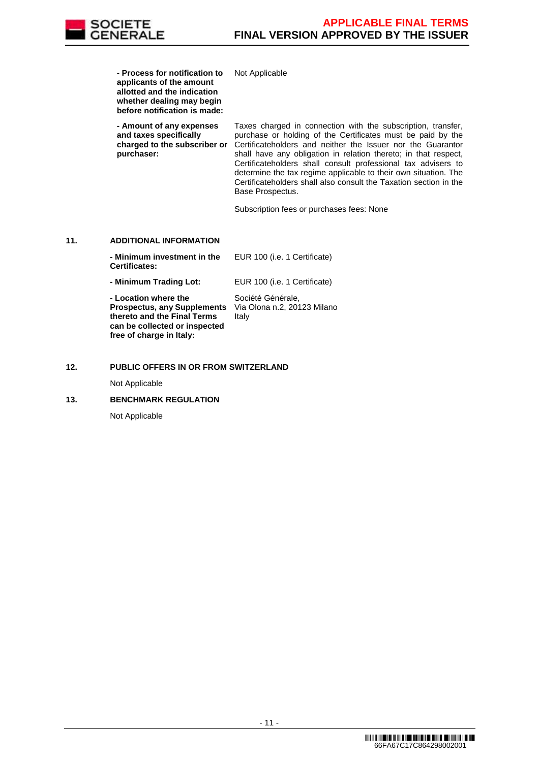| | |
|---|---|
| **- Process for notification to applicants of the amount allotted and the indication whether dealing may begin before notification is made:** | Not Applicable |
| **- Amount of any expenses and taxes specifically charged to the subscriber or purchaser:** | Taxes charged in connection with the subscription, transfer, purchase or holding of the Certificates must be paid by the Certificateholders and neither the Issuer nor the Guarantor shall have any obligation in relation thereto; in that respect, Certificateholders shall consult professional tax advisers to determine the tax regime applicable to their own situation. The Certificateholders shall also consult the Taxation section in the Base Prospectus.<br><br>Subscription fees or purchases fees: None |

## 11. ADDITIONAL INFORMATION

| | |
|---|---|
| **- Minimum investment in the Certificates:** | EUR 100 (i.e. 1 Certificate) |
| **- Minimum Trading Lot:** | EUR 100 (i.e. 1 Certificate) |
| **- Location where the Prospectus, any Supplements thereto and the Final Terms can be collected or inspected free of charge in Italy:** | Société Générale,<br>Via Olona n.2, 20123 Milano<br>Italy |

## 12. PUBLIC OFFERS IN OR FROM SWITZERLAND

Not Applicable

## 13. BENCHMARK REGULATION

Not Applicable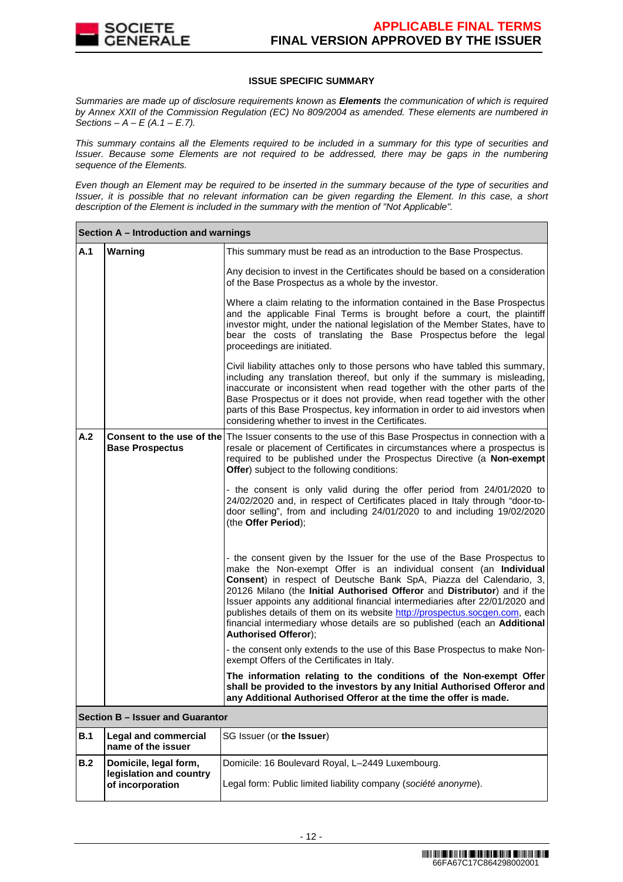**ISSUE SPECIFIC SUMMARY**

*Summaries are made up of disclosure requirements known as* ***Elements*** *the communication of which is required by Annex XXII of the Commission Regulation (EC) No 809/2004 as amended. These elements are numbered in Sections – A – E (A.1 – E.7).*

*This summary contains all the Elements required to be included in a summary for this type of securities and Issuer. Because some Elements are not required to be addressed, there may be gaps in the numbering sequence of the Elements.*

*Even though an Element may be required to be inserted in the summary because of the type of securities and Issuer, it is possible that no relevant information can be given regarding the Element. In this case, a short description of the Element is included in the summary with the mention of "Not Applicable".*

| | | |
|---|---|---|
| **Section A – Introduction and warnings** | | |
| **A.1** | **Warning** | This summary must be read as an introduction to the Base Prospectus.<br><br>Any decision to invest in the Certificates should be based on a consideration of the Base Prospectus as a whole by the investor.<br><br>Where a claim relating to the information contained in the Base Prospectus and the applicable Final Terms is brought before a court, the plaintiff investor might, under the national legislation of the Member States, have to bear the costs of translating the Base Prospectus before the legal proceedings are initiated.<br><br>Civil liability attaches only to those persons who have tabled this summary, including any translation thereof, but only if the summary is misleading, inaccurate or inconsistent when read together with the other parts of the Base Prospectus or it does not provide, when read together with the other parts of this Base Prospectus, key information in order to aid investors when considering whether to invest in the Certificates. |
| **A.2** | **Consent to the use of the Base Prospectus** | The Issuer consents to the use of this Base Prospectus in connection with a resale or placement of Certificates in circumstances where a prospectus is required to be published under the Prospectus Directive (a **Non-exempt Offer**) subject to the following conditions:<br><br>- the consent is only valid during the offer period from 24/01/2020 to 24/02/2020 and, in respect of Certificates placed in Italy through "door-to-door selling", from and including 24/01/2020 to and including 19/02/2020 (the **Offer Period**);<br><br>- the consent given by the Issuer for the use of the Base Prospectus to make the Non-exempt Offer is an individual consent (an **Individual Consent**) in respect of Deutsche Bank SpA, Piazza del Calendario, 3, 20126 Milano (the **Initial Authorised Offeror** and **Distributor**) and if the Issuer appoints any additional financial intermediaries after 22/01/2020 and publishes details of them on its website http://prospectus.socgen.com, each financial intermediary whose details are so published (each an **Additional Authorised Offeror**);<br><br>- the consent only extends to the use of this Base Prospectus to make Non-exempt Offers of the Certificates in Italy.<br><br>**The information relating to the conditions of the Non-exempt Offer shall be provided to the investors by any Initial Authorised Offeror and any Additional Authorised Offeror at the time the offer is made.** |
| **Section B – Issuer and Guarantor** | | |
| **B.1** | **Legal and commercial name of the issuer** | SG Issuer (or **the Issuer**) |
| **B.2** | **Domicile, legal form, legislation and country of incorporation** | Domicile: 16 Boulevard Royal, L–2449 Luxembourg.<br><br>Legal form: Public limited liability company (*société anonyme*). |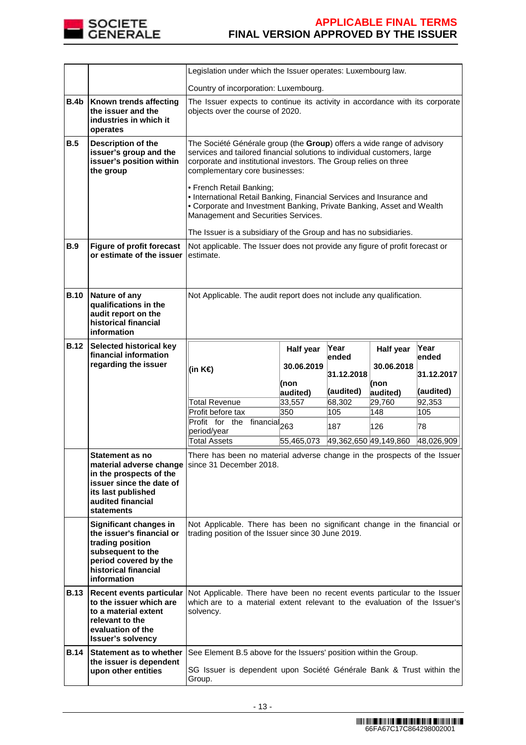| | | |
|---|---|---|
| | | Legislation under which the Issuer operates: Luxembourg law.<br><br>Country of incorporation: Luxembourg. |
| **B.4b** | **Known trends affecting the issuer and the industries in which it operates** | The Issuer expects to continue its activity in accordance with its corporate objects over the course of 2020. |
| **B.5** | **Description of the issuer's group and the issuer's position within the group** | The Société Générale group (the **Group**) offers a wide range of advisory services and tailored financial solutions to individual customers, large corporate and institutional investors. The Group relies on three complementary core businesses:<br><br>• French Retail Banking;<br>• International Retail Banking, Financial Services and Insurance and<br>• Corporate and Investment Banking, Private Banking, Asset and Wealth Management and Securities Services.<br><br>The Issuer is a subsidiary of the Group and has no subsidiaries. |
| **B.9** | **Figure of profit forecast or estimate of the issuer** | Not applicable. The Issuer does not provide any figure of profit forecast or estimate. |
| **B.10** | **Nature of any qualifications in the audit report on the historical financial information** | Not Applicable. The audit report does not include any qualification. |
| **B.12** | **Selected historical key financial information regarding the issuer** | (see table below) |
| | **Statement as no material adverse change in the prospects of the issuer since the date of its last published audited financial statements** | There has been no material adverse change in the prospects of the Issuer since 31 December 2018. |
| | **Significant changes in the issuer's financial or trading position subsequent to the period covered by the historical financial information** | Not Applicable. There has been no significant change in the financial or trading position of the Issuer since 30 June 2019. |
| **B.13** | **Recent events particular to the issuer which are to a material extent relevant to the evaluation of Issuer's solvency** | Not Applicable. There have been no recent events particular to the Issuer which are to a material extent relevant to the evaluation of the Issuer's solvency. |
| **B.14** | **Statement as to whether the issuer is dependent upon other entities** | See Element B.5 above for the Issuers' position within the Group.<br><br>SG Issuer is dependent upon Société Générale Bank & Trust within the Group. |

B.12 – Selected historical key financial information regarding the issuer:

| **(in K€)** | **Half year 30.06.2019** (non audited) | **Year ended 31.12.2018** (audited) | **Half year 30.06.2018** (non audited) | **Year ended 31.12.2017** (audited) |
|---|---|---|---|---|
| Total Revenue | 33,557 | 68,302 | 29,760 | 92,353 |
| Profit before tax | 350 | 105 | 148 | 105 |
| Profit for the financial period/year | 263 | 187 | 126 | 78 |
| Total Assets | 55,465,073 | 49,362,650 | 49,149,860 | 48,026,909 |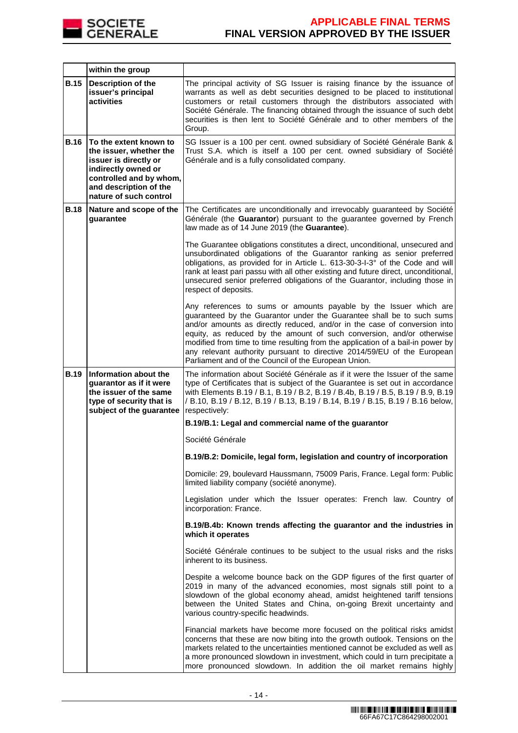| | within the group | |
|---|---|---|
| **B.15** | **Description of the issuer's principal activities** | The principal activity of SG Issuer is raising finance by the issuance of warrants as well as debt securities designed to be placed to institutional customers or retail customers through the distributors associated with Société Générale. The financing obtained through the issuance of such debt securities is then lent to Société Générale and to other members of the Group. |
| **B.16** | **To the extent known to the issuer, whether the issuer is directly or indirectly owned or controlled and by whom, and description of the nature of such control** | SG Issuer is a 100 per cent. owned subsidiary of Société Générale Bank & Trust S.A. which is itself a 100 per cent. owned subsidiary of Société Générale and is a fully consolidated company. |
| **B.18** | **Nature and scope of the guarantee** | The Certificates are unconditionally and irrevocably guaranteed by Société Générale (the **Guarantor**) pursuant to the guarantee governed by French law made as of 14 June 2019 (the **Guarantee**).<br><br>The Guarantee obligations constitutes a direct, unconditional, unsecured and unsubordinated obligations of the Guarantor ranking as senior preferred obligations, as provided for in Article L. 613-30-3-I-3° of the Code and will rank at least pari passu with all other existing and future direct, unconditional, unsecured senior preferred obligations of the Guarantor, including those in respect of deposits.<br><br>Any references to sums or amounts payable by the Issuer which are guaranteed by the Guarantor under the Guarantee shall be to such sums and/or amounts as directly reduced, and/or in the case of conversion into equity, as reduced by the amount of such conversion, and/or otherwise modified from time to time resulting from the application of a bail-in power by any relevant authority pursuant to directive 2014/59/EU of the European Parliament and of the Council of the European Union. |
| **B.19** | **Information about the guarantor as if it were the issuer of the same type of security that is subject of the guarantee** | The information about Société Générale as if it were the Issuer of the same type of Certificates that is subject of the Guarantee is set out in accordance with Elements B.19 / B.1, B.19 / B.2, B.19 / B.4b, B.19 / B.5, B.19 / B.9, B.19 / B.10, B.19 / B.12, B.19 / B.13, B.19 / B.14, B.19 / B.15, B.19 / B.16 below, respectively:<br><br>**B.19/B.1: Legal and commercial name of the guarantor**<br><br>Société Générale<br><br>**B.19/B.2: Domicile, legal form, legislation and country of incorporation**<br><br>Domicile: 29, boulevard Haussmann, 75009 Paris, France. Legal form: Public limited liability company (société anonyme).<br><br>Legislation under which the Issuer operates: French law. Country of incorporation: France.<br><br>**B.19/B.4b: Known trends affecting the guarantor and the industries in which it operates**<br><br>Société Générale continues to be subject to the usual risks and the risks inherent to its business.<br><br>Despite a welcome bounce back on the GDP figures of the first quarter of 2019 in many of the advanced economies, most signals still point to a slowdown of the global economy ahead, amidst heightened tariff tensions between the United States and China, on-going Brexit uncertainty and various country-specific headwinds.<br><br>Financial markets have become more focused on the political risks amidst concerns that these are now biting into the growth outlook. Tensions on the markets related to the uncertainties mentioned cannot be excluded as well as a more pronounced slowdown in investment, which could in turn precipitate a more pronounced slowdown. In addition the oil market remains highly |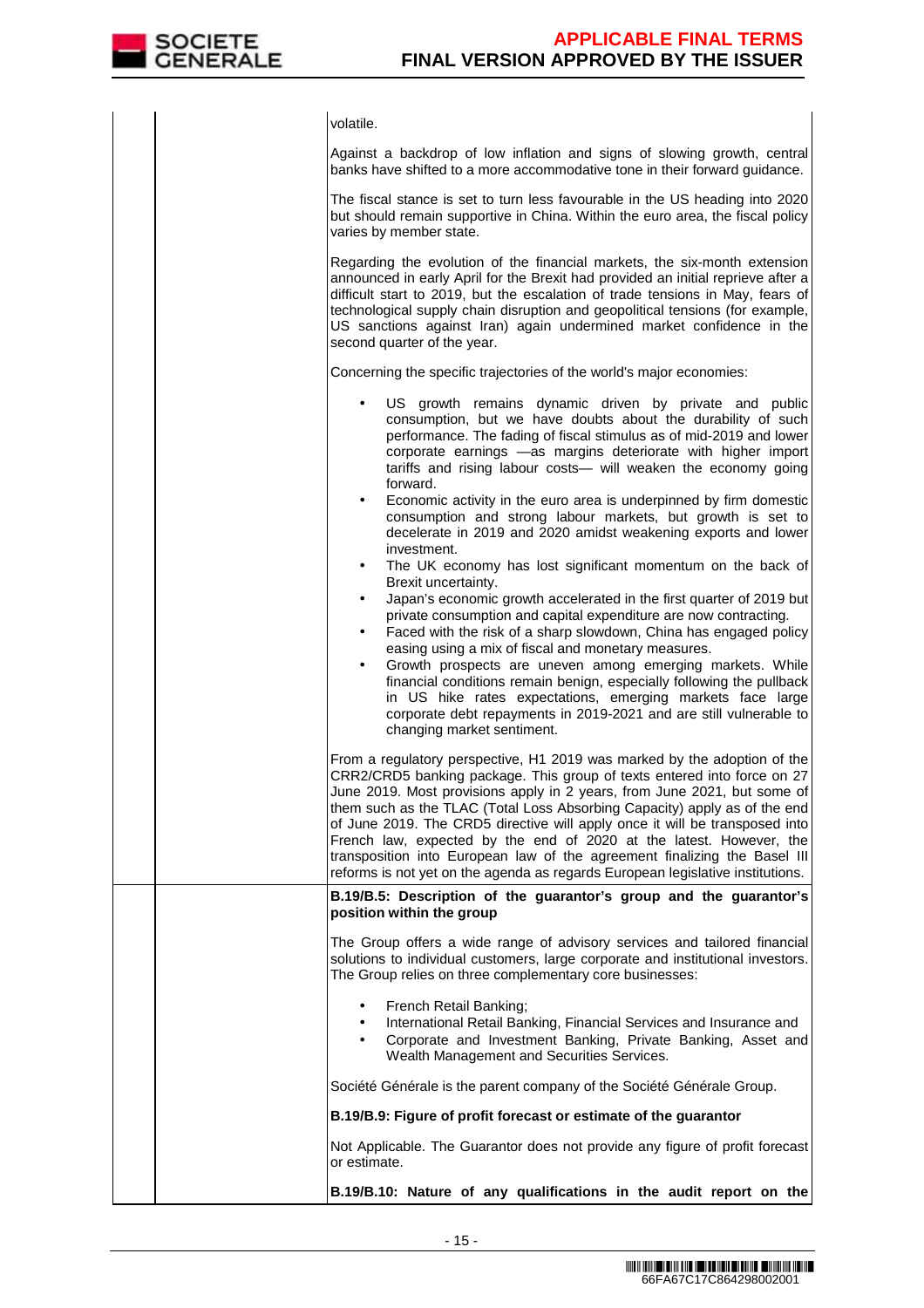volatile.

Against a backdrop of low inflation and signs of slowing growth, central banks have shifted to a more accommodative tone in their forward guidance.

The fiscal stance is set to turn less favourable in the US heading into 2020 but should remain supportive in China. Within the euro area, the fiscal policy varies by member state.

Regarding the evolution of the financial markets, the six-month extension announced in early April for the Brexit had provided an initial reprieve after a difficult start to 2019, but the escalation of trade tensions in May, fears of technological supply chain disruption and geopolitical tensions (for example, US sanctions against Iran) again undermined market confidence in the second quarter of the year.

Concerning the specific trajectories of the world's major economies:

- US growth remains dynamic driven by private and public consumption, but we have doubts about the durability of such performance. The fading of fiscal stimulus as of mid-2019 and lower corporate earnings —as margins deteriorate with higher import tariffs and rising labour costs— will weaken the economy going forward.
- Economic activity in the euro area is underpinned by firm domestic consumption and strong labour markets, but growth is set to decelerate in 2019 and 2020 amidst weakening exports and lower investment.
- The UK economy has lost significant momentum on the back of Brexit uncertainty.
- Japan's economic growth accelerated in the first quarter of 2019 but private consumption and capital expenditure are now contracting.
- Faced with the risk of a sharp slowdown, China has engaged policy easing using a mix of fiscal and monetary measures.
- Growth prospects are uneven among emerging markets. While financial conditions remain benign, especially following the pullback in US hike rates expectations, emerging markets face large corporate debt repayments in 2019-2021 and are still vulnerable to changing market sentiment.

From a regulatory perspective, H1 2019 was marked by the adoption of the CRR2/CRD5 banking package. This group of texts entered into force on 27 June 2019. Most provisions apply in 2 years, from June 2021, but some of them such as the TLAC (Total Loss Absorbing Capacity) apply as of the end of June 2019. The CRD5 directive will apply once it will be transposed into French law, expected by the end of 2020 at the latest. However, the transposition into European law of the agreement finalizing the Basel III reforms is not yet on the agenda as regards European legislative institutions.

**B.19/B.5: Description of the guarantor's group and the guarantor's position within the group**

The Group offers a wide range of advisory services and tailored financial solutions to individual customers, large corporate and institutional investors. The Group relies on three complementary core businesses:

- French Retail Banking;
- International Retail Banking, Financial Services and Insurance and
- Corporate and Investment Banking, Private Banking, Asset and Wealth Management and Securities Services.

Société Générale is the parent company of the Société Générale Group.

**B.19/B.9: Figure of profit forecast or estimate of the guarantor**

Not Applicable. The Guarantor does not provide any figure of profit forecast or estimate.

**B.19/B.10: Nature of any qualifications in the audit report on the**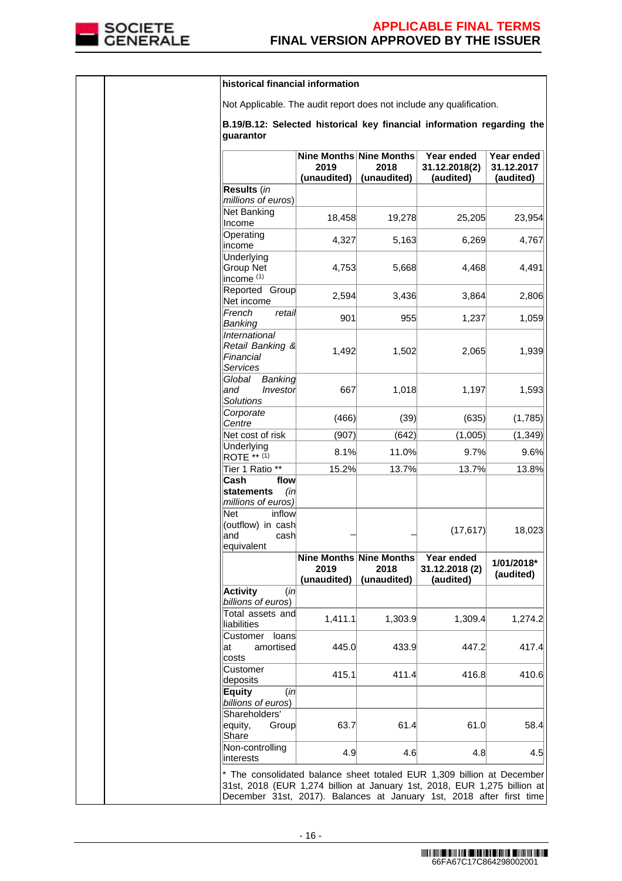historical financial information

Not Applicable. The audit report does not include any qualification.

**B.19/B.12: Selected historical key financial information regarding the guarantor**

| | Nine Months 2019 (unaudited) | Nine Months 2018 (unaudited) | Year ended 31.12.2018(2) (audited) | Year ended 31.12.2017 (audited) |
|---|---|---|---|---|
| **Results** (*in millions of euros*) | | | | |
| Net Banking Income | 18,458 | 19,278 | 25,205 | 23,954 |
| Operating income | 4,327 | 5,163 | 6,269 | 4,767 |
| Underlying Group Net income (1) | 4,753 | 5,668 | 4,468 | 4,491 |
| Reported Group Net income | 2,594 | 3,436 | 3,864 | 2,806 |
| *French retail Banking* | 901 | 955 | 1,237 | 1,059 |
| *International Retail Banking & Financial Services* | 1,492 | 1,502 | 2,065 | 1,939 |
| *Global Banking and Investor Solutions* | 667 | 1,018 | 1,197 | 1,593 |
| *Corporate Centre* | (466) | (39) | (635) | (1,785) |
| Net cost of risk | (907) | (642) | (1,005) | (1,349) |
| Underlying ROTE ** (1) | 8.1% | 11.0% | 9.7% | 9.6% |
| Tier 1 Ratio ** | 15.2% | 13.7% | 13.7% | 13.8% |
| **Cash flow statements** (*in millions of euros*) | | | | |
| Net inflow (outflow) in cash and cash equivalent | – | – | (17,617) | 18,023 |
| | **Nine Months 2019 (unaudited)** | **Nine Months 2018 (unaudited)** | **Year ended 31.12.2018 (2) (audited)** | **1/01/2018* (audited)** |
| **Activity** (*in billions of euros*) | | | | |
| Total assets and liabilities | 1,411.1 | 1,303.9 | 1,309.4 | 1,274.2 |
| Customer loans at amortised costs | 445.0 | 433.9 | 447.2 | 417.4 |
| Customer deposits | 415.1 | 411.4 | 416.8 | 410.6 |
| **Equity** (*in billions of euros*) | | | | |
| Shareholders' equity, Group Share | 63.7 | 61.4 | 61.0 | 58.4 |
| Non-controlling interests | 4.9 | 4.6 | 4.8 | 4.5 |

* The consolidated balance sheet totaled EUR 1,309 billion at December 31st, 2018 (EUR 1,274 billion at January 1st, 2018, EUR 1,275 billion at December 31st, 2017). Balances at January 1st, 2018 after first time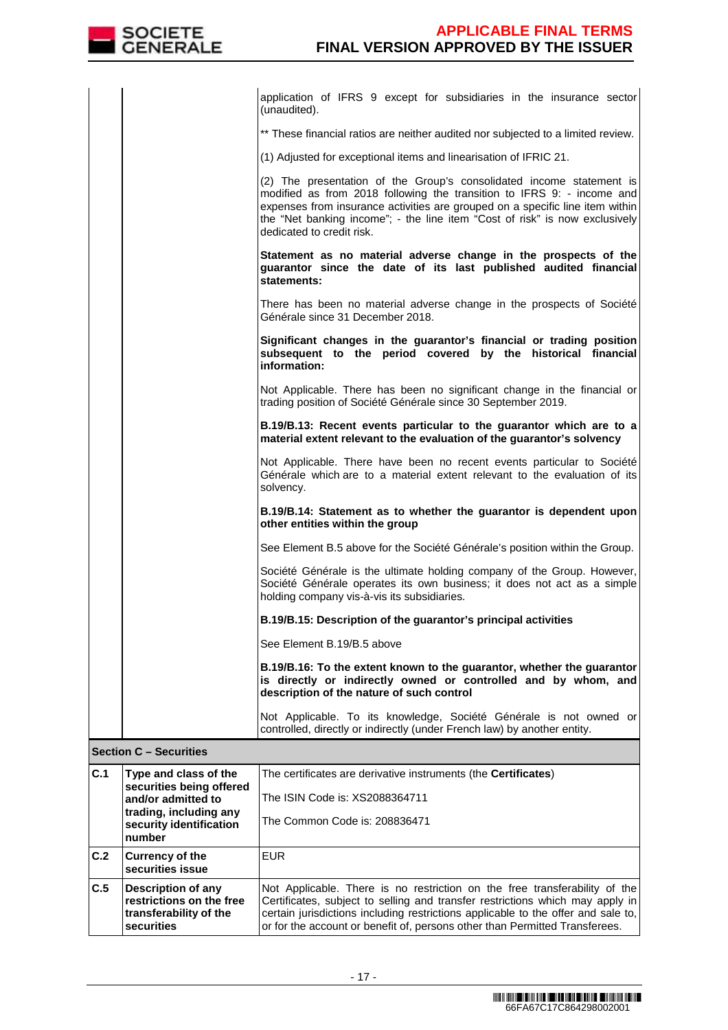| | | application of IFRS 9 except for subsidiaries in the insurance sector (unaudited).<br><br>** These financial ratios are neither audited nor subjected to a limited review.<br><br>(1) Adjusted for exceptional items and linearisation of IFRIC 21.<br><br>(2) The presentation of the Group's consolidated income statement is modified as from 2018 following the transition to IFRS 9: - income and expenses from insurance activities are grouped on a specific line item within the "Net banking income"; - the line item "Cost of risk" is now exclusively dedicated to credit risk.<br><br>**Statement as no material adverse change in the prospects of the guarantor since the date of its last published audited financial statements:**<br><br>There has been no material adverse change in the prospects of Société Générale since 31 December 2018.<br><br>**Significant changes in the guarantor's financial or trading position subsequent to the period covered by the historical financial information:**<br><br>Not Applicable. There has been no significant change in the financial or trading position of Société Générale since 30 September 2019.<br><br>**B.19/B.13: Recent events particular to the guarantor which are to a material extent relevant to the evaluation of the guarantor's solvency**<br><br>Not Applicable. There have been no recent events particular to Société Générale which are to a material extent relevant to the evaluation of its solvency.<br><br>**B.19/B.14: Statement as to whether the guarantor is dependent upon other entities within the group**<br><br>See Element B.5 above for the Société Générale's position within the Group.<br><br>Société Générale is the ultimate holding company of the Group. However, Société Générale operates its own business; it does not act as a simple holding company vis-à-vis its subsidiaries.<br><br>**B.19/B.15: Description of the guarantor's principal activities**<br><br>See Element B.19/B.5 above<br><br>**B.19/B.16: To the extent known to the guarantor, whether the guarantor is directly or indirectly owned or controlled and by whom, and description of the nature of such control**<br><br>Not Applicable. To its knowledge, Société Générale is not owned or controlled, directly or indirectly (under French law) by another entity. |
|---|---|---|
| **Section C – Securities** | | |
| **C.1** | **Type and class of the securities being offered and/or admitted to trading, including any security identification number** | The certificates are derivative instruments (the **Certificates**)<br><br>The ISIN Code is: XS2088364711<br><br>The Common Code is: 208836471 |
| **C.2** | **Currency of the securities issue** | EUR |
| **C.5** | **Description of any restrictions on the free transferability of the securities** | Not Applicable. There is no restriction on the free transferability of the Certificates, subject to selling and transfer restrictions which may apply in certain jurisdictions including restrictions applicable to the offer and sale to, or for the account or benefit of, persons other than Permitted Transferees. |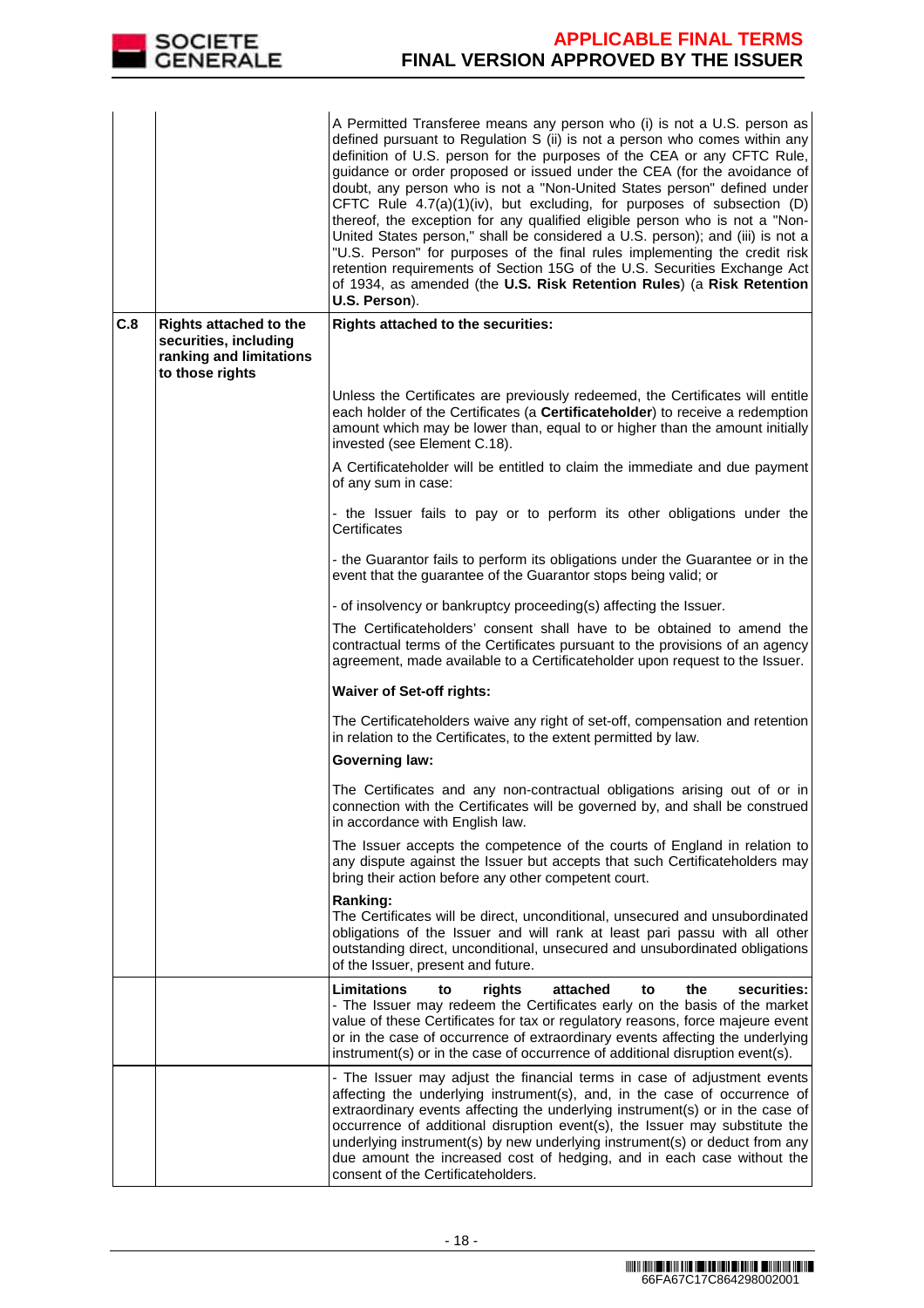| | | |
|---|---|---|
| | | A Permitted Transferee means any person who (i) is not a U.S. person as defined pursuant to Regulation S (ii) is not a person who comes within any definition of U.S. person for the purposes of the CEA or any CFTC Rule, guidance or order proposed or issued under the CEA (for the avoidance of doubt, any person who is not a "Non-United States person" defined under CFTC Rule 4.7(a)(1)(iv), but excluding, for purposes of subsection (D) thereof, the exception for any qualified eligible person who is not a "Non-United States person," shall be considered a U.S. person); and (iii) is not a "U.S. Person" for purposes of the final rules implementing the credit risk retention requirements of Section 15G of the U.S. Securities Exchange Act of 1934, as amended (the **U.S. Risk Retention Rules**) (a **Risk Retention U.S. Person**). |
| **C.8** | **Rights attached to the securities, including ranking and limitations to those rights** | **Rights attached to the securities:**<br><br>Unless the Certificates are previously redeemed, the Certificates will entitle each holder of the Certificates (a **Certificateholder**) to receive a redemption amount which may be lower than, equal to or higher than the amount initially invested (see Element C.18).<br><br>A Certificateholder will be entitled to claim the immediate and due payment of any sum in case:<br><br>- the Issuer fails to pay or to perform its other obligations under the Certificates<br><br>- the Guarantor fails to perform its obligations under the Guarantee or in the event that the guarantee of the Guarantor stops being valid; or<br><br>- of insolvency or bankruptcy proceeding(s) affecting the Issuer.<br><br>The Certificateholders' consent shall have to be obtained to amend the contractual terms of the Certificates pursuant to the provisions of an agency agreement, made available to a Certificateholder upon request to the Issuer.<br><br>**Waiver of Set-off rights:**<br><br>The Certificateholders waive any right of set-off, compensation and retention in relation to the Certificates, to the extent permitted by law.<br><br>**Governing law:**<br><br>The Certificates and any non-contractual obligations arising out of or in connection with the Certificates will be governed by, and shall be construed in accordance with English law.<br><br>The Issuer accepts the competence of the courts of England in relation to any dispute against the Issuer but accepts that such Certificateholders may bring their action before any other competent court.<br><br>**Ranking:**<br>The Certificates will be direct, unconditional, unsecured and unsubordinated obligations of the Issuer and will rank at least pari passu with all other outstanding direct, unconditional, unsecured and unsubordinated obligations of the Issuer, present and future. |
| | | **Limitations to rights attached to the securities:**<br>- The Issuer may redeem the Certificates early on the basis of the market value of these Certificates for tax or regulatory reasons, force majeure event or in the case of occurrence of extraordinary events affecting the underlying instrument(s) or in the case of occurrence of additional disruption event(s). |
| | | - The Issuer may adjust the financial terms in case of adjustment events affecting the underlying instrument(s), and, in the case of occurrence of extraordinary events affecting the underlying instrument(s) or in the case of occurrence of additional disruption event(s), the Issuer may substitute the underlying instrument(s) by new underlying instrument(s) or deduct from any due amount the increased cost of hedging, and in each case without the consent of the Certificateholders. |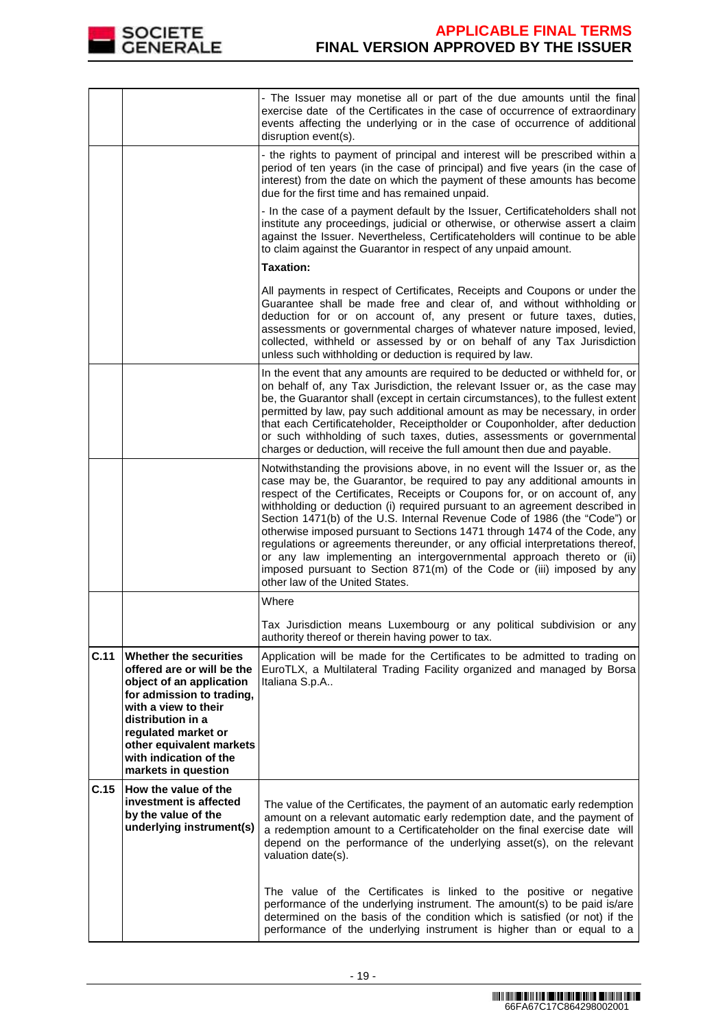| | | |
|---|---|---|
| | | - The Issuer may monetise all or part of the due amounts until the final exercise date of the Certificates in the case of occurrence of extraordinary events affecting the underlying or in the case of occurrence of additional disruption event(s). |
| | | - the rights to payment of principal and interest will be prescribed within a period of ten years (in the case of principal) and five years (in the case of interest) from the date on which the payment of these amounts has become due for the first time and has remained unpaid.<br><br>- In the case of a payment default by the Issuer, Certificateholders shall not institute any proceedings, judicial or otherwise, or otherwise assert a claim against the Issuer. Nevertheless, Certificateholders will continue to be able to claim against the Guarantor in respect of any unpaid amount.<br><br>**Taxation:**<br><br>All payments in respect of Certificates, Receipts and Coupons or under the Guarantee shall be made free and clear of, and without withholding or deduction for or on account of, any present or future taxes, duties, assessments or governmental charges of whatever nature imposed, levied, collected, withheld or assessed by or on behalf of any Tax Jurisdiction unless such withholding or deduction is required by law. |
| | | In the event that any amounts are required to be deducted or withheld for, or on behalf of, any Tax Jurisdiction, the relevant Issuer or, as the case may be, the Guarantor shall (except in certain circumstances), to the fullest extent permitted by law, pay such additional amount as may be necessary, in order that each Certificateholder, Receiptholder or Couponholder, after deduction or such withholding of such taxes, duties, assessments or governmental charges or deduction, will receive the full amount then due and payable. |
| | | Notwithstanding the provisions above, in no event will the Issuer or, as the case may be, the Guarantor, be required to pay any additional amounts in respect of the Certificates, Receipts or Coupons for, or on account of, any withholding or deduction (i) required pursuant to an agreement described in Section 1471(b) of the U.S. Internal Revenue Code of 1986 (the "Code") or otherwise imposed pursuant to Sections 1471 through 1474 of the Code, any regulations or agreements thereunder, or any official interpretations thereof, or any law implementing an intergovernmental approach thereto or (ii) imposed pursuant to Section 871(m) of the Code or (iii) imposed by any other law of the United States. |
| | | Where<br><br>Tax Jurisdiction means Luxembourg or any political subdivision or any authority thereof or therein having power to tax. |
| **C.11** | **Whether the securities offered are or will be the object of an application for admission to trading, with a view to their distribution in a regulated market or other equivalent markets with indication of the markets in question** | Application will be made for the Certificates to be admitted to trading on EuroTLX, a Multilateral Trading Facility organized and managed by Borsa Italiana S.p.A.. |
| **C.15** | **How the value of the investment is affected by the value of the underlying instrument(s)** | The value of the Certificates, the payment of an automatic early redemption amount on a relevant automatic early redemption date, and the payment of a redemption amount to a Certificateholder on the final exercise date will depend on the performance of the underlying asset(s), on the relevant valuation date(s).<br><br>The value of the Certificates is linked to the positive or negative performance of the underlying instrument. The amount(s) to be paid is/are determined on the basis of the condition which is satisfied (or not) if the performance of the underlying instrument is higher than or equal to a |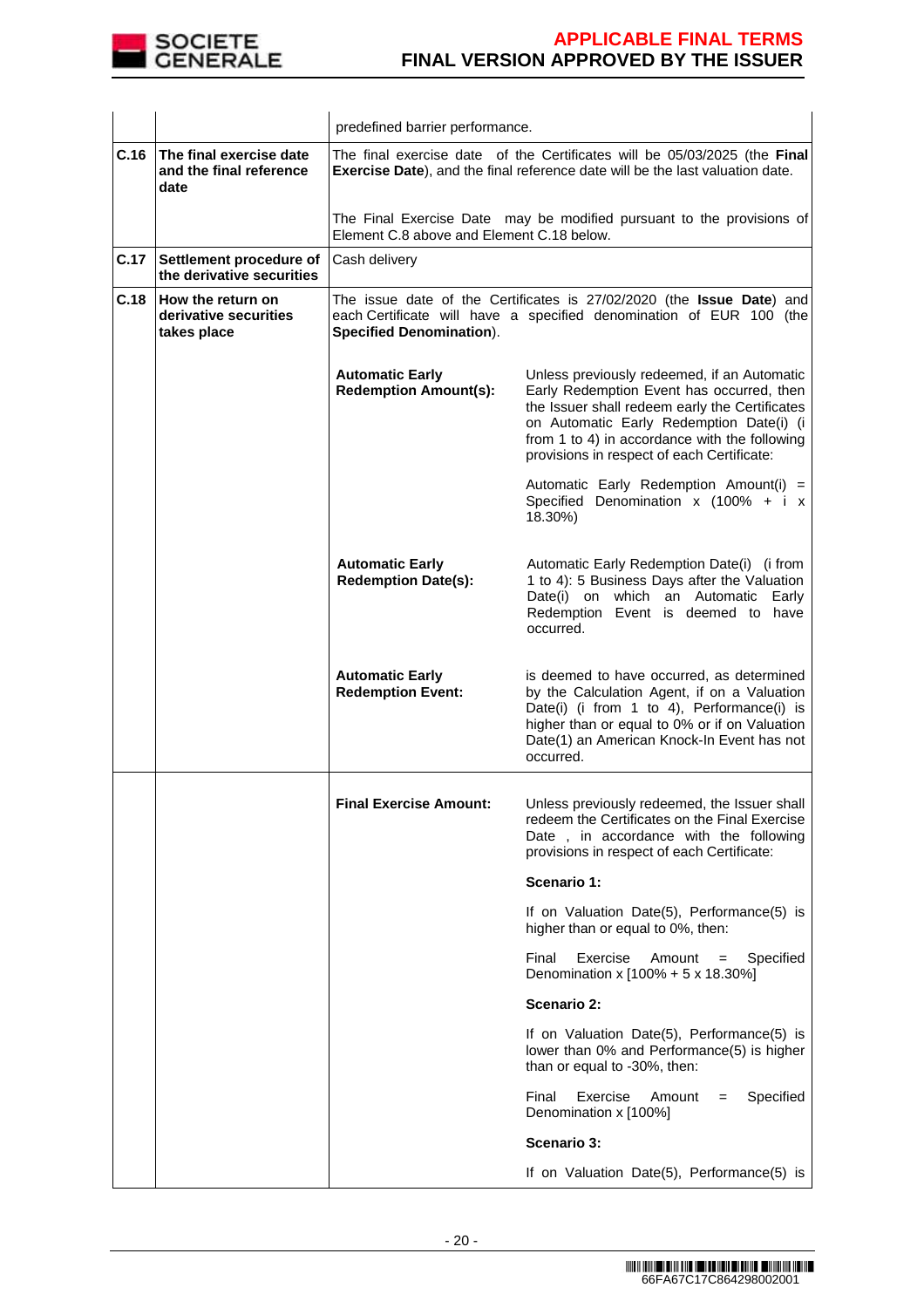| | | | |
|---|---|---|---|
| | | predefined barrier performance. | |
| **C.16** | **The final exercise date and the final reference date** | The final exercise date of the Certificates will be 05/03/2025 (the **Final Exercise Date**), and the final reference date will be the last valuation date.<br><br>The Final Exercise Date may be modified pursuant to the provisions of Element C.8 above and Element C.18 below. | |
| **C.17** | **Settlement procedure of the derivative securities** | Cash delivery | |
| **C.18** | **How the return on derivative securities takes place** | The issue date of the Certificates is 27/02/2020 (the **Issue Date**) and each Certificate will have a specified denomination of EUR 100 (the **Specified Denomination**). | |
| | | **Automatic Early Redemption Amount(s):** | Unless previously redeemed, if an Automatic Early Redemption Event has occurred, then the Issuer shall redeem early the Certificates on Automatic Early Redemption Date(i) (i from 1 to 4) in accordance with the following provisions in respect of each Certificate:<br><br>Automatic Early Redemption Amount(i) = Specified Denomination x (100% + i x 18.30%) |
| | | **Automatic Early Redemption Date(s):** | Automatic Early Redemption Date(i) (i from 1 to 4): 5 Business Days after the Valuation Date(i) on which an Automatic Early Redemption Event is deemed to have occurred. |
| | | **Automatic Early Redemption Event:** | is deemed to have occurred, as determined by the Calculation Agent, if on a Valuation Date(i) (i from 1 to 4), Performance(i) is higher than or equal to 0% or if on Valuation Date(1) an American Knock-In Event has not occurred. |
| | | **Final Exercise Amount:** | Unless previously redeemed, the Issuer shall redeem the Certificates on the Final Exercise Date , in accordance with the following provisions in respect of each Certificate:<br><br>**Scenario 1:**<br><br>If on Valuation Date(5), Performance(5) is higher than or equal to 0%, then:<br><br>Final Exercise Amount = Specified Denomination x [100% + 5 x 18.30%]<br><br>**Scenario 2:**<br><br>If on Valuation Date(5), Performance(5) is lower than 0% and Performance(5) is higher than or equal to -30%, then:<br><br>Final Exercise Amount = Specified Denomination x [100%]<br><br>**Scenario 3:**<br><br>If on Valuation Date(5), Performance(5) is |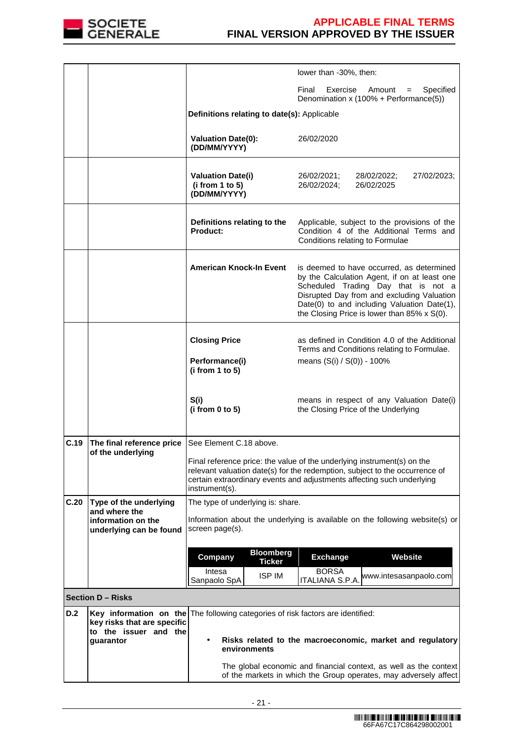| | | | |
|---|---|---|---|
| | | | lower than -30%, then: Final Exercise Amount = Specified Denomination x (100% + Performance(5)) |
| | | **Definitions relating to date(s):** Applicable | |
| | | **Valuation Date(0): (DD/MM/YYYY)** | 26/02/2020 |
| | | **Valuation Date(i) (i from 1 to 5) (DD/MM/YYYY)** | 26/02/2021; 28/02/2022; 27/02/2023; 26/02/2024; 26/02/2025 |
| | | **Definitions relating to the Product:** | Applicable, subject to the provisions of the Condition 4 of the Additional Terms and Conditions relating to Formulae |
| | | **American Knock-In Event** | is deemed to have occurred, as determined by the Calculation Agent, if on at least one Scheduled Trading Day that is not a Disrupted Day from and excluding Valuation Date(0) to and including Valuation Date(1), the Closing Price is lower than 85% x S(0). |
| | | **Closing Price** | as defined in Condition 4.0 of the Additional Terms and Conditions relating to Formulae. |
| | | **Performance(i) (i from 1 to 5)** | means (S(i) / S(0)) - 100% |
| | | **S(i) (i from 0 to 5)** | means in respect of any Valuation Date(i) the Closing Price of the Underlying |
| **C.19** | **The final reference price of the underlying** | See Element C.18 above. Final reference price: the value of the underlying instrument(s) on the relevant valuation date(s) for the redemption, subject to the occurrence of certain extraordinary events and adjustments affecting such underlying instrument(s). | |
| **C.20** | **Type of the underlying and where the information on the underlying can be found** | The type of underlying is: share. Information about the underlying is available on the following website(s) or screen page(s). | |

| Company | Bloomberg Ticker | Exchange | Website |
|---|---|---|---|
| Intesa Sanpaolo SpA | ISP IM | BORSA ITALIANA S.P.A. | www.intesasanpaolo.com |

**Section D – Risks**

| | | |
|---|---|---|
| **D.2** | **Key information on the key risks that are specific to the issuer and the guarantor** | The following categories of risk factors are identified: |

- **Risks related to the macroeconomic, market and regulatory environments**

  The global economic and financial context, as well as the context of the markets in which the Group operates, may adversely affect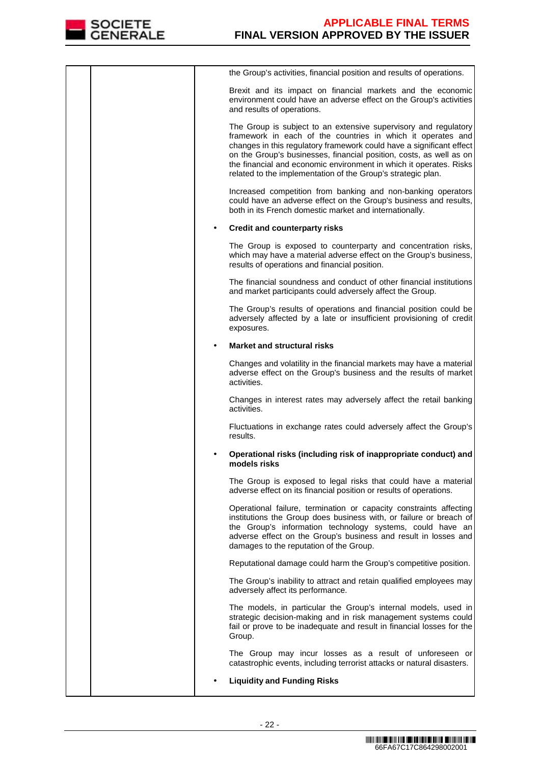| | | |
|---|---|---|
| | | the Group's activities, financial position and results of operations.<br><br>Brexit and its impact on financial markets and the economic environment could have an adverse effect on the Group's activities and results of operations.<br><br>The Group is subject to an extensive supervisory and regulatory framework in each of the countries in which it operates and changes in this regulatory framework could have a significant effect on the Group's businesses, financial position, costs, as well as on the financial and economic environment in which it operates. Risks related to the implementation of the Group's strategic plan.<br><br>Increased competition from banking and non-banking operators could have an adverse effect on the Group's business and results, both in its French domestic market and internationally.<br><br>• **Credit and counterparty risks**<br><br>The Group is exposed to counterparty and concentration risks, which may have a material adverse effect on the Group's business, results of operations and financial position.<br><br>The financial soundness and conduct of other financial institutions and market participants could adversely affect the Group.<br><br>The Group's results of operations and financial position could be adversely affected by a late or insufficient provisioning of credit exposures.<br><br>• **Market and structural risks**<br><br>Changes and volatility in the financial markets may have a material adverse effect on the Group's business and the results of market activities.<br><br>Changes in interest rates may adversely affect the retail banking activities.<br><br>Fluctuations in exchange rates could adversely affect the Group's results.<br><br>• **Operational risks (including risk of inappropriate conduct) and models risks**<br><br>The Group is exposed to legal risks that could have a material adverse effect on its financial position or results of operations.<br><br>Operational failure, termination or capacity constraints affecting institutions the Group does business with, or failure or breach of the Group's information technology systems, could have an adverse effect on the Group's business and result in losses and damages to the reputation of the Group.<br><br>Reputational damage could harm the Group's competitive position.<br><br>The Group's inability to attract and retain qualified employees may adversely affect its performance.<br><br>The models, in particular the Group's internal models, used in strategic decision-making and in risk management systems could fail or prove to be inadequate and result in financial losses for the Group.<br><br>The Group may incur losses as a result of unforeseen or catastrophic events, including terrorist attacks or natural disasters.<br><br>• **Liquidity and Funding Risks** |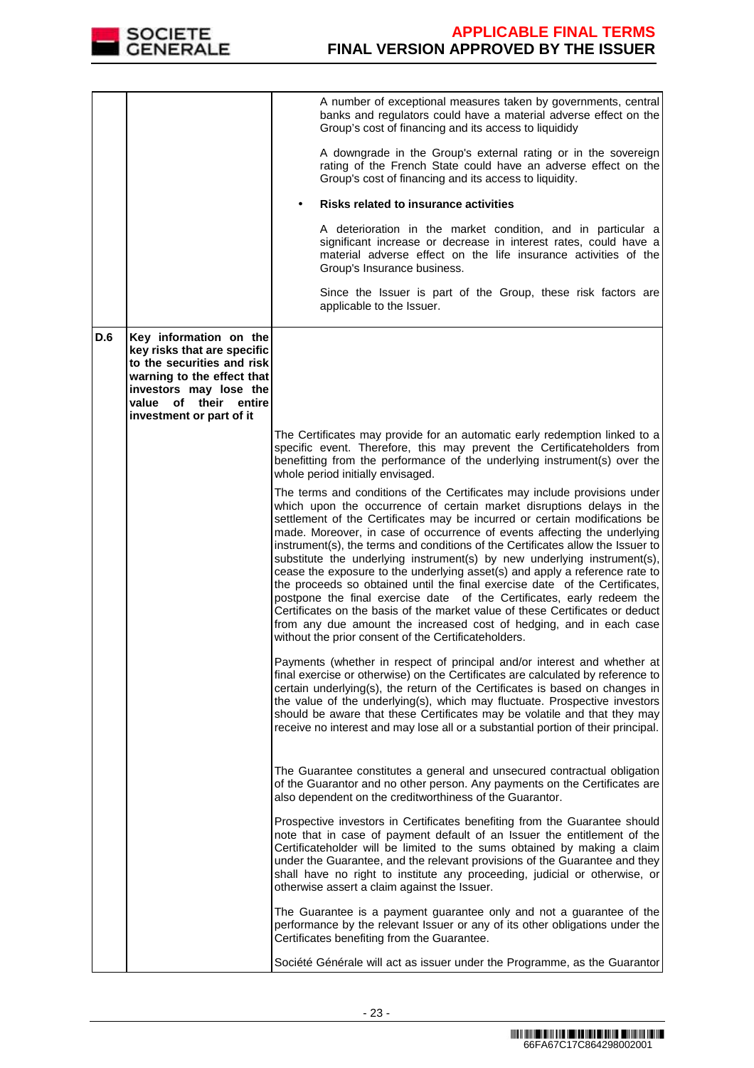| | | |
|---|---|---|
| | | A number of exceptional measures taken by governments, central banks and regulators could have a material adverse effect on the Group's cost of financing and its access to liquididy<br><br>A downgrade in the Group's external rating or in the sovereign rating of the French State could have an adverse effect on the Group's cost of financing and its access to liquidity.<br><br>• **Risks related to insurance activities**<br><br>A deterioration in the market condition, and in particular a significant increase or decrease in interest rates, could have a material adverse effect on the life insurance activities of the Group's Insurance business.<br><br>Since the Issuer is part of the Group, these risk factors are applicable to the Issuer. |
| **D.6** | **Key information on the key risks that are specific to the securities and risk warning to the effect that investors may lose the value of their entire investment or part of it** | |
| | | The Certificates may provide for an automatic early redemption linked to a specific event. Therefore, this may prevent the Certificateholders from benefitting from the performance of the underlying instrument(s) over the whole period initially envisaged.<br><br>The terms and conditions of the Certificates may include provisions under which upon the occurrence of certain market disruptions delays in the settlement of the Certificates may be incurred or certain modifications be made. Moreover, in case of occurrence of events affecting the underlying instrument(s), the terms and conditions of the Certificates allow the Issuer to substitute the underlying instrument(s) by new underlying instrument(s), cease the exposure to the underlying asset(s) and apply a reference rate to the proceeds so obtained until the final exercise date of the Certificates, postpone the final exercise date of the Certificates, early redeem the Certificates on the basis of the market value of these Certificates or deduct from any due amount the increased cost of hedging, and in each case without the prior consent of the Certificateholders.<br><br>Payments (whether in respect of principal and/or interest and whether at final exercise or otherwise) on the Certificates are calculated by reference to certain underlying(s), the return of the Certificates is based on changes in the value of the underlying(s), which may fluctuate. Prospective investors should be aware that these Certificates may be volatile and that they may receive no interest and may lose all or a substantial portion of their principal.<br><br>The Guarantee constitutes a general and unsecured contractual obligation of the Guarantor and no other person. Any payments on the Certificates are also dependent on the creditworthiness of the Guarantor.<br><br>Prospective investors in Certificates benefiting from the Guarantee should note that in case of payment default of an Issuer the entitlement of the Certificateholder will be limited to the sums obtained by making a claim under the Guarantee, and the relevant provisions of the Guarantee and they shall have no right to institute any proceeding, judicial or otherwise, or otherwise assert a claim against the Issuer.<br><br>The Guarantee is a payment guarantee only and not a guarantee of the performance by the relevant Issuer or any of its other obligations under the Certificates benefiting from the Guarantee.<br><br>Société Générale will act as issuer under the Programme, as the Guarantor |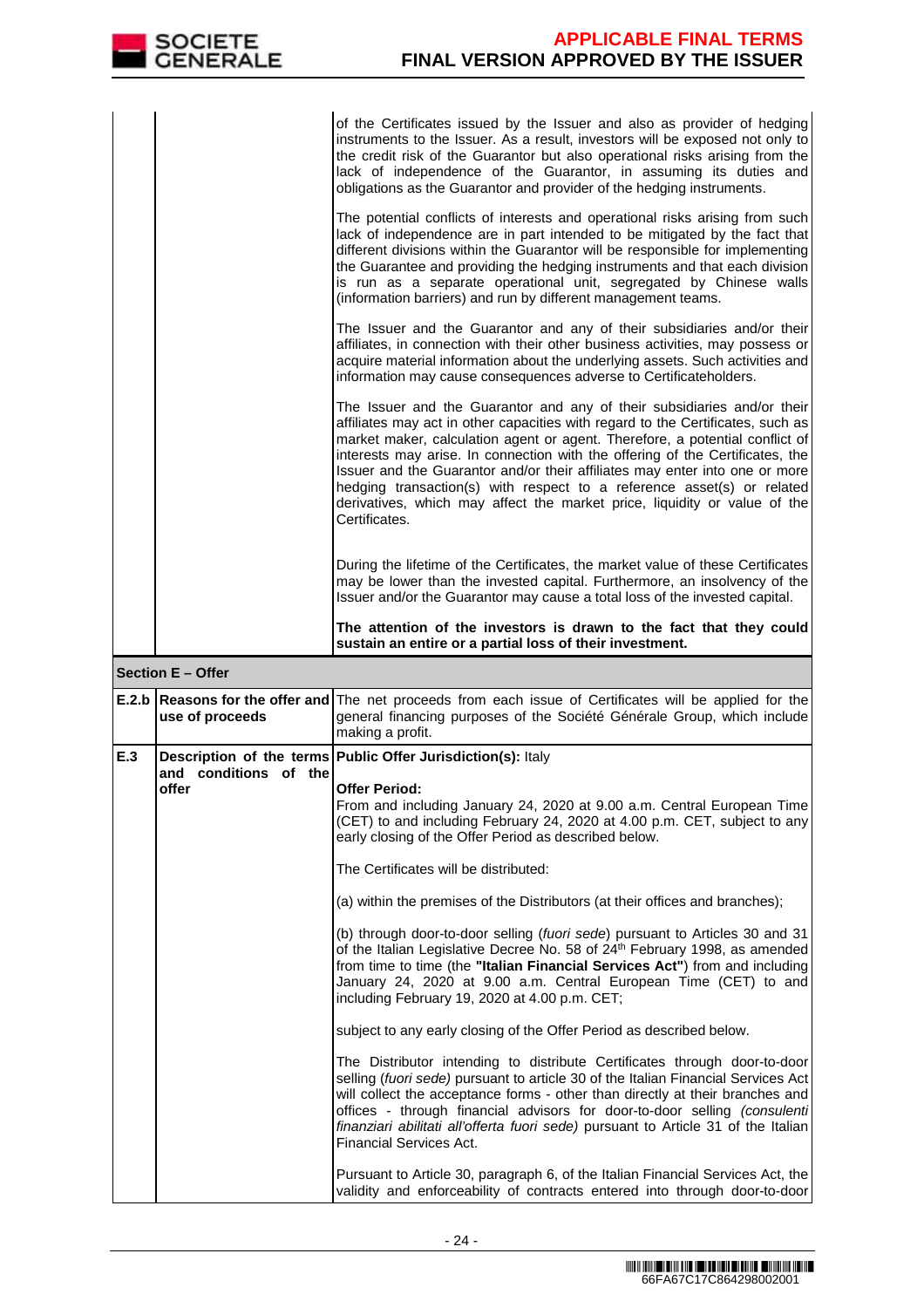| | | |
|---|---|---|
| | | of the Certificates issued by the Issuer and also as provider of hedging instruments to the Issuer. As a result, investors will be exposed not only to the credit risk of the Guarantor but also operational risks arising from the lack of independence of the Guarantor, in assuming its duties and obligations as the Guarantor and provider of the hedging instruments.<br><br>The potential conflicts of interests and operational risks arising from such lack of independence are in part intended to be mitigated by the fact that different divisions within the Guarantor will be responsible for implementing the Guarantee and providing the hedging instruments and that each division is run as a separate operational unit, segregated by Chinese walls (information barriers) and run by different management teams.<br><br>The Issuer and the Guarantor and any of their subsidiaries and/or their affiliates, in connection with their other business activities, may possess or acquire material information about the underlying assets. Such activities and information may cause consequences adverse to Certificateholders.<br><br>The Issuer and the Guarantor and any of their subsidiaries and/or their affiliates may act in other capacities with regard to the Certificates, such as market maker, calculation agent or agent. Therefore, a potential conflict of interests may arise. In connection with the offering of the Certificates, the Issuer and the Guarantor and/or their affiliates may enter into one or more hedging transaction(s) with respect to a reference asset(s) or related derivatives, which may affect the market price, liquidity or value of the Certificates.<br><br>During the lifetime of the Certificates, the market value of these Certificates may be lower than the invested capital. Furthermore, an insolvency of the Issuer and/or the Guarantor may cause a total loss of the invested capital.<br><br>**The attention of the investors is drawn to the fact that they could sustain an entire or a partial loss of their investment.** |
| **Section E – Offer** | | |
| **E.2.b** | **Reasons for the offer and use of proceeds** | The net proceeds from each issue of Certificates will be applied for the general financing purposes of the Société Générale Group, which include making a profit. |
| **E.3** | **Description of the terms and conditions of the offer** | **Public Offer Jurisdiction(s):** Italy<br><br>**Offer Period:**<br>From and including January 24, 2020 at 9.00 a.m. Central European Time (CET) to and including February 24, 2020 at 4.00 p.m. CET, subject to any early closing of the Offer Period as described below.<br><br>The Certificates will be distributed:<br><br>(a) within the premises of the Distributors (at their offices and branches);<br><br>(b) through door-to-door selling (*fuori sede*) pursuant to Articles 30 and 31 of the Italian Legislative Decree No. 58 of 24th February 1998, as amended from time to time (the **"Italian Financial Services Act"**) from and including January 24, 2020 at 9.00 a.m. Central European Time (CET) to and including February 19, 2020 at 4.00 p.m. CET;<br><br>subject to any early closing of the Offer Period as described below.<br><br>The Distributor intending to distribute Certificates through door-to-door selling (*fuori sede)* pursuant to article 30 of the Italian Financial Services Act will collect the acceptance forms - other than directly at their branches and offices - through financial advisors for door-to-door selling *(consulenti finanziari abilitati all'offerta fuori sede)* pursuant to Article 31 of the Italian Financial Services Act.<br><br>Pursuant to Article 30, paragraph 6, of the Italian Financial Services Act, the validity and enforceability of contracts entered into through door-to-door |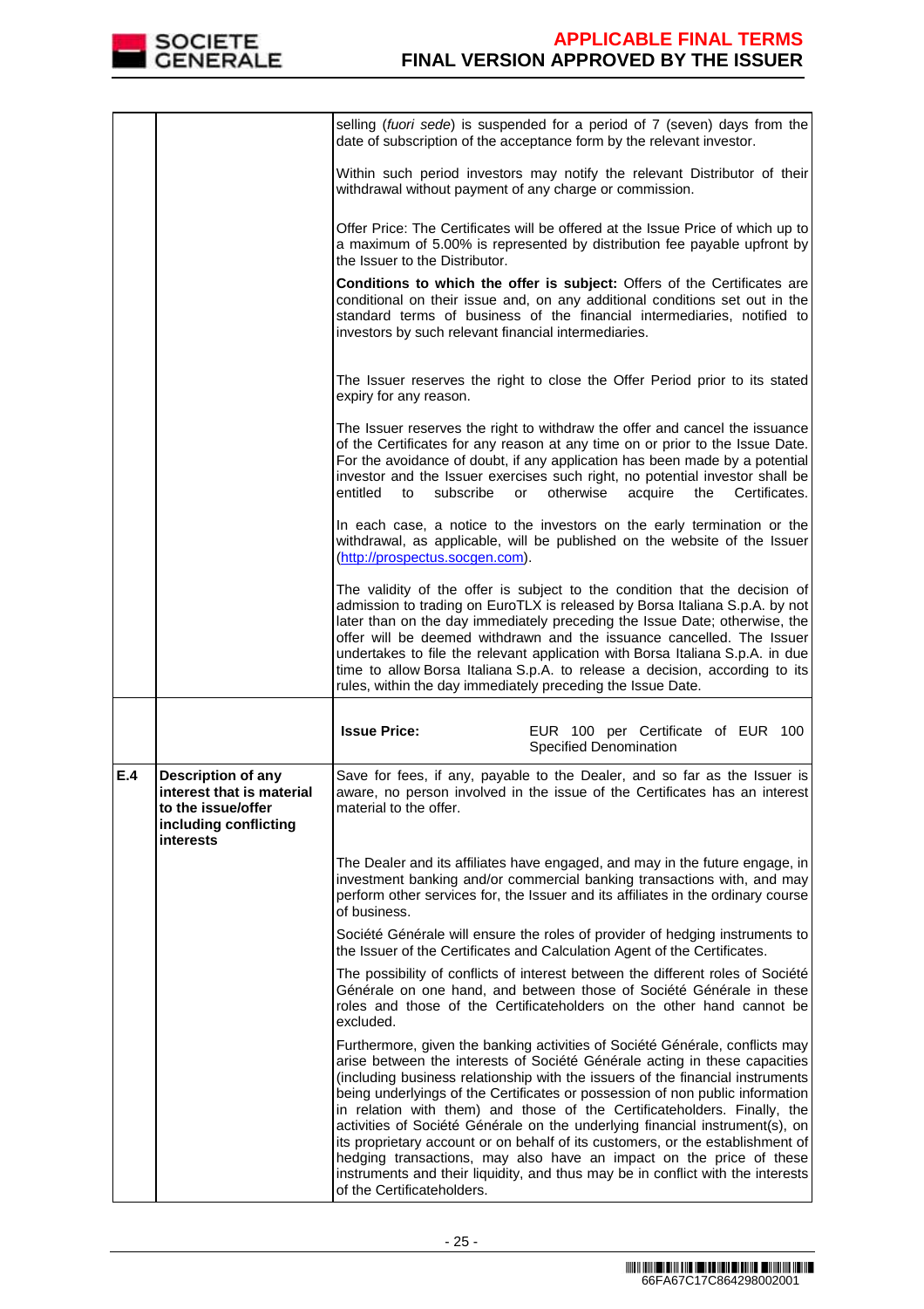| | | |
|---|---|---|
| | | selling (*fuori sede*) is suspended for a period of 7 (seven) days from the date of subscription of the acceptance form by the relevant investor.<br><br>Within such period investors may notify the relevant Distributor of their withdrawal without payment of any charge or commission.<br><br>Offer Price: The Certificates will be offered at the Issue Price of which up to a maximum of 5.00% is represented by distribution fee payable upfront by the Issuer to the Distributor.<br><br>**Conditions to which the offer is subject:** Offers of the Certificates are conditional on their issue and, on any additional conditions set out in the standard terms of business of the financial intermediaries, notified to investors by such relevant financial intermediaries.<br><br>The Issuer reserves the right to close the Offer Period prior to its stated expiry for any reason.<br><br>The Issuer reserves the right to withdraw the offer and cancel the issuance of the Certificates for any reason at any time on or prior to the Issue Date. For the avoidance of doubt, if any application has been made by a potential investor and the Issuer exercises such right, no potential investor shall be entitled to subscribe or otherwise acquire the Certificates.<br><br>In each case, a notice to the investors on the early termination or the withdrawal, as applicable, will be published on the website of the Issuer (http://prospectus.socgen.com).<br><br>The validity of the offer is subject to the condition that the decision of admission to trading on EuroTLX is released by Borsa Italiana S.p.A. by not later than on the day immediately preceding the Issue Date; otherwise, the offer will be deemed withdrawn and the issuance cancelled. The Issuer undertakes to file the relevant application with Borsa Italiana S.p.A. in due time to allow Borsa Italiana S.p.A. to release a decision, according to its rules, within the day immediately preceding the Issue Date. |
| | | **Issue Price:** EUR 100 per Certificate of EUR 100 Specified Denomination |
| **E.4** | **Description of any interest that is material to the issue/offer including conflicting interests** | Save for fees, if any, payable to the Dealer, and so far as the Issuer is aware, no person involved in the issue of the Certificates has an interest material to the offer.<br><br>The Dealer and its affiliates have engaged, and may in the future engage, in investment banking and/or commercial banking transactions with, and may perform other services for, the Issuer and its affiliates in the ordinary course of business.<br><br>Société Générale will ensure the roles of provider of hedging instruments to the Issuer of the Certificates and Calculation Agent of the Certificates.<br><br>The possibility of conflicts of interest between the different roles of Société Générale on one hand, and between those of Société Générale in these roles and those of the Certificateholders on the other hand cannot be excluded.<br><br>Furthermore, given the banking activities of Société Générale, conflicts may arise between the interests of Société Générale acting in these capacities (including business relationship with the issuers of the financial instruments being underlyings of the Certificates or possession of non public information in relation with them) and those of the Certificateholders. Finally, the activities of Société Générale on the underlying financial instrument(s), on its proprietary account or on behalf of its customers, or the establishment of hedging transactions, may also have an impact on the price of these instruments and their liquidity, and thus may be in conflict with the interests of the Certificateholders. |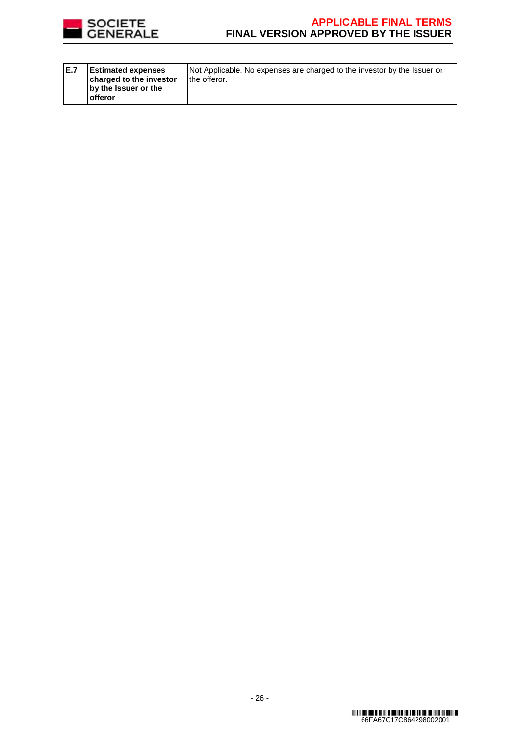| | | |
|---|---|---|
| **E.7** | **Estimated expenses charged to the investor by the Issuer or the offeror** | Not Applicable. No expenses are charged to the investor by the Issuer or the offeror. |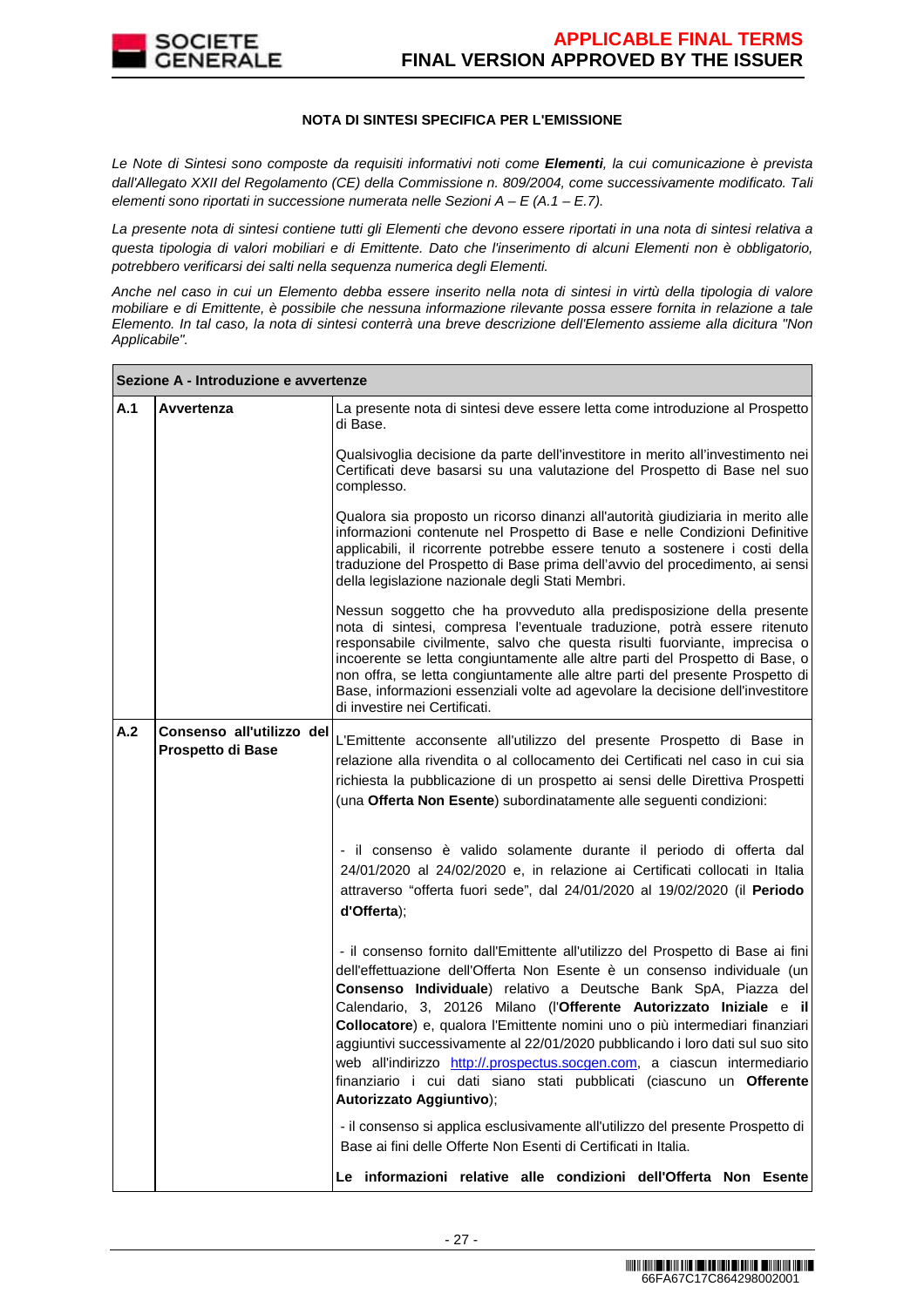**NOTA DI SINTESI SPECIFICA PER L'EMISSIONE**

*Le Note di Sintesi sono composte da requisiti informativi noti come **Elementi**, la cui comunicazione è prevista dall'Allegato XXII del Regolamento (CE) della Commissione n. 809/2004, come successivamente modificato. Tali elementi sono riportati in successione numerata nelle Sezioni A – E (A.1 – E.7).*

*La presente nota di sintesi contiene tutti gli Elementi che devono essere riportati in una nota di sintesi relativa a questa tipologia di valori mobiliari e di Emittente. Dato che l'inserimento di alcuni Elementi non è obbligatorio, potrebbero verificarsi dei salti nella sequenza numerica degli Elementi.*

*Anche nel caso in cui un Elemento debba essere inserito nella nota di sintesi in virtù della tipologia di valore mobiliare e di Emittente, è possibile che nessuna informazione rilevante possa essere fornita in relazione a tale Elemento. In tal caso, la nota di sintesi conterrà una breve descrizione dell'Elemento assieme alla dicitura "Non Applicabile".*

| **Sezione A - Introduzione e avvertenze** | | |
|---|---|---|
| **A.1** | **Avvertenza** | La presente nota di sintesi deve essere letta come introduzione al Prospetto di Base.<br><br>Qualsivoglia decisione da parte dell'investitore in merito all'investimento nei Certificati deve basarsi su una valutazione del Prospetto di Base nel suo complesso.<br><br>Qualora sia proposto un ricorso dinanzi all'autorità giudiziaria in merito alle informazioni contenute nel Prospetto di Base e nelle Condizioni Definitive applicabili, il ricorrente potrebbe essere tenuto a sostenere i costi della traduzione del Prospetto di Base prima dell'avvio del procedimento, ai sensi della legislazione nazionale degli Stati Membri.<br><br>Nessun soggetto che ha provveduto alla predisposizione della presente nota di sintesi, compresa l'eventuale traduzione, potrà essere ritenuto responsabile civilmente, salvo che questa risulti fuorviante, imprecisa o incoerente se letta congiuntamente alle altre parti del Prospetto di Base, o non offra, se letta congiuntamente alle altre parti del presente Prospetto di Base, informazioni essenziali volte ad agevolare la decisione dell'investitore di investire nei Certificati. |
| **A.2** | **Consenso all'utilizzo del Prospetto di Base** | L'Emittente acconsente all'utilizzo del presente Prospetto di Base in relazione alla rivendita o al collocamento dei Certificati nel caso in cui sia richiesta la pubblicazione di un prospetto ai sensi delle Direttiva Prospetti (una **Offerta Non Esente**) subordinatamente alle seguenti condizioni:<br><br>- il consenso è valido solamente durante il periodo di offerta dal 24/01/2020 al 24/02/2020 e, in relazione ai Certificati collocati in Italia attraverso "offerta fuori sede", dal 24/01/2020 al 19/02/2020 (il **Periodo d'Offerta**);<br><br>- il consenso fornito dall'Emittente all'utilizzo del Prospetto di Base ai fini dell'effettuazione dell'Offerta Non Esente è un consenso individuale (un **Consenso Individuale**) relativo a Deutsche Bank SpA, Piazza del Calendario, 3, 20126 Milano (l'**Offerente Autorizzato Iniziale** e **il Collocatore**) e, qualora l'Emittente nomini uno o più intermediari finanziari aggiuntivi successivamente al 22/01/2020 pubblicando i loro dati sul suo sito web all'indirizzo http://.prospectus.socgen.com, a ciascun intermediario finanziario i cui dati siano stati pubblicati (ciascuno un **Offerente Autorizzato Aggiuntivo**);<br><br>- il consenso si applica esclusivamente all'utilizzo del presente Prospetto di Base ai fini delle Offerte Non Esenti di Certificati in Italia.<br><br>**Le informazioni relative alle condizioni dell'Offerta Non Esente** |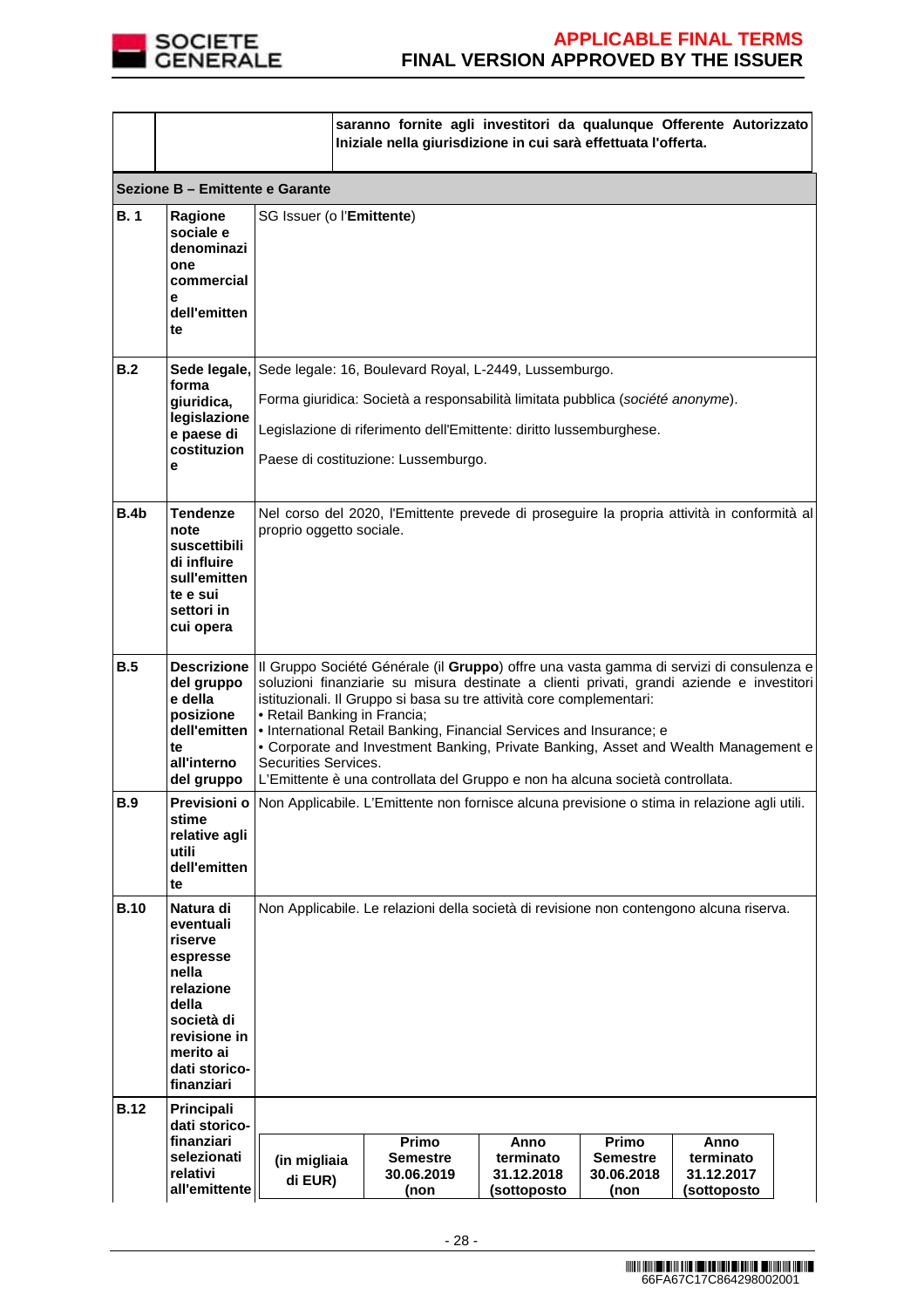| | | |
|---|---|---|
| | | **saranno fornite agli investitori da qualunque Offerente Autorizzato Iniziale nella giurisdizione in cui sarà effettuata l'offerta.** |

| | | |
|---|---|---|
| **Sezione B – Emittente e Garante** | | |
| **B. 1** | **Ragione sociale e denominazione commerciale dell'emittente** | SG Issuer (o l'**Emittente**) |
| **B.2** | **Sede legale, forma giuridica, legislazione e paese di costituzione** | Sede legale: 16, Boulevard Royal, L-2449, Lussemburgo.<br>Forma giuridica: Società a responsabilità limitata pubblica (*société anonyme*).<br>Legislazione di riferimento dell'Emittente: diritto lussemburghese.<br>Paese di costituzione: Lussemburgo. |
| **B.4b** | **Tendenze note suscettibili di influire sull'emittente e sui settori in cui opera** | Nel corso del 2020, l'Emittente prevede di proseguire la propria attività in conformità al proprio oggetto sociale. |
| **B.5** | **Descrizione del gruppo e della posizione dell'emittente all'interno del gruppo** | Il Gruppo Société Générale (il **Gruppo**) offre una vasta gamma di servizi di consulenza e soluzioni finanziarie su misura destinate a clienti privati, grandi aziende e investitori istituzionali. Il Gruppo si basa su tre attività core complementari:<br>• Retail Banking in Francia;<br>• International Retail Banking, Financial Services and Insurance; e<br>• Corporate and Investment Banking, Private Banking, Asset and Wealth Management e Securities Services.<br>L'Emittente è una controllata del Gruppo e non ha alcuna società controllata. |
| **B.9** | **Previsioni o stime relative agli utili dell'emittente** | Non Applicabile. L'Emittente non fornisce alcuna previsione o stima in relazione agli utili. |
| **B.10** | **Natura di eventuali riserve espresse nella relazione della società di revisione in merito ai dati storico-finanziari** | Non Applicabile. Le relazioni della società di revisione non contengono alcuna riserva. |
| **B.12** | **Principali dati storico-finanziari selezionati relativi all'emittente** | |

| (in migliaia di EUR) | Primo Semestre 30.06.2019 (non | Anno terminato 31.12.2018 (sottoposto | Primo Semestre 30.06.2018 (non | Anno terminato 31.12.2017 (sottoposto |
|---|---|---|---|---|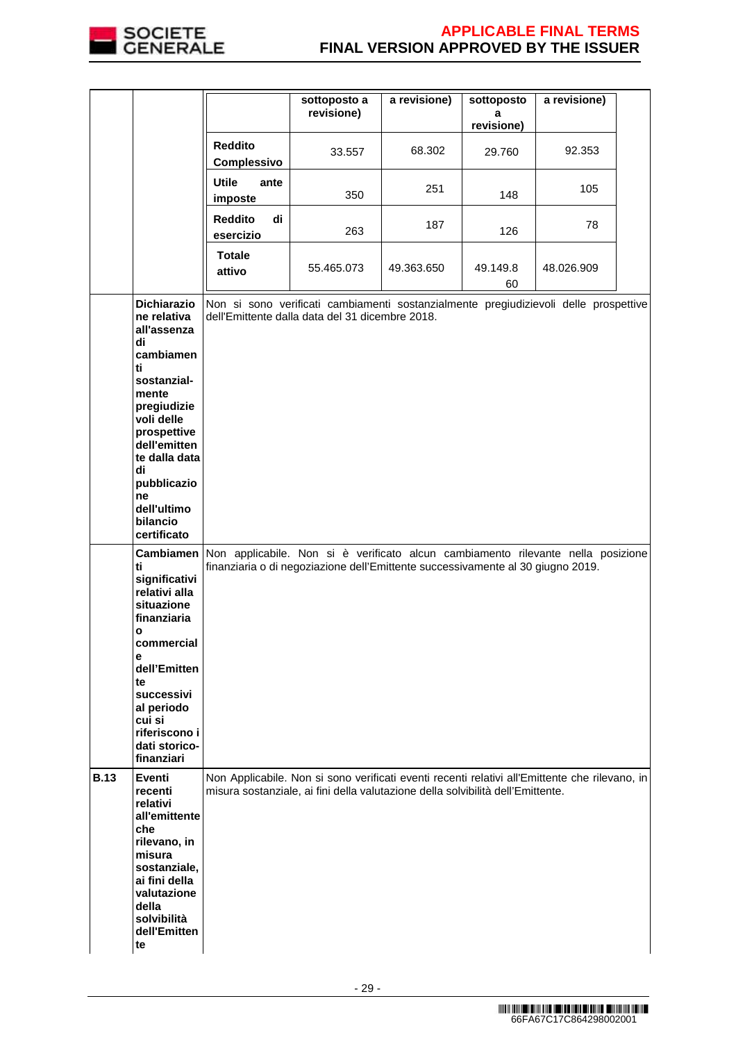| | | | | | | |
|---|---|---|---|---|---|---|
| | | | sottoposto a revisione) | a revisione) | sottoposto a revisione) | a revisione) |
| | | **Reddito Complessivo** | 33.557 | 68.302 | 29.760 | 92.353 |
| | | **Utile ante imposte** | 350 | 251 | 148 | 105 |
| | | **Reddito di esercizio** | 263 | 187 | 126 | 78 |
| | | **Totale attivo** | 55.465.073 | 49.363.650 | 49.149.860 | 48.026.909 |
| | **Dichiarazione relativa all'assenza di cambiamenti sostanzial-mente pregiudizievoli delle prospettive dell'emittente dalla data di pubblicazione dell'ultimo bilancio certificato** | Non si sono verificati cambiamenti sostanzialmente pregiudizievoli delle prospettive dell'Emittente dalla data del 31 dicembre 2018. | | | | |
| | **Cambiamenti significativi relativi alla situazione finanziaria o commerciale dell'Emittente successivi al periodo cui si riferiscono i dati storico-finanziari** | Non applicabile. Non si è verificato alcun cambiamento rilevante nella posizione finanziaria o di negoziazione dell'Emittente successivamente al 30 giugno 2019. | | | | |
| **B.13** | **Eventi recenti relativi all'emittente che rilevano, in misura sostanziale, ai fini della valutazione della solvibilità dell'Emittente** | Non Applicabile. Non si sono verificati eventi recenti relativi all'Emittente che rilevano, in misura sostanziale, ai fini della valutazione della solvibilità dell'Emittente. | | | | |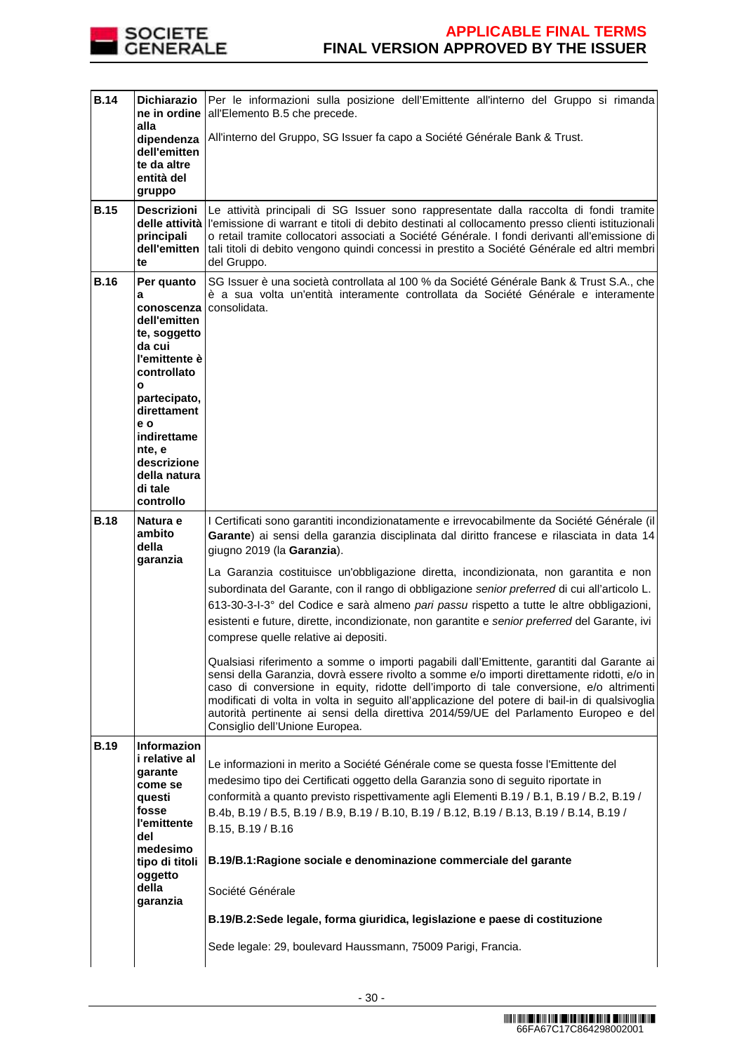| | | |
|---|---|---|
| **B.14** | **Dichiarazione in ordine alla dipendenza dell'emittente da altre entità del gruppo** | Per le informazioni sulla posizione dell'Emittente all'interno del Gruppo si rimanda all'Elemento B.5 che precede.<br><br>All'interno del Gruppo, SG Issuer fa capo a Société Générale Bank & Trust. |
| **B.15** | **Descrizioni delle attività principali dell'emittente** | Le attività principali di SG Issuer sono rappresentate dalla raccolta di fondi tramite l'emissione di warrant e titoli di debito destinati al collocamento presso clienti istituzionali o retail tramite collocatori associati a Société Générale. I fondi derivanti all'emissione di tali titoli di debito vengono quindi concessi in prestito a Société Générale ed altri membri del Gruppo. |
| **B.16** | **Per quanto a conoscenza dell'emittente, soggetto da cui l'emittente è controllato o partecipato, direttamente e o indirettamente, e descrizione della natura di tale controllo** | SG Issuer è una società controllata al 100 % da Société Générale Bank & Trust S.A., che è a sua volta un'entità interamente controllata da Société Générale e interamente consolidata. |
| **B.18** | **Natura e ambito della garanzia** | I Certificati sono garantiti incondizionatamente e irrevocabilmente da Société Générale (il **Garante**) ai sensi della garanzia disciplinata dal diritto francese e rilasciata in data 14 giugno 2019 (la **Garanzia**).<br><br>La Garanzia costituisce un'obbligazione diretta, incondizionata, non garantita e non subordinata del Garante, con il rango di obbligazione *senior preferred* di cui all'articolo L. 613-30-3-I-3° del Codice e sarà almeno *pari passu* rispetto a tutte le altre obbligazioni, esistenti e future, dirette, incondizionate, non garantite e *senior preferred* del Garante, ivi comprese quelle relative ai depositi.<br><br>Qualsiasi riferimento a somme o importi pagabili dall'Emittente, garantiti dal Garante ai sensi della Garanzia, dovrà essere rivolto a somme e/o importi direttamente ridotti, e/o in caso di conversione in equity, ridotte dell'importo di tale conversione, e/o altrimenti modificati di volta in volta in seguito all'applicazione del potere di bail-in di qualsivoglia autorità pertinente ai sensi della direttiva 2014/59/UE del Parlamento Europeo e del Consiglio dell'Unione Europea. |
| **B.19** | **Informazioni relative al garante come se questi fosse l'emittente del medesimo tipo di titoli oggetto della garanzia** | Le informazioni in merito a Société Générale come se questa fosse l'Emittente del medesimo tipo dei Certificati oggetto della Garanzia sono di seguito riportate in conformità a quanto previsto rispettivamente agli Elementi B.19 / B.1, B.19 / B.2, B.19 / B.4b, B.19 / B.5, B.19 / B.9, B.19 / B.10, B.19 / B.12, B.19 / B.13, B.19 / B.14, B.19 / B.15, B.19 / B.16<br><br>**B.19/B.1:Ragione sociale e denominazione commerciale del garante**<br><br>Société Générale<br><br>**B.19/B.2:Sede legale, forma giuridica, legislazione e paese di costituzione**<br><br>Sede legale: 29, boulevard Haussmann, 75009 Parigi, Francia. |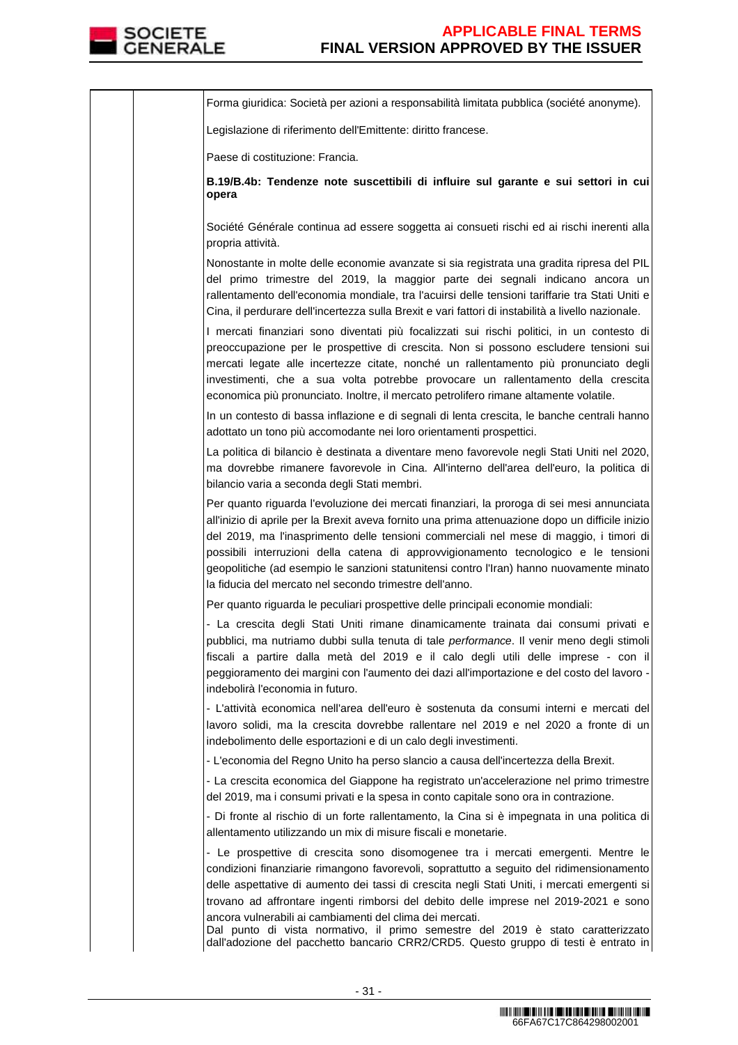| | | |
|---|---|---|
| | | Forma giuridica: Società per azioni a responsabilità limitata pubblica (société anonyme).<br><br>Legislazione di riferimento dell'Emittente: diritto francese.<br><br>Paese di costituzione: Francia.<br><br>**B.19/B.4b: Tendenze note suscettibili di influire sul garante e sui settori in cui opera**<br><br>Société Générale continua ad essere soggetta ai consueti rischi ed ai rischi inerenti alla propria attività.<br><br>Nonostante in molte delle economie avanzate si sia registrata una gradita ripresa del PIL del primo trimestre del 2019, la maggior parte dei segnali indicano ancora un rallentamento dell'economia mondiale, tra l'acuirsi delle tensioni tariffarie tra Stati Uniti e Cina, il perdurare dell'incertezza sulla Brexit e vari fattori di instabilità a livello nazionale.<br><br>I mercati finanziari sono diventati più focalizzati sui rischi politici, in un contesto di preoccupazione per le prospettive di crescita. Non si possono escludere tensioni sui mercati legate alle incertezze citate, nonché un rallentamento più pronunciato degli investimenti, che a sua volta potrebbe provocare un rallentamento della crescita economica più pronunciato. Inoltre, il mercato petrolifero rimane altamente volatile.<br><br>In un contesto di bassa inflazione e di segnali di lenta crescita, le banche centrali hanno adottato un tono più accomodante nei loro orientamenti prospettici.<br><br>La politica di bilancio è destinata a diventare meno favorevole negli Stati Uniti nel 2020, ma dovrebbe rimanere favorevole in Cina. All'interno dell'area dell'euro, la politica di bilancio varia a seconda degli Stati membri.<br><br>Per quanto riguarda l'evoluzione dei mercati finanziari, la proroga di sei mesi annunciata all'inizio di aprile per la Brexit aveva fornito una prima attenuazione dopo un difficile inizio del 2019, ma l'inasprimento delle tensioni commerciali nel mese di maggio, i timori di possibili interruzioni della catena di approvvigionamento tecnologico e le tensioni geopolitiche (ad esempio le sanzioni statunitensi contro l'Iran) hanno nuovamente minato la fiducia del mercato nel secondo trimestre dell'anno.<br><br>Per quanto riguarda le peculiari prospettive delle principali economie mondiali:<br><br>- La crescita degli Stati Uniti rimane dinamicamente trainata dai consumi privati e pubblici, ma nutriamo dubbi sulla tenuta di tale *performance*. Il venir meno degli stimoli fiscali a partire dalla metà del 2019 e il calo degli utili delle imprese - con il peggioramento dei margini con l'aumento dei dazi all'importazione e del costo del lavoro - indebolirà l'economia in futuro.<br><br>- L'attività economica nell'area dell'euro è sostenuta da consumi interni e mercati del lavoro solidi, ma la crescita dovrebbe rallentare nel 2019 e nel 2020 a fronte di un indebolimento delle esportazioni e di un calo degli investimenti.<br><br>- L'economia del Regno Unito ha perso slancio a causa dell'incertezza della Brexit.<br><br>- La crescita economica del Giappone ha registrato un'accelerazione nel primo trimestre del 2019, ma i consumi privati e la spesa in conto capitale sono ora in contrazione.<br><br>- Di fronte al rischio di un forte rallentamento, la Cina si è impegnata in una politica di allentamento utilizzando un mix di misure fiscali e monetarie.<br><br>- Le prospettive di crescita sono disomogenee tra i mercati emergenti. Mentre le condizioni finanziarie rimangono favorevoli, soprattutto a seguito del ridimensionamento delle aspettative di aumento dei tassi di crescita negli Stati Uniti, i mercati emergenti si trovano ad affrontare ingenti rimborsi del debito delle imprese nel 2019-2021 e sono ancora vulnerabili ai cambiamenti del clima dei mercati.<br>Dal punto di vista normativo, il primo semestre del 2019 è stato caratterizzato dall'adozione del pacchetto bancario CRR2/CRD5. Questo gruppo di testi è entrato in |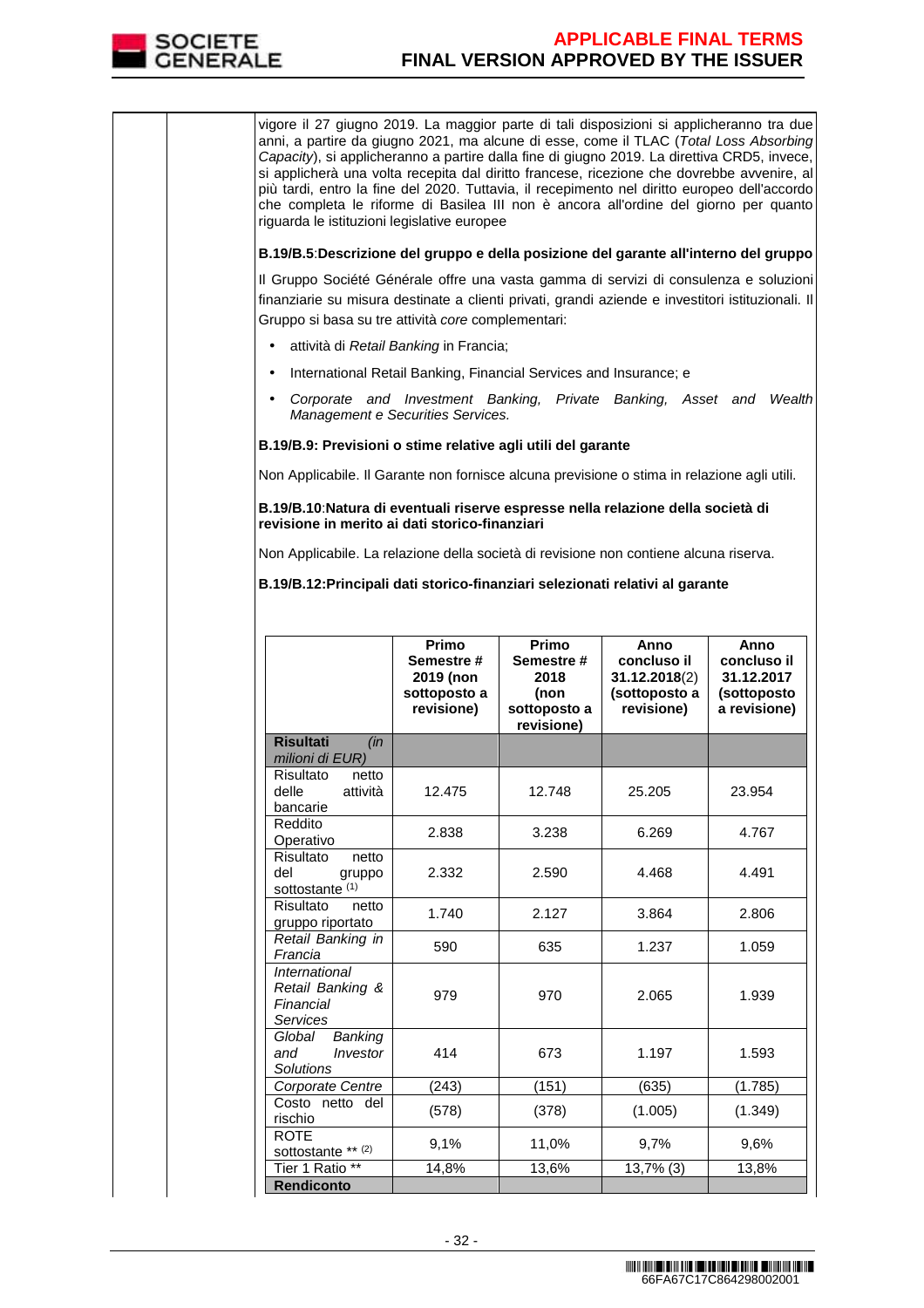vigore il 27 giugno 2019. La maggior parte di tali disposizioni si applicheranno tra due anni, a partire da giugno 2021, ma alcune di esse, come il TLAC (*Total Loss Absorbing Capacity*), si applicheranno a partire dalla fine di giugno 2019. La direttiva CRD5, invece, si applicherà una volta recepita dal diritto francese, ricezione che dovrebbe avvenire, al più tardi, entro la fine del 2020. Tuttavia, il recepimento nel diritto europeo dell'accordo che completa le riforme di Basilea III non è ancora all'ordine del giorno per quanto riguarda le istituzioni legislative europee

**B.19/B.5**:**Descrizione del gruppo e della posizione del garante all'interno del gruppo**

Il Gruppo Société Générale offre una vasta gamma di servizi di consulenza e soluzioni finanziarie su misura destinate a clienti privati, grandi aziende e investitori istituzionali. Il Gruppo si basa su tre attività *core* complementari:

- attività di *Retail Banking* in Francia;
- International Retail Banking, Financial Services and Insurance; e
- *Corporate and Investment Banking, Private Banking, Asset and Wealth Management e Securities Services.*

**B.19/B.9: Previsioni o stime relative agli utili del garante**

Non Applicabile. Il Garante non fornisce alcuna previsione o stima in relazione agli utili.

**B.19/B.10**:**Natura di eventuali riserve espresse nella relazione della società di revisione in merito ai dati storico-finanziari**

Non Applicabile. La relazione della società di revisione non contiene alcuna riserva.

**B.19/B.12**:**Principali dati storico-finanziari selezionati relativi al garante**

| | **Primo Semestre # 2019 (non sottoposto a revisione)** | **Primo Semestre # 2018 (non sottoposto a revisione)** | **Anno concluso il 31.12.2018(2) (sottoposto a revisione)** | **Anno concluso il 31.12.2017 (sottoposto a revisione)** |
|---|---|---|---|---|
| **Risultati** *(in milioni di EUR)* | | | | |
| Risultato netto delle attività bancarie | 12.475 | 12.748 | 25.205 | 23.954 |
| Reddito Operativo | 2.838 | 3.238 | 6.269 | 4.767 |
| Risultato netto del gruppo sottostante (1) | 2.332 | 2.590 | 4.468 | 4.491 |
| Risultato netto gruppo riportato | 1.740 | 2.127 | 3.864 | 2.806 |
| *Retail Banking in Francia* | 590 | 635 | 1.237 | 1.059 |
| *International Retail Banking & Financial Services* | 979 | 970 | 2.065 | 1.939 |
| *Global Banking and Investor Solutions* | 414 | 673 | 1.197 | 1.593 |
| *Corporate Centre* | (243) | (151) | (635) | (1.785) |
| Costo netto del rischio | (578) | (378) | (1.005) | (1.349) |
| ROTE sottostante ** (2) | 9,1% | 11,0% | 9,7% | 9,6% |
| Tier 1 Ratio ** | 14,8% | 13,6% | 13,7% (3) | 13,8% |
| **Rendiconto** | | | | |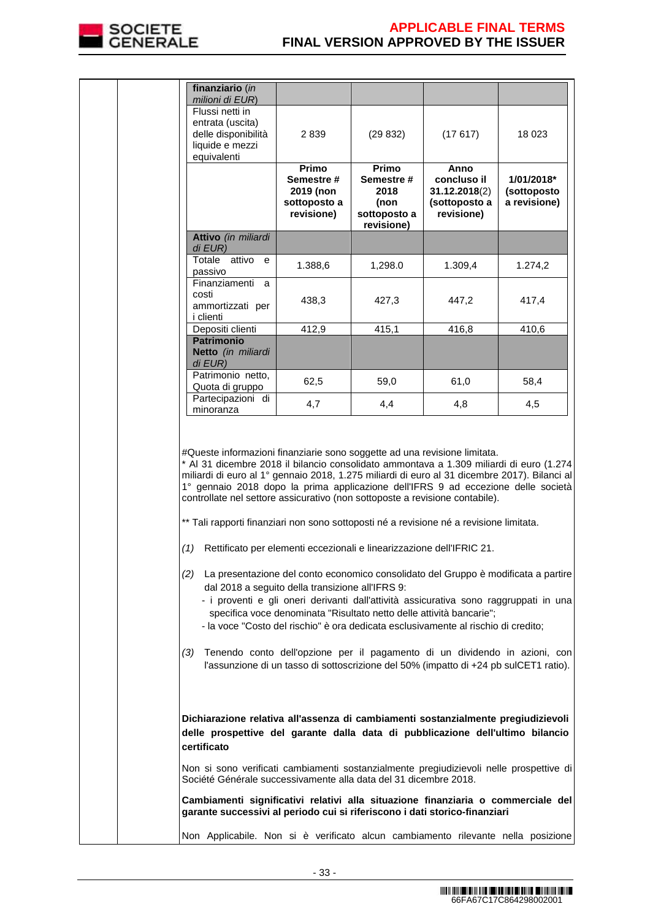| | | | | |
|---|---|---|---|---|
| **finanziario** *(in milioni di EUR)* | | | | |
| Flussi netti in entrata (uscita) delle disponibilità liquide e mezzi equivalenti | 2 839 | (29 832) | (17 617) | 18 023 |
| | **Primo Semestre # 2019 (non sottoposto a revisione)** | **Primo Semestre # 2018 (non sottoposto a revisione)** | **Anno concluso il 31.12.2018**(2) **(sottoposto a revisione)** | **1/01/2018* (sottoposto a revisione)** |
| **Attivo** *(in miliardi di EUR)* | | | | |
| Totale attivo e passivo | 1.388,6 | 1,298.0 | 1.309,4 | 1.274,2 |
| Finanziamenti a costi ammortizzati per i clienti | 438,3 | 427,3 | 447,2 | 417,4 |
| Depositi clienti | 412,9 | 415,1 | 416,8 | 410,6 |
| **Patrimonio Netto** *(in miliardi di EUR)* | | | | |
| Patrimonio netto, Quota di gruppo | 62,5 | 59,0 | 61,0 | 58,4 |
| Partecipazioni di minoranza | 4,7 | 4,4 | 4,8 | 4,5 |

#Queste informazioni finanziarie sono soggette ad una revisione limitata.
* Al 31 dicembre 2018 il bilancio consolidato ammontava a 1.309 miliardi di euro (1.274 miliardi di euro al 1° gennaio 2018, 1.275 miliardi di euro al 31 dicembre 2017). Bilanci al 1° gennaio 2018 dopo la prima applicazione dell'IFRS 9 ad eccezione delle società controllate nel settore assicurativo (non sottoposte a revisione contabile).

** Tali rapporti finanziari non sono sottoposti né a revisione né a revisione limitata.

*(1)* Rettificato per elementi eccezionali e linearizzazione dell'IFRIC 21.

*(2)* La presentazione del conto economico consolidato del Gruppo è modificata a partire dal 2018 a seguito della transizione all'IFRS 9:
- i proventi e gli oneri derivanti dall'attività assicurativa sono raggruppati in una specifica voce denominata "Risultato netto delle attività bancarie";
- la voce "Costo del rischio" è ora dedicata esclusivamente al rischio di credito;

*(3)* Tenendo conto dell'opzione per il pagamento di un dividendo in azioni, con l'assunzione di un tasso di sottoscrizione del 50% (impatto di +24 pb sulCET1 ratio).

**Dichiarazione relativa all'assenza di cambiamenti sostanzialmente pregiudizievoli delle prospettive del garante dalla data di pubblicazione dell'ultimo bilancio certificato**

Non si sono verificati cambiamenti sostanzialmente pregiudizievoli nelle prospettive di Société Générale successivamente alla data del 31 dicembre 2018.

**Cambiamenti significativi relativi alla situazione finanziaria o commerciale del garante successivi al periodo cui si riferiscono i dati storico-finanziari**

Non Applicabile. Non si è verificato alcun cambiamento rilevante nella posizione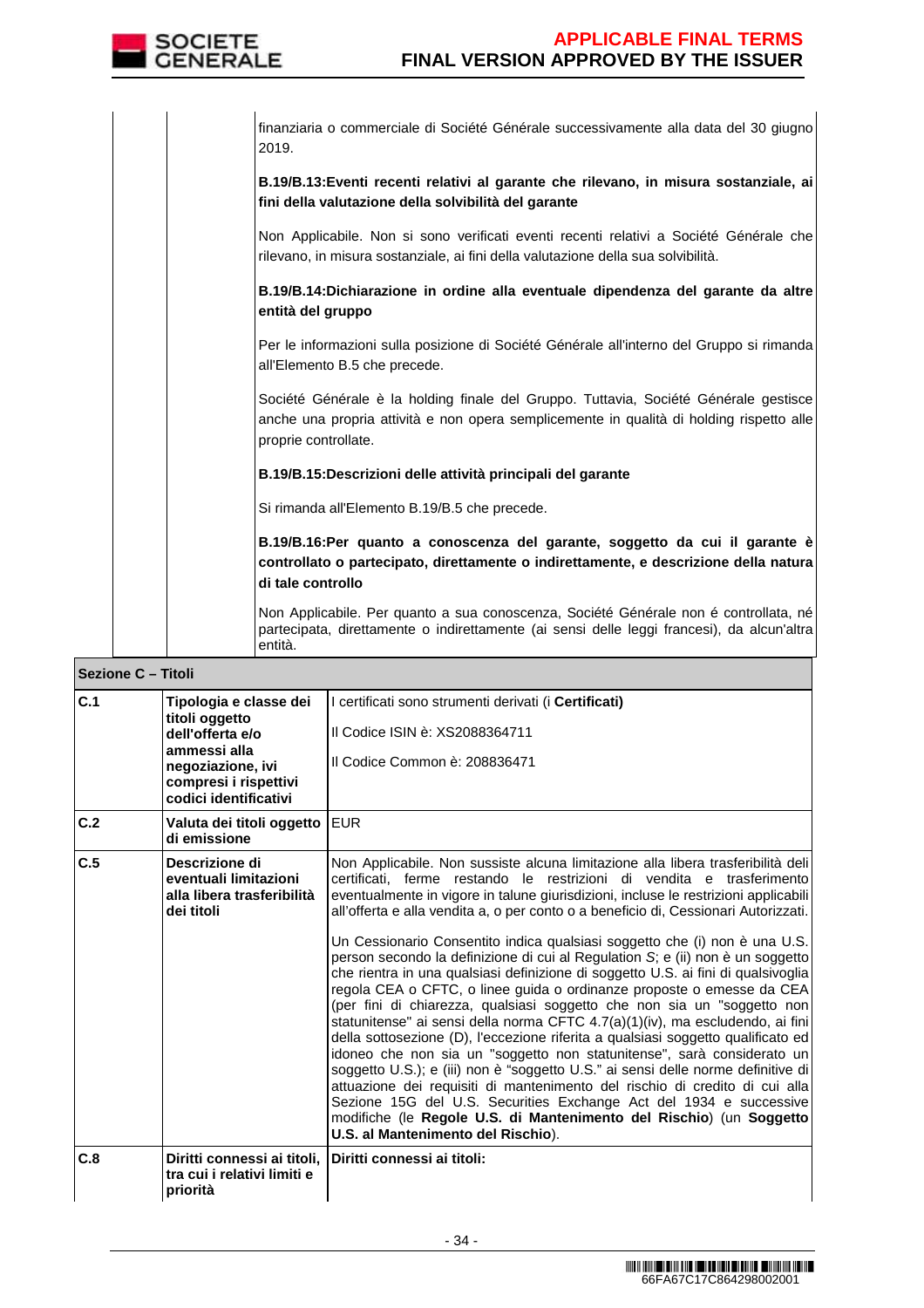| | | |
|---|---|---|
| | | finanziaria o commerciale di Société Générale successivamente alla data del 30 giugno 2019.<br><br>**B.19/B.13:Eventi recenti relativi al garante che rilevano, in misura sostanziale, ai fini della valutazione della solvibilità del garante**<br><br>Non Applicabile. Non si sono verificati eventi recenti relativi a Société Générale che rilevano, in misura sostanziale, ai fini della valutazione della sua solvibilità.<br><br>**B.19/B.14:Dichiarazione in ordine alla eventuale dipendenza del garante da altre entità del gruppo**<br><br>Per le informazioni sulla posizione di Société Générale all'interno del Gruppo si rimanda all'Elemento B.5 che precede.<br><br>Société Générale è la holding finale del Gruppo. Tuttavia, Société Générale gestisce anche una propria attività e non opera semplicemente in qualità di holding rispetto alle proprie controllate.<br><br>**B.19/B.15:Descrizioni delle attività principali del garante**<br><br>Si rimanda all'Elemento B.19/B.5 che precede.<br><br>**B.19/B.16:Per quanto a conoscenza del garante, soggetto da cui il garante è controllato o partecipato, direttamente o indirettamente, e descrizione della natura di tale controllo**<br><br>Non Applicabile. Per quanto a sua conoscenza, Société Générale non é controllata, né partecipata, direttamente o indirettamente (ai sensi delle leggi francesi), da alcun'altra entità. |

**Sezione C – Titoli**

| | | |
|---|---|---|
| **C.1** | **Tipologia e classe dei titoli oggetto dell'offerta e/o ammessi alla negoziazione, ivi compresi i rispettivi codici identificativi** | I certificati sono strumenti derivati (i **Certificati)**<br><br>Il Codice ISIN è: XS2088364711<br><br>Il Codice Common è: 208836471 |
| **C.2** | **Valuta dei titoli oggetto di emissione** | EUR |
| **C.5** | **Descrizione di eventuali limitazioni alla libera trasferibilità dei titoli** | Non Applicabile. Non sussiste alcuna limitazione alla libera trasferibilità deli certificati, ferme restando le restrizioni di vendita e trasferimento eventualmente in vigore in talune giurisdizioni, incluse le restrizioni applicabili all'offerta e alla vendita a, o per conto o a beneficio di, Cessionari Autorizzati.<br><br>Un Cessionario Consentito indica qualsiasi soggetto che (i) non è una U.S. person secondo la definizione di cui al Regulation S; e (ii) non è un soggetto che rientra in una qualsiasi definizione di soggetto U.S. ai fini di qualsivoglia regola CEA o CFTC, o linee guida o ordinanze proposte o emesse da CEA (per fini di chiarezza, qualsiasi soggetto che non sia un "soggetto non statunitense" ai sensi della norma CFTC 4.7(a)(1)(iv), ma escludendo, ai fini della sottosezione (D), l'eccezione riferita a qualsiasi soggetto qualificato ed idoneo che non sia un "soggetto non statunitense", sarà considerato un soggetto U.S.); e (iii) non è "soggetto U.S." ai sensi delle norme definitive di attuazione dei requisiti di mantenimento del rischio di credito di cui alla Sezione 15G del U.S. Securities Exchange Act del 1934 e successive modifiche (le **Regole U.S. di Mantenimento del Rischio**) (un **Soggetto U.S. al Mantenimento del Rischio**). |
| **C.8** | **Diritti connessi ai titoli, tra cui i relativi limiti e priorità** | **Diritti connessi ai titoli:** |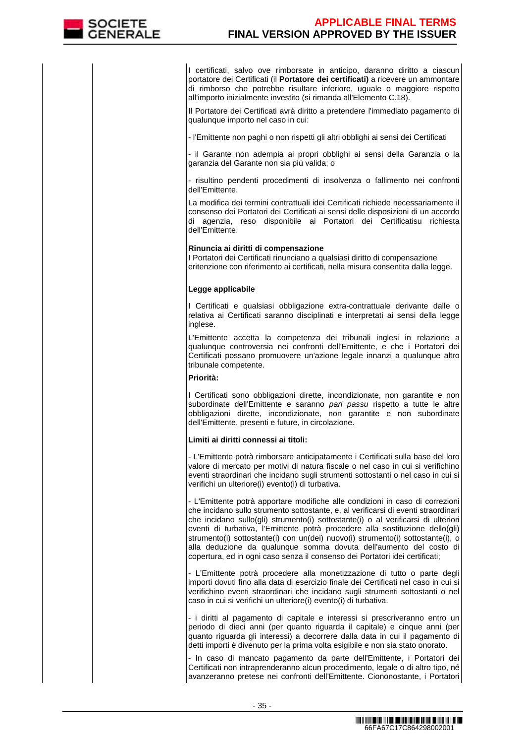I certificati, salvo ove rimborsate in anticipo, daranno diritto a ciascun portatore dei Certificati (il **Portatore dei certificati)** a ricevere un ammontare di rimborso che potrebbe risultare inferiore, uguale o maggiore rispetto all'importo inizialmente investito (si rimanda all'Elemento C.18).

Il Portatore dei Certificati avrà diritto a pretendere l'immediato pagamento di qualunque importo nel caso in cui:

- l'Emittente non paghi o non rispetti gli altri obblighi ai sensi dei Certificati

- il Garante non adempia ai propri obblighi ai sensi della Garanzia o la garanzia del Garante non sia più valida; o

- risultino pendenti procedimenti di insolvenza o fallimento nei confronti dell'Emittente.

La modifica dei termini contrattuali idei Certificati richiede necessariamente il consenso dei Portatori dei Certificati ai sensi delle disposizioni di un accordo di agenzia, reso disponibile ai Portatori dei Certificatisu richiesta dell'Emittente.

**Rinuncia ai diritti di compensazione**

I Portatori dei Certificati rinunciano a qualsiasi diritto di compensazione eritenzione con riferimento ai certificati, nella misura consentita dalla legge.

**Legge applicabile**

I Certificati e qualsiasi obbligazione extra-contrattuale derivante dalle o relativa ai Certificati saranno disciplinati e interpretati ai sensi della legge inglese.

L'Emittente accetta la competenza dei tribunali inglesi in relazione a qualunque controversia nei confronti dell'Emittente, e che i Portatori dei Certificati possano promuovere un'azione legale innanzi a qualunque altro tribunale competente.

**Priorità:**

I Certificati sono obbligazioni dirette, incondizionate, non garantite e non subordinate dell'Emittente e saranno *pari passu* rispetto a tutte le altre obbligazioni dirette, incondizionate, non garantite e non subordinate dell'Emittente, presenti e future, in circolazione.

**Limiti ai diritti connessi ai titoli:**

- L'Emittente potrà rimborsare anticipatamente i Certificati sulla base del loro valore di mercato per motivi di natura fiscale o nel caso in cui si verifichino eventi straordinari che incidano sugli strumenti sottostanti o nel caso in cui si verifichi un ulteriore(i) evento(i) di turbativa.

- L'Emittente potrà apportare modifiche alle condizioni in caso di correzioni che incidano sullo strumento sottostante, e, al verificarsi di eventi straordinari che incidano sullo(gli) strumento(i) sottostante(i) o al verificarsi di ulteriori eventi di turbativa, l'Emittente potrà procedere alla sostituzione dello(gli) strumento(i) sottostante(i) con un(dei) nuovo(i) strumento(i) sottostante(i), o alla deduzione da qualunque somma dovuta dell'aumento del costo di copertura, ed in ogni caso senza il consenso dei Portatori idei certificati;

- L'Emittente potrà procedere alla monetizzazione di tutto o parte degli importi dovuti fino alla data di esercizio finale dei Certificati nel caso in cui si verifichino eventi straordinari che incidano sugli strumenti sottostanti o nel caso in cui si verifichi un ulteriore(i) evento(i) di turbativa.

- i diritti al pagamento di capitale e interessi si prescriveranno entro un periodo di dieci anni (per quanto riguarda il capitale) e cinque anni (per quanto riguarda gli interessi) a decorrere dalla data in cui il pagamento di detti importi è divenuto per la prima volta esigibile e non sia stato onorato.

- In caso di mancato pagamento da parte dell'Emittente, i Portatori dei Certificati non intraprenderanno alcun procedimento, legale o di altro tipo, né avanzeranno pretese nei confronti dell'Emittente. Ciononostante, i Portatori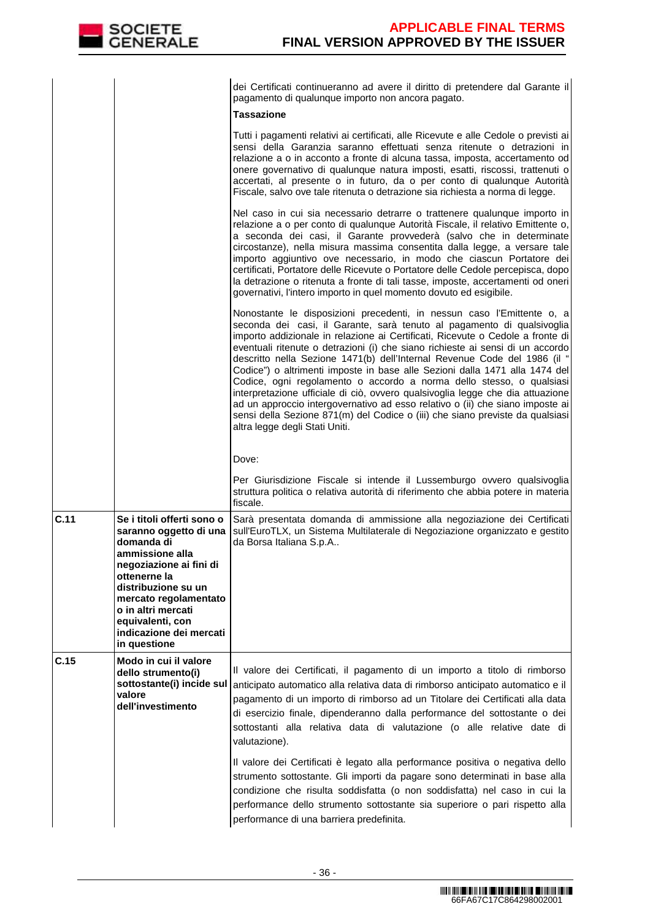| | | |
|---|---|---|
| | | dei Certificati continueranno ad avere il diritto di pretendere dal Garante il pagamento di qualunque importo non ancora pagato.<br><br>**Tassazione**<br><br>Tutti i pagamenti relativi ai certificati, alle Ricevute e alle Cedole o previsti ai sensi della Garanzia saranno effettuati senza ritenute o detrazioni in relazione a o in acconto a fronte di alcuna tassa, imposta, accertamento od onere governativo di qualunque natura imposti, esatti, riscossi, trattenuti o accertati, al presente o in futuro, da o per conto di qualunque Autorità Fiscale, salvo ove tale ritenuta o detrazione sia richiesta a norma di legge.<br><br>Nel caso in cui sia necessario detrarre o trattenere qualunque importo in relazione a o per conto di qualunque Autorità Fiscale, il relativo Emittente o, a seconda dei casi, il Garante provvederà (salvo che in determinate circostanze), nella misura massima consentita dalla legge, a versare tale importo aggiuntivo ove necessario, in modo che ciascun Portatore dei certificati, Portatore delle Ricevute o Portatore delle Cedole percepisca, dopo la detrazione o ritenuta a fronte di tali tasse, imposte, accertamenti od oneri governativi, l'intero importo in quel momento dovuto ed esigibile.<br><br>Nonostante le disposizioni precedenti, in nessun caso l'Emittente o, a seconda dei casi, il Garante, sarà tenuto al pagamento di qualsivoglia importo addizionale in relazione ai Certificati, Ricevute o Cedole a fronte di eventuali ritenute o detrazioni (i) che siano richieste ai sensi di un accordo descritto nella Sezione 1471(b) dell'Internal Revenue Code del 1986 (il " Codice") o altrimenti imposte in base alle Sezioni dalla 1471 alla 1474 del Codice, ogni regolamento o accordo a norma dello stesso, o qualsiasi interpretazione ufficiale di ciò, ovvero qualsivoglia legge che dia attuazione ad un approccio intergovernativo ad esso relativo o (ii) che siano imposte ai sensi della Sezione 871(m) del Codice o (iii) che siano previste da qualsiasi altra legge degli Stati Uniti.<br><br>Dove:<br><br>Per Giurisdizione Fiscale si intende il Lussemburgo ovvero qualsivoglia struttura politica o relativa autorità di riferimento che abbia potere in materia fiscale. |
| C.11 | **Se i titoli offerti sono o saranno oggetto di una domanda di ammissione alla negoziazione ai fini di ottenerne la distribuzione su un mercato regolamentato o in altri mercati equivalenti, con indicazione dei mercati in questione** | Sarà presentata domanda di ammissione alla negoziazione dei Certificati sull'EuroTLX, un Sistema Multilaterale di Negoziazione organizzato e gestito da Borsa Italiana S.p.A.. |
| C.15 | **Modo in cui il valore dello strumento(i) sottostante(i) incide sul valore dell'investimento** | Il valore dei Certificati, il pagamento di un importo a titolo di rimborso anticipato automatico alla relativa data di rimborso anticipato automatico e il pagamento di un importo di rimborso ad un Titolare dei Certificati alla data di esercizio finale, dipenderanno dalla performance del sottostante o dei sottostanti alla relativa data di valutazione (o alle relative date di valutazione).<br><br>Il valore dei Certificati è legato alla performance positiva o negativa dello strumento sottostante. Gli importi da pagare sono determinati in base alla condizione che risulta soddisfatta (o non soddisfatta) nel caso in cui la performance dello strumento sottostante sia superiore o pari rispetto alla performance di una barriera predefinita. |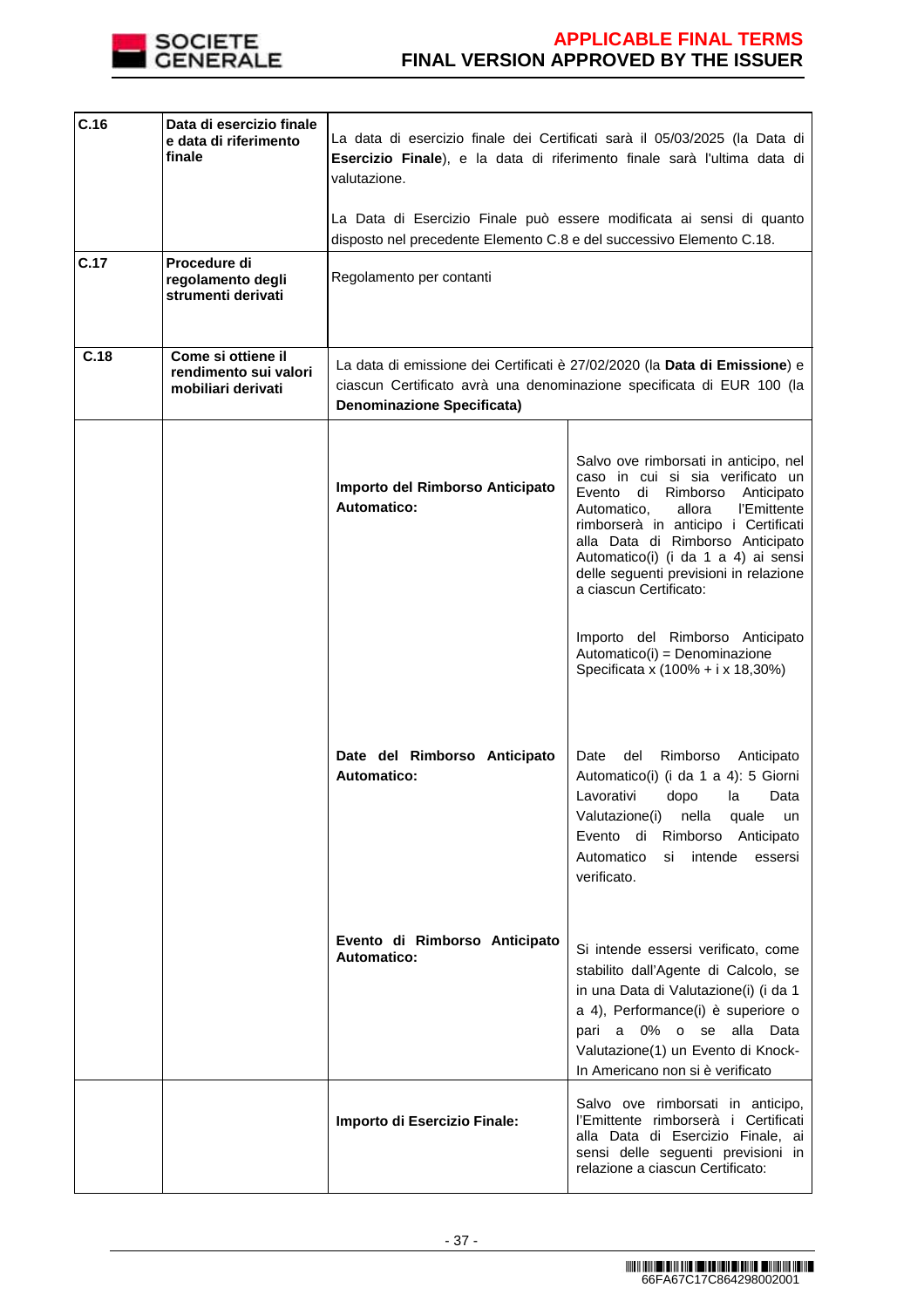| | | | |
|---|---|---|---|
| **C.16** | **Data di esercizio finale e data di riferimento finale** | La data di esercizio finale dei Certificati sarà il 05/03/2025 (la **Data di Esercizio Finale**), e la data di riferimento finale sarà l'ultima data di valutazione.<br><br>La Data di Esercizio Finale può essere modificata ai sensi di quanto disposto nel precedente Elemento C.8 e del successivo Elemento C.18. | |
| **C.17** | **Procedure di regolamento degli strumenti derivati** | Regolamento per contanti | |
| **C.18** | **Come si ottiene il rendimento sui valori mobiliari derivati** | La data di emissione dei Certificati è 27/02/2020 (la **Data di Emissione**) e ciascun Certificato avrà una denominazione specificata di EUR 100 (la **Denominazione Specificata)** | |
| | | **Importo del Rimborso Anticipato Automatico:** | Salvo ove rimborsati in anticipo, nel caso in cui si sia verificato un Evento di Rimborso Anticipato Automatico, allora l'Emittente rimborserà in anticipo i Certificati alla Data di Rimborso Anticipato Automatico(i) (i da 1 a 4) ai sensi delle seguenti previsioni in relazione a ciascun Certificato:<br><br>Importo del Rimborso Anticipato Automatico(i) = Denominazione Specificata x (100% + i x 18,30%) |
| | | **Date del Rimborso Anticipato Automatico:** | Date del Rimborso Anticipato Automatico(i) (i da 1 a 4): 5 Giorni Lavorativi dopo la Data Valutazione(i) nella quale un Evento di Rimborso Anticipato Automatico si intende essersi verificato. |
| | | **Evento di Rimborso Anticipato Automatico:** | Si intende essersi verificato, come stabilito dall'Agente di Calcolo, se in una Data di Valutazione(i) (i da 1 a 4), Performance(i) è superiore o pari a 0% o se alla Data Valutazione(1) un Evento di Knock-In Americano non si è verificato |
| | | **Importo di Esercizio Finale:** | Salvo ove rimborsati in anticipo, l'Emittente rimborserà i Certificati alla Data di Esercizio Finale, ai sensi delle seguenti previsioni in relazione a ciascun Certificato: |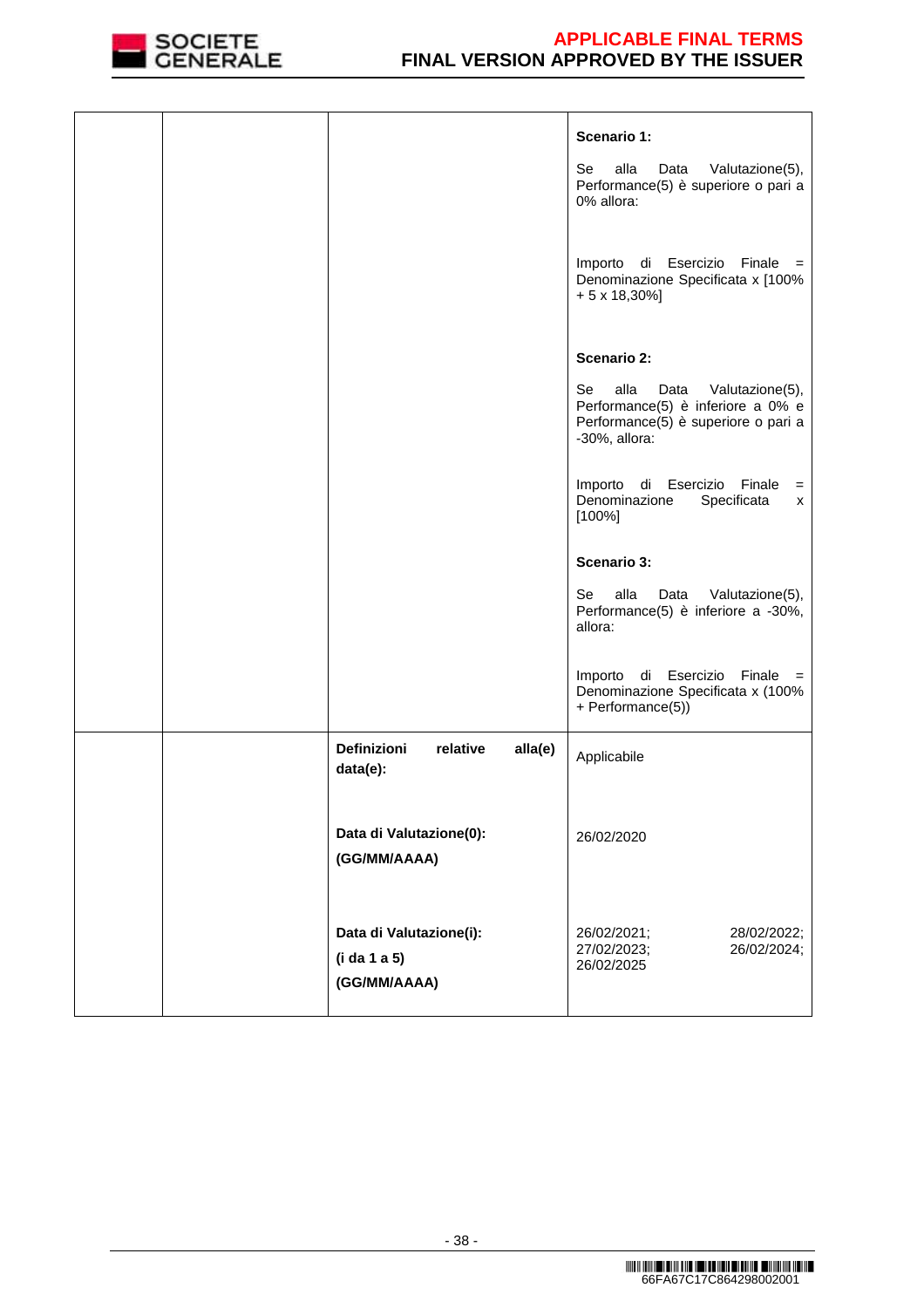| | | | |
|---|---|---|---|
| | | | **Scenario 1:**<br><br>Se alla Data Valutazione(5), Performance(5) è superiore o pari a 0% allora:<br><br>Importo di Esercizio Finale = Denominazione Specificata x [100% + 5 x 18,30%]<br><br>**Scenario 2:**<br><br>Se alla Data Valutazione(5), Performance(5) è inferiore a 0% e Performance(5) è superiore o pari a -30%, allora:<br><br>Importo di Esercizio Finale = Denominazione Specificata x [100%]<br><br>**Scenario 3:**<br><br>Se alla Data Valutazione(5), Performance(5) è inferiore a -30%, allora:<br><br>Importo di Esercizio Finale = Denominazione Specificata x (100% + Performance(5)) |
| | | **Definizioni relative alla(e) data(e):** | Applicabile |
| | | **Data di Valutazione(0):**<br>**(GG/MM/AAAA)** | 26/02/2020 |
| | | **Data di Valutazione(i):**<br>**(i da 1 a 5)**<br>**(GG/MM/AAAA)** | 26/02/2021; 28/02/2022; 27/02/2023; 26/02/2024; 26/02/2025 |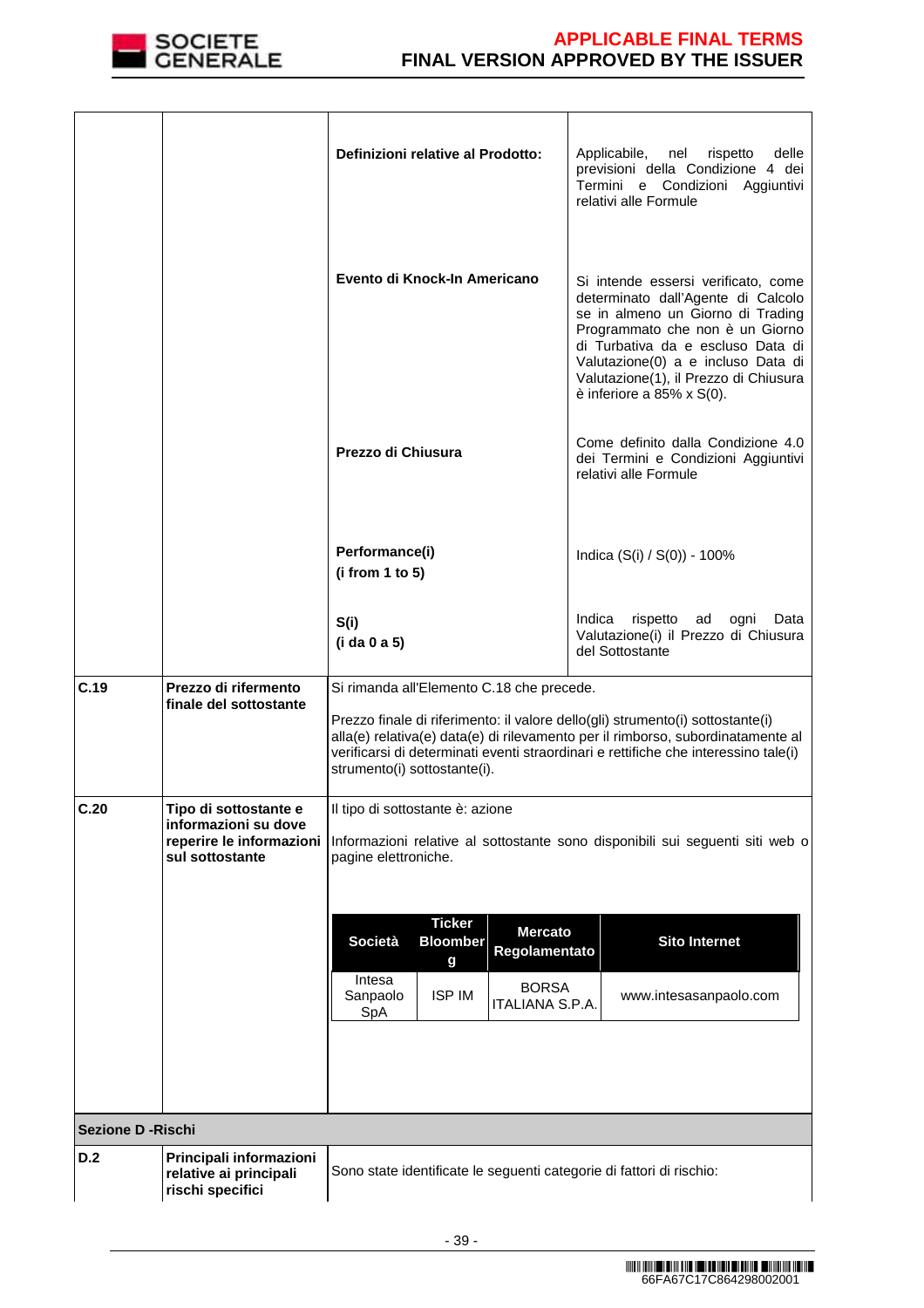| | | | |
|---|---|---|---|
| | | **Definizioni relative al Prodotto:** | Applicabile, nel rispetto delle previsioni della Condizione 4 dei Termini e Condizioni Aggiuntivi relativi alle Formule |
| | | **Evento di Knock-In Americano** | Si intende essersi verificato, come determinato dall'Agente di Calcolo se in almeno un Giorno di Trading Programmato che non è un Giorno di Turbativa da e escluso Data di Valutazione(0) a e incluso Data di Valutazione(1), il Prezzo di Chiusura è inferiore a 85% x S(0). |
| | | **Prezzo di Chiusura** | Come definito dalla Condizione 4.0 dei Termini e Condizioni Aggiuntivi relativi alle Formule |
| | | **Performance(i)**<br>**(i from 1 to 5)** | Indica (S(i) / S(0)) - 100% |
| | | **S(i)**<br>**(i da 0 a 5)** | Indica rispetto ad ogni Data Valutazione(i) il Prezzo di Chiusura del Sottostante |
| **C.19** | **Prezzo di rifermento finale del sottostante** | Si rimanda all'Elemento C.18 che precede.<br><br>Prezzo finale di riferimento: il valore dello(gli) strumento(i) sottostante(i) alla(e) relativa(e) data(e) di rilevamento per il rimborso, subordinatamente al verificarsi di determinati eventi straordinari e rettifiche che interessino tale(i) strumento(i) sottostante(i). | |
| **C.20** | **Tipo di sottostante e informazioni su dove reperire le informazioni sul sottostante** | Il tipo di sottostante è: azione<br><br>Informazioni relative al sottostante sono disponibili sui seguenti siti web o pagine elettroniche. | |

| Società | Ticker Bloomberg | Mercato Regolamentato | Sito Internet |
|---|---|---|---|
| Intesa Sanpaolo SpA | ISP IM | BORSA ITALIANA S.P.A. | www.intesasanpaolo.com |

**Sezione D -Rischi**

| | | |
|---|---|---|
| **D.2** | **Principali informazioni relative ai principali rischi specifici** | Sono state identificate le seguenti categorie di fattori di rischio: |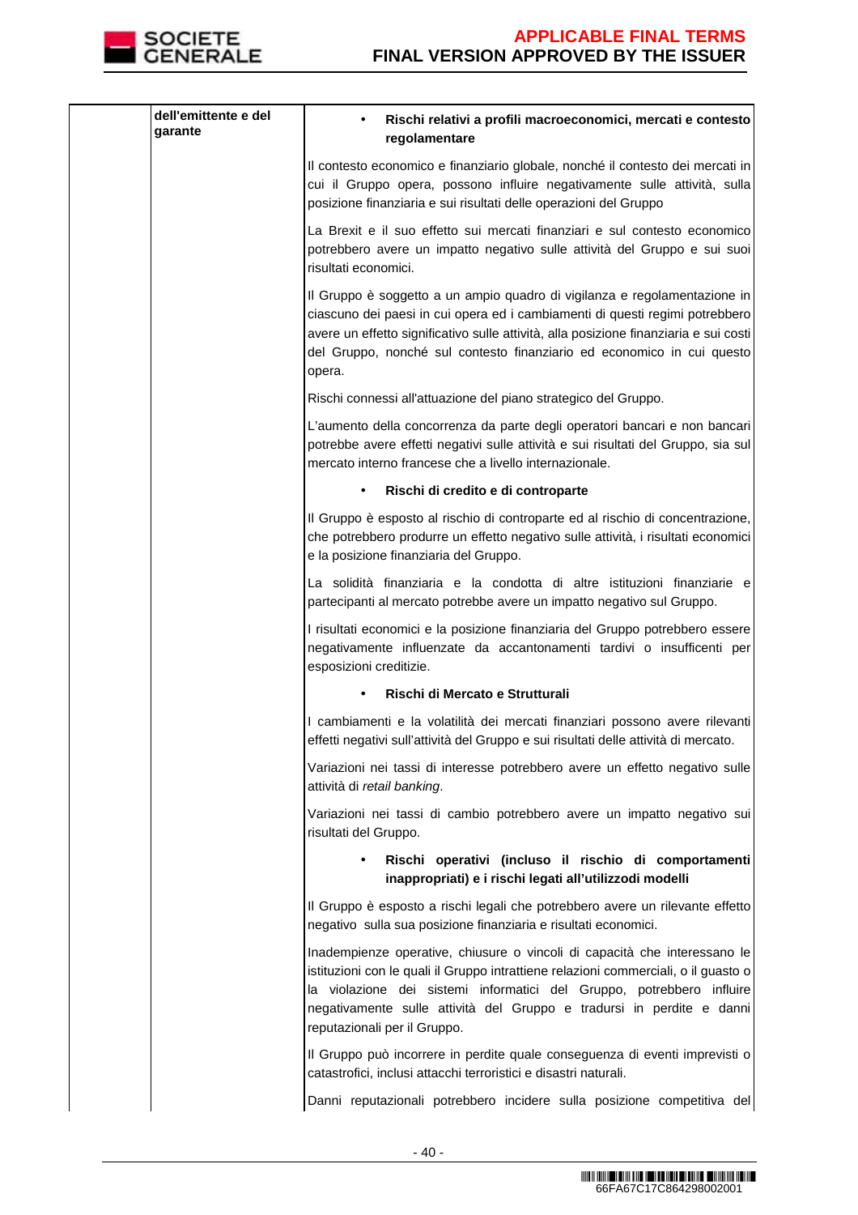| | | |
|---|---|---|
| | **dell'emittente e del garante** | • **Rischi relativi a profili macroeconomici, mercati e contesto regolamentare**<br><br>Il contesto economico e finanziario globale, nonché il contesto dei mercati in cui il Gruppo opera, possono influire negativamente sulle attività, sulla posizione finanziaria e sui risultati delle operazioni del Gruppo<br><br>La Brexit e il suo effetto sui mercati finanziari e sul contesto economico potrebbero avere un impatto negativo sulle attività del Gruppo e sui suoi risultati economici.<br><br>Il Gruppo è soggetto a un ampio quadro di vigilanza e regolamentazione in ciascuno dei paesi in cui opera ed i cambiamenti di questi regimi potrebbero avere un effetto significativo sulle attività, alla posizione finanziaria e sui costi del Gruppo, nonché sul contesto finanziario ed economico in cui questo opera.<br><br>Rischi connessi all'attuazione del piano strategico del Gruppo.<br><br>L'aumento della concorrenza da parte degli operatori bancari e non bancari potrebbe avere effetti negativi sulle attività e sui risultati del Gruppo, sia sul mercato interno francese che a livello internazionale.<br><br>• **Rischi di credito e di controparte**<br><br>Il Gruppo è esposto al rischio di controparte ed al rischio di concentrazione, che potrebbero produrre un effetto negativo sulle attività, i risultati economici e la posizione finanziaria del Gruppo.<br><br>La solidità finanziaria e la condotta di altre istituzioni finanziarie e partecipanti al mercato potrebbe avere un impatto negativo sul Gruppo.<br><br>I risultati economici e la posizione finanziaria del Gruppo potrebbero essere negativamente influenzate da accantonamenti tardivi o insufficenti per esposizioni creditizie.<br><br>• **Rischi di Mercato e Strutturali**<br><br>I cambiamenti e la volatilità dei mercati finanziari possono avere rilevanti effetti negativi sull'attività del Gruppo e sui risultati delle attività di mercato.<br><br>Variazioni nei tassi di interesse potrebbero avere un effetto negativo sulle attività di *retail banking*.<br><br>Variazioni nei tassi di cambio potrebbero avere un impatto negativo sui risultati del Gruppo.<br><br>• **Rischi operativi (incluso il rischio di comportamenti inappropriati) e i rischi legati all'utilizzodi modelli**<br><br>Il Gruppo è esposto a rischi legali che potrebbero avere un rilevante effetto negativo sulla sua posizione finanziaria e risultati economici.<br><br>Inadempienze operative, chiusure o vincoli di capacità che interessano le istituzioni con le quali il Gruppo intrattiene relazioni commerciali, o il guasto o la violazione dei sistemi informatici del Gruppo, potrebbero influire negativamente sulle attività del Gruppo e tradursi in perdite e danni reputazionali per il Gruppo.<br><br>Il Gruppo può incorrere in perdite quale conseguenza di eventi imprevisti o catastrofici, inclusi attacchi terroristici e disastri naturali.<br><br>Danni reputazionali potrebbero incidere sulla posizione competitiva del |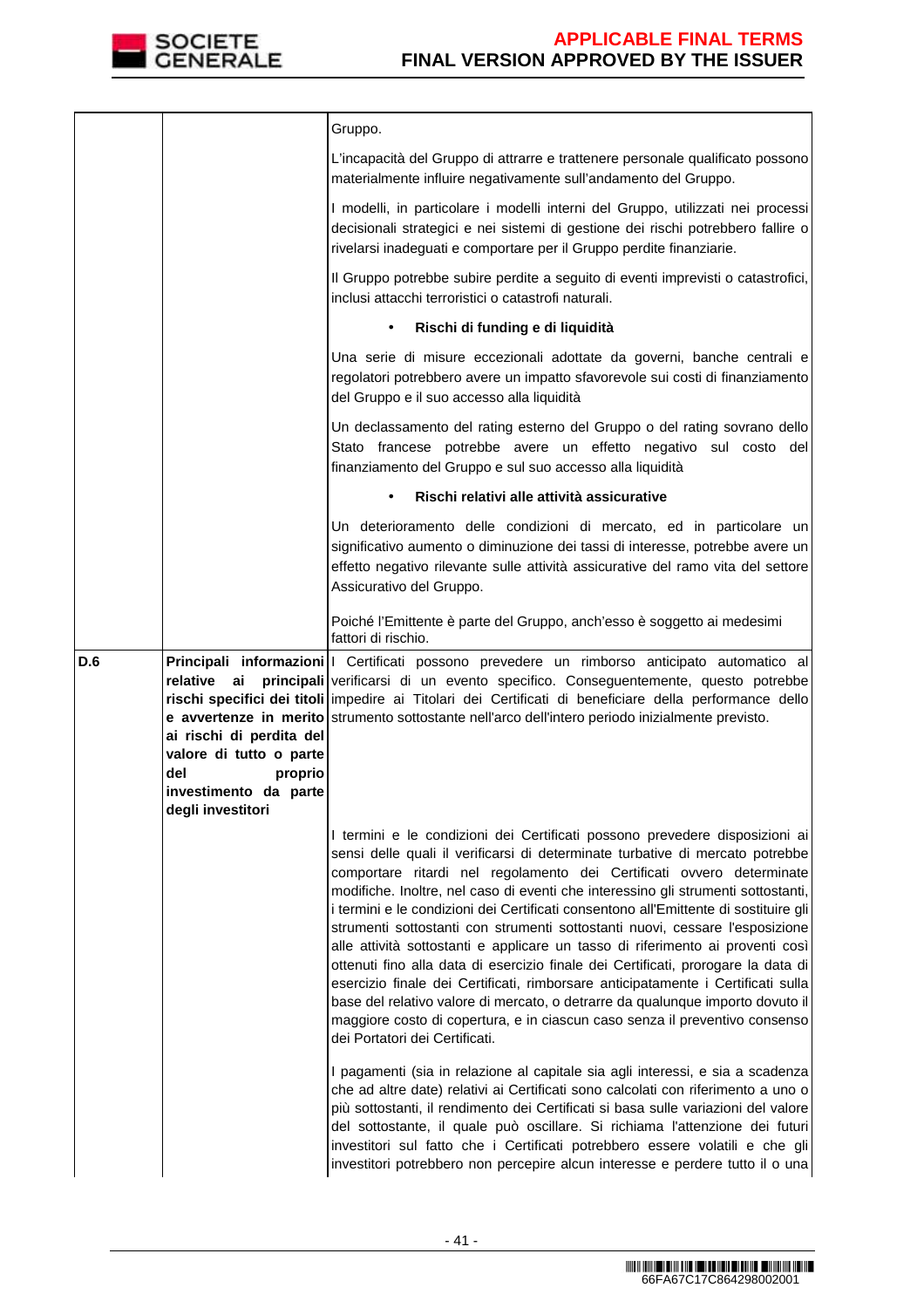| | | |
|---|---|---|
| | | Gruppo.<br><br>L'incapacità del Gruppo di attrarre e trattenere personale qualificato possono materialmente influire negativamente sull'andamento del Gruppo.<br><br>I modelli, in particolare i modelli interni del Gruppo, utilizzati nei processi decisionali strategici e nei sistemi di gestione dei rischi potrebbero fallire o rivelarsi inadeguati e comportare per il Gruppo perdite finanziarie.<br><br>Il Gruppo potrebbe subire perdite a seguito di eventi imprevisti o catastrofici, inclusi attacchi terroristici o catastrofi naturali.<br><br>• **Rischi di funding e di liquidità**<br><br>Una serie di misure eccezionali adottate da governi, banche centrali e regolatori potrebbero avere un impatto sfavorevole sui costi di finanziamento del Gruppo e il suo accesso alla liquidità<br><br>Un declassamento del rating esterno del Gruppo o del rating sovrano dello Stato francese potrebbe avere un effetto negativo sul costo del finanziamento del Gruppo e sul suo accesso alla liquidità<br><br>• **Rischi relativi alle attività assicurative**<br><br>Un deterioramento delle condizioni di mercato, ed in particolare un significativo aumento o diminuzione dei tassi di interesse, potrebbe avere un effetto negativo rilevante sulle attività assicurative del ramo vita del settore Assicurativo del Gruppo.<br><br>Poiché l'Emittente è parte del Gruppo, anch'esso è soggetto ai medesimi fattori di rischio. |
| **D.6** | **Principali informazioni relative ai principali rischi specifici dei titoli e avvertenze in merito ai rischi di perdita del valore di tutto o parte del proprio investimento da parte degli investitori** | I Certificati possono prevedere un rimborso anticipato automatico al verificarsi di un evento specifico. Conseguentemente, questo potrebbe impedire ai Titolari dei Certificati di beneficiare della performance dello strumento sottostante nell'arco dell'intero periodo inizialmente previsto.<br><br>I termini e le condizioni dei Certificati possono prevedere disposizioni ai sensi delle quali il verificarsi di determinate turbative di mercato potrebbe comportare ritardi nel regolamento dei Certificati ovvero determinate modifiche. Inoltre, nel caso di eventi che interessino gli strumenti sottostanti, i termini e le condizioni dei Certificati consentono all'Emittente di sostituire gli strumenti sottostanti con strumenti sottostanti nuovi, cessare l'esposizione alle attività sottostanti e applicare un tasso di riferimento ai proventi così ottenuti fino alla data di esercizio finale dei Certificati, prorogare la data di esercizio finale dei Certificati, rimborsare anticipatamente i Certificati sulla base del relativo valore di mercato, o detrarre da qualunque importo dovuto il maggiore costo di copertura, e in ciascun caso senza il preventivo consenso dei Portatori dei Certificati.<br><br>I pagamenti (sia in relazione al capitale sia agli interessi, e sia a scadenza che ad altre date) relativi ai Certificati sono calcolati con riferimento a uno o più sottostanti, il rendimento dei Certificati si basa sulle variazioni del valore del sottostante, il quale può oscillare. Si richiama l'attenzione dei futuri investitori sul fatto che i Certificati potrebbero essere volatili e che gli investitori potrebbero non percepire alcun interesse e perdere tutto il o una |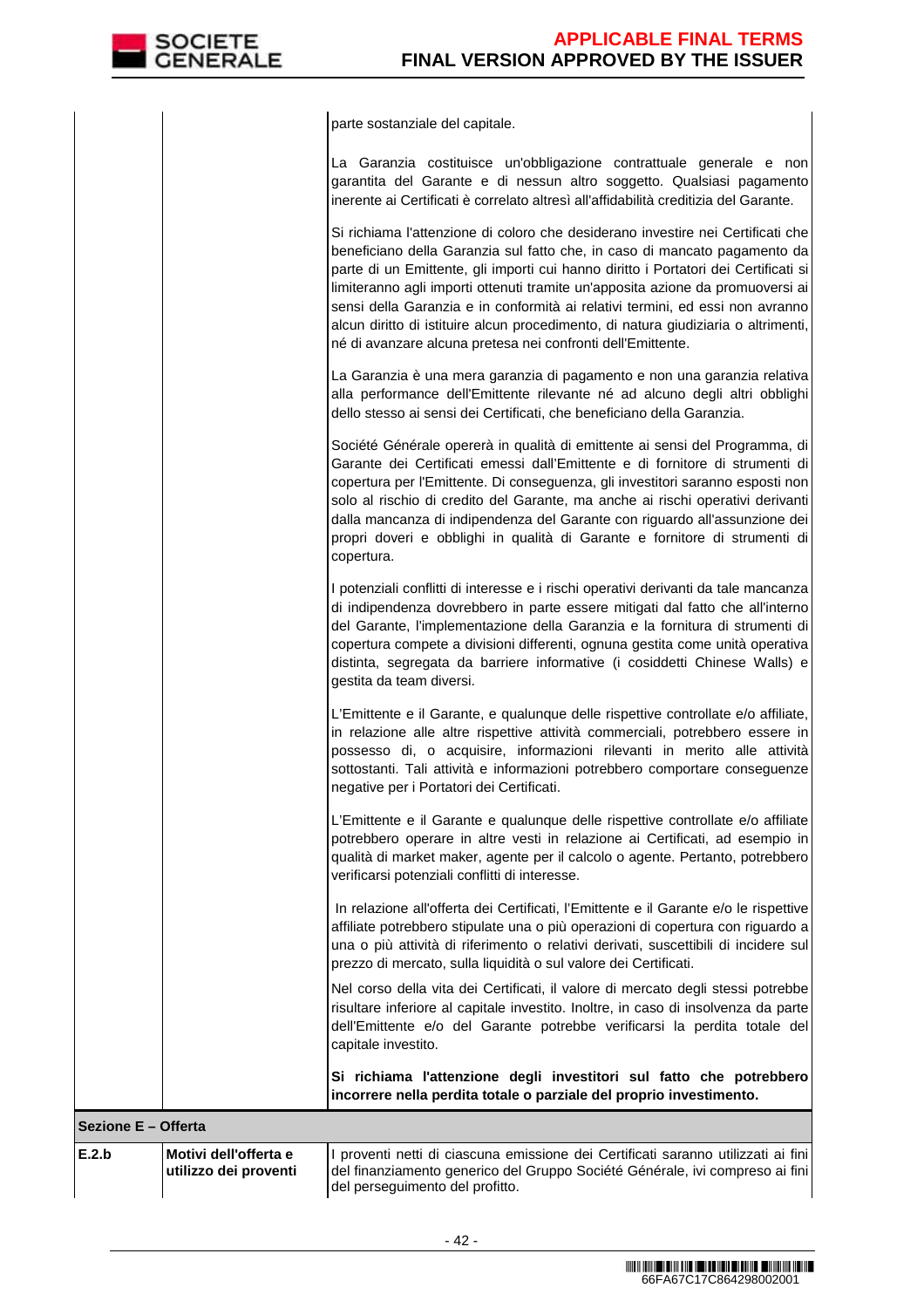| | | |
|---|---|---|
| | | parte sostanziale del capitale.<br><br>La Garanzia costituisce un'obbligazione contrattuale generale e non garantita del Garante e di nessun altro soggetto. Qualsiasi pagamento inerente ai Certificati è correlato altresì all'affidabilità creditizia del Garante.<br><br>Si richiama l'attenzione di coloro che desiderano investire nei Certificati che beneficiano della Garanzia sul fatto che, in caso di mancato pagamento da parte di un Emittente, gli importi cui hanno diritto i Portatori dei Certificati si limiteranno agli importi ottenuti tramite un'apposita azione da promuoversi ai sensi della Garanzia e in conformità ai relativi termini, ed essi non avranno alcun diritto di istituire alcun procedimento, di natura giudiziaria o altrimenti, né di avanzare alcuna pretesa nei confronti dell'Emittente.<br><br>La Garanzia è una mera garanzia di pagamento e non una garanzia relativa alla performance dell'Emittente rilevante né ad alcuno degli altri obblighi dello stesso ai sensi dei Certificati, che beneficiano della Garanzia.<br><br>Société Générale opererà in qualità di emittente ai sensi del Programma, di Garante dei Certificati emessi dall'Emittente e di fornitore di strumenti di copertura per l'Emittente. Di conseguenza, gli investitori saranno esposti non solo al rischio di credito del Garante, ma anche ai rischi operativi derivanti dalla mancanza di indipendenza del Garante con riguardo all'assunzione dei propri doveri e obblighi in qualità di Garante e fornitore di strumenti di copertura.<br><br>I potenziali conflitti di interesse e i rischi operativi derivanti da tale mancanza di indipendenza dovrebbero in parte essere mitigati dal fatto che all'interno del Garante, l'implementazione della Garanzia e la fornitura di strumenti di copertura compete a divisioni differenti, ognuna gestita come unità operativa distinta, segregata da barriere informative (i cosiddetti Chinese Walls) e gestita da team diversi.<br><br>L'Emittente e il Garante, e qualunque delle rispettive controllate e/o affiliate, in relazione alle altre rispettive attività commerciali, potrebbero essere in possesso di, o acquisire, informazioni rilevanti in merito alle attività sottostanti. Tali attività e informazioni potrebbero comportare conseguenze negative per i Portatori dei Certificati.<br><br>L'Emittente e il Garante e qualunque delle rispettive controllate e/o affiliate potrebbero operare in altre vesti in relazione ai Certificati, ad esempio in qualità di market maker, agente per il calcolo o agente. Pertanto, potrebbero verificarsi potenziali conflitti di interesse.<br><br>In relazione all'offerta dei Certificati, l'Emittente e il Garante e/o le rispettive affiliate potrebbero stipulate una o più operazioni di copertura con riguardo a una o più attività di riferimento o relativi derivati, suscettibili di incidere sul prezzo di mercato, sulla liquidità o sul valore dei Certificati.<br><br>Nel corso della vita dei Certificati, il valore di mercato degli stessi potrebbe risultare inferiore al capitale investito. Inoltre, in caso di insolvenza da parte dell'Emittente e/o del Garante potrebbe verificarsi la perdita totale del capitale investito.<br><br>**Si richiama l'attenzione degli investitori sul fatto che potrebbero incorrere nella perdita totale o parziale del proprio investimento.** |
| **Sezione E – Offerta** | | |
| **E.2.b** | **Motivi dell'offerta e utilizzo dei proventi** | I proventi netti di ciascuna emissione dei Certificati saranno utilizzati ai fini del finanziamento generico del Gruppo Société Générale, ivi compreso ai fini del perseguimento del profitto. |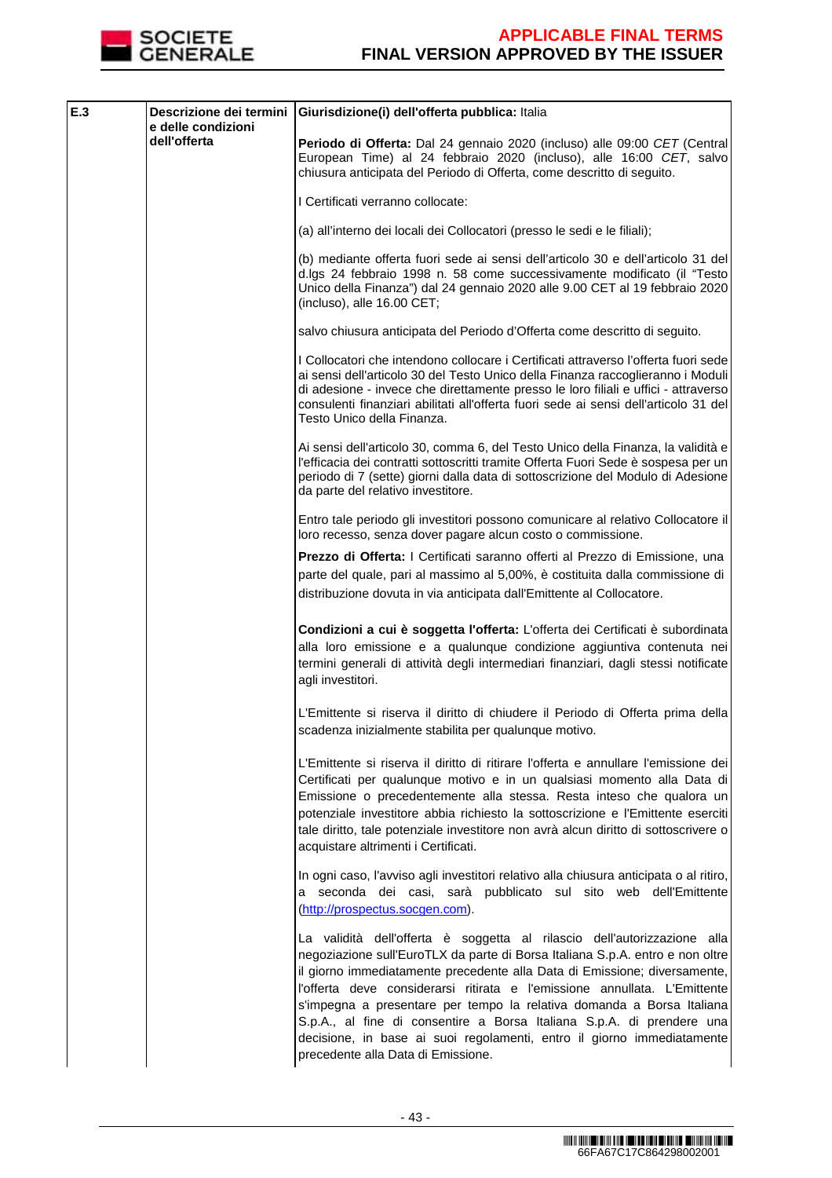| | | |
|---|---|---|
| E.3 | **Descrizione dei termini e delle condizioni dell'offerta** | **Giurisdizione(i) dell'offerta pubblica:** Italia<br><br>**Periodo di Offerta:** Dal 24 gennaio 2020 (incluso) alle 09:00 *CET* (Central European Time) al 24 febbraio 2020 (incluso), alle 16:00 *CET*, salvo chiusura anticipata del Periodo di Offerta, come descritto di seguito.<br><br>I Certificati verranno collocate:<br><br>(a) all'interno dei locali dei Collocatori (presso le sedi e le filiali);<br><br>(b) mediante offerta fuori sede ai sensi dell'articolo 30 e dell'articolo 31 del d.lgs 24 febbraio 1998 n. 58 come successivamente modificato (il "Testo Unico della Finanza") dal 24 gennaio 2020 alle 9.00 CET al 19 febbraio 2020 (incluso), alle 16.00 CET;<br><br>salvo chiusura anticipata del Periodo d'Offerta come descritto di seguito.<br><br>I Collocatori che intendono collocare i Certificati attraverso l'offerta fuori sede ai sensi dell'articolo 30 del Testo Unico della Finanza raccoglieranno i Moduli di adesione - invece che direttamente presso le loro filiali e uffici - attraverso consulenti finanziari abilitati all'offerta fuori sede ai sensi dell'articolo 31 del Testo Unico della Finanza.<br><br>Ai sensi dell'articolo 30, comma 6, del Testo Unico della Finanza, la validità e l'efficacia dei contratti sottoscritti tramite Offerta Fuori Sede è sospesa per un periodo di 7 (sette) giorni dalla data di sottoscrizione del Modulo di Adesione da parte del relativo investitore.<br><br>Entro tale periodo gli investitori possono comunicare al relativo Collocatore il loro recesso, senza dover pagare alcun costo o commissione.<br><br>**Prezzo di Offerta:** I Certificati saranno offerti al Prezzo di Emissione, una parte del quale, pari al massimo al 5,00%, è costituita dalla commissione di distribuzione dovuta in via anticipata dall'Emittente al Collocatore.<br><br>**Condizioni a cui è soggetta l'offerta:** L'offerta dei Certificati è subordinata alla loro emissione e a qualunque condizione aggiuntiva contenuta nei termini generali di attività degli intermediari finanziari, dagli stessi notificate agli investitori.<br><br>L'Emittente si riserva il diritto di chiudere il Periodo di Offerta prima della scadenza inizialmente stabilita per qualunque motivo.<br><br>L'Emittente si riserva il diritto di ritirare l'offerta e annullare l'emissione dei Certificati per qualunque motivo e in un qualsiasi momento alla Data di Emissione o precedentemente alla stessa. Resta inteso che qualora un potenziale investitore abbia richiesto la sottoscrizione e l'Emittente eserciti tale diritto, tale potenziale investitore non avrà alcun diritto di sottoscrivere o acquistare altrimenti i Certificati.<br><br>In ogni caso, l'avviso agli investitori relativo alla chiusura anticipata o al ritiro, a seconda dei casi, sarà pubblicato sul sito web dell'Emittente (http://prospectus.socgen.com).<br><br>La validità dell'offerta è soggetta al rilascio dell'autorizzazione alla negoziazione sull'EuroTLX da parte di Borsa Italiana S.p.A. entro e non oltre il giorno immediatamente precedente alla Data di Emissione; diversamente, l'offerta deve considerarsi ritirata e l'emissione annullata. L'Emittente s'impegna a presentare per tempo la relativa domanda a Borsa Italiana S.p.A., al fine di consentire a Borsa Italiana S.p.A. di prendere una decisione, in base ai suoi regolamenti, entro il giorno immediatamente precedente alla Data di Emissione. |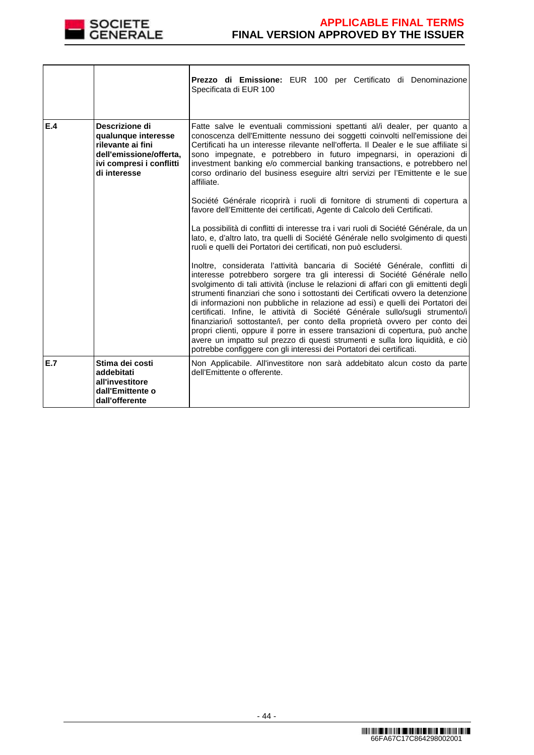| | | |
|---|---|---|
| | | **Prezzo di Emissione:** EUR 100 per Certificato di Denominazione Specificata di EUR 100 |
| **E.4** | **Descrizione di qualunque interesse rilevante ai fini dell'emissione/offerta, ivi compresi i conflitti di interesse** | Fatte salve le eventuali commissioni spettanti al/i dealer, per quanto a conoscenza dell'Emittente nessuno dei soggetti coinvolti nell'emissione dei Certificati ha un interesse rilevante nell'offerta. Il Dealer e le sue affiliate si sono impegnate, e potrebbero in futuro impegnarsi, in operazioni di investment banking e/o commercial banking transactions, e potrebbero nel corso ordinario del business eseguire altri servizi per l'Emittente e le sue affiliate.<br><br>Société Générale ricoprirà i ruoli di fornitore di strumenti di copertura a favore dell'Emittente dei certificati, Agente di Calcolo deli Certificati.<br><br>La possibilità di conflitti di interesse tra i vari ruoli di Société Générale, da un lato, e, d'altro lato, tra quelli di Société Générale nello svolgimento di questi ruoli e quelli dei Portatori dei certificati, non può escludersi.<br><br>Inoltre, considerata l'attività bancaria di Société Générale, conflitti di interesse potrebbero sorgere tra gli interessi di Société Générale nello svolgimento di tali attività (incluse le relazioni di affari con gli emittenti degli strumenti finanziari che sono i sottostanti dei Certificati ovvero la detenzione di informazioni non pubbliche in relazione ad essi) e quelli dei Portatori dei certificati. Infine, le attività di Société Générale sullo/sugli strumento/i finanziario/i sottostante/i, per conto della proprietà ovvero per conto dei propri clienti, oppure il porre in essere transazioni di copertura, può anche avere un impatto sul prezzo di questi strumenti e sulla loro liquidità, e ciò potrebbe configgere con gli interessi dei Portatori dei certificati. |
| **E.7** | **Stima dei costi addebitati all'investitore dall'Emittente o dall'offerente** | Non Applicabile. All'investitore non sarà addebitato alcun costo da parte dell'Emittente o offerente. |